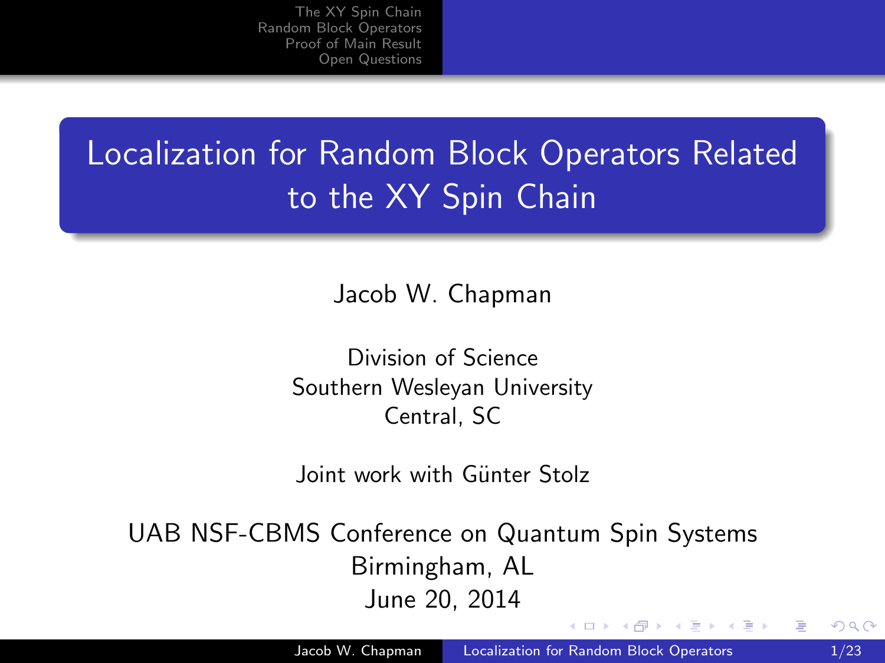# Localization for Random Block Operators Related to the XY Spin Chain

Jacob W. Chapman

Division of Science
Southern Wesleyan University
Central, SC

Joint work with Günter Stolz

UAB NSF-CBMS Conference on Quantum Spin Systems
Birmingham, AL
June 20, 2014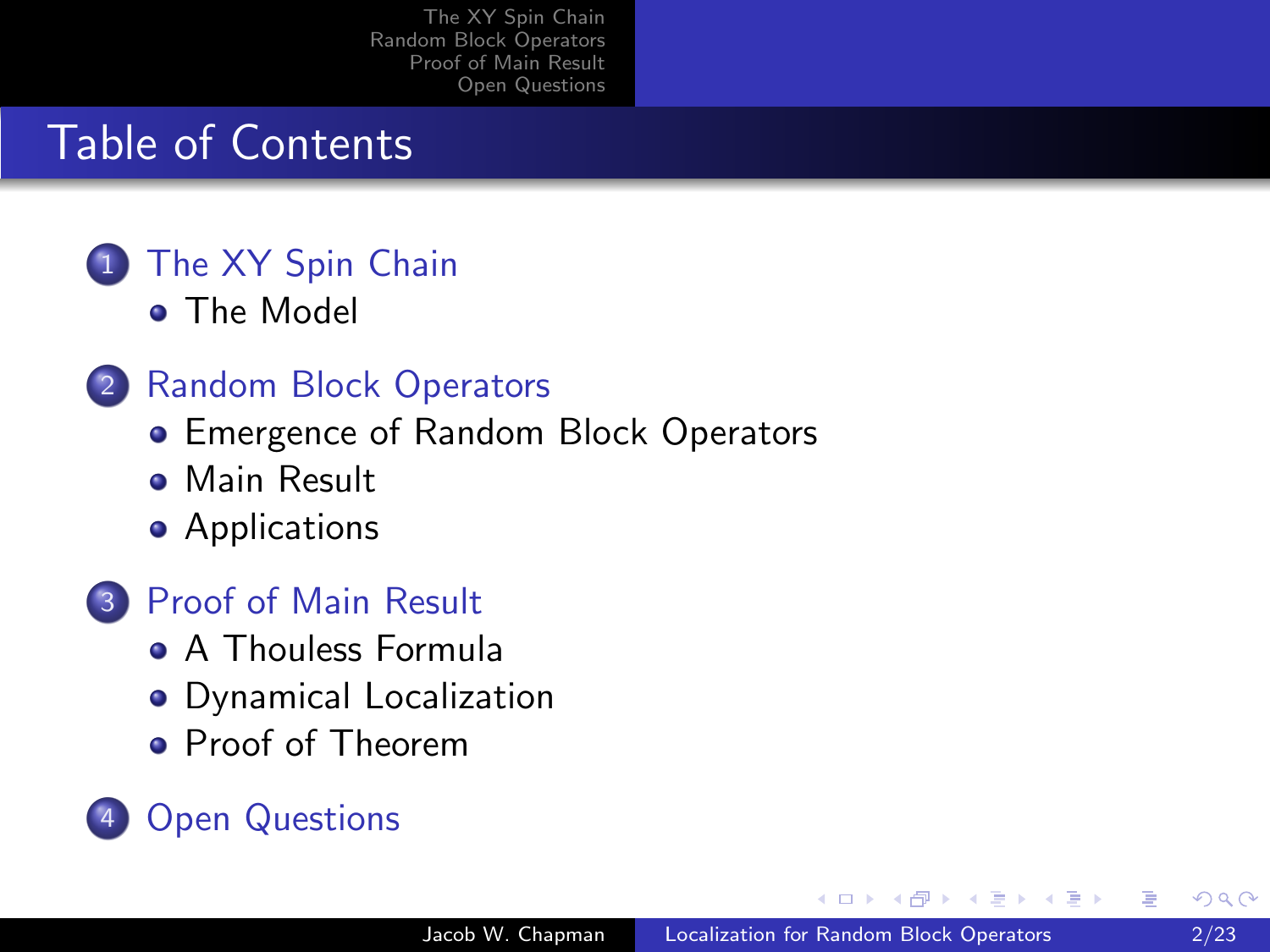## Table of Contents

1. The XY Spin Chain
   - The Model
2. Random Block Operators
   - Emergence of Random Block Operators
   - Main Result
   - Applications
3. Proof of Main Result
   - A Thouless Formula
   - Dynamical Localization
   - Proof of Theorem
4. Open Questions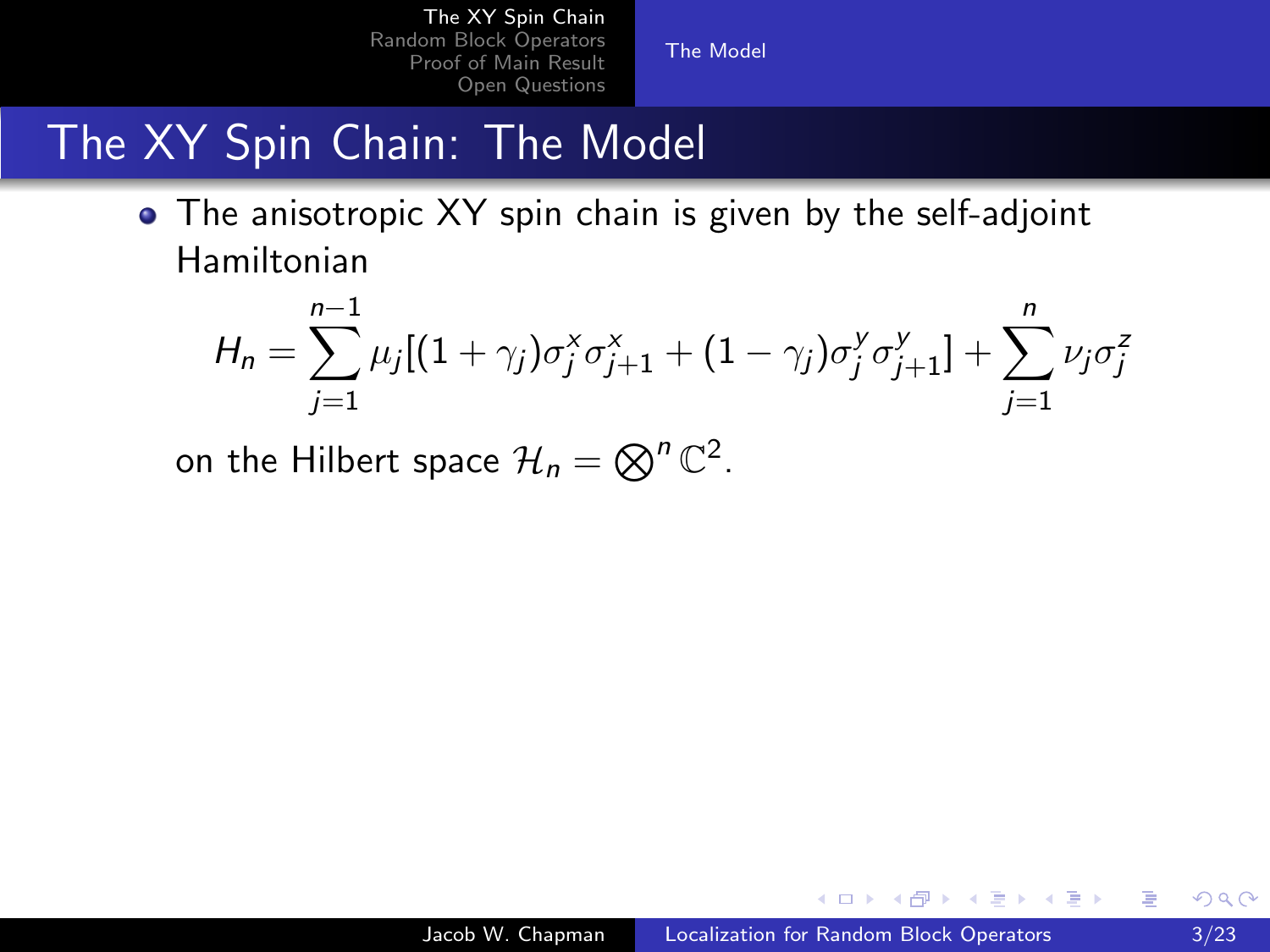# The XY Spin Chain: The Model

- The anisotropic XY spin chain is given by the self-adjoint Hamiltonian

$$H_n = \sum_{j=1}^{n-1} \mu_j[(1+\gamma_j)\sigma_j^x \sigma_{j+1}^x + (1-\gamma_j)\sigma_j^y \sigma_{j+1}^y] + \sum_{j=1}^{n} \nu_j \sigma_j^z$$

on the Hilbert space $\mathcal{H}_n = \bigotimes^n \mathbb{C}^2$.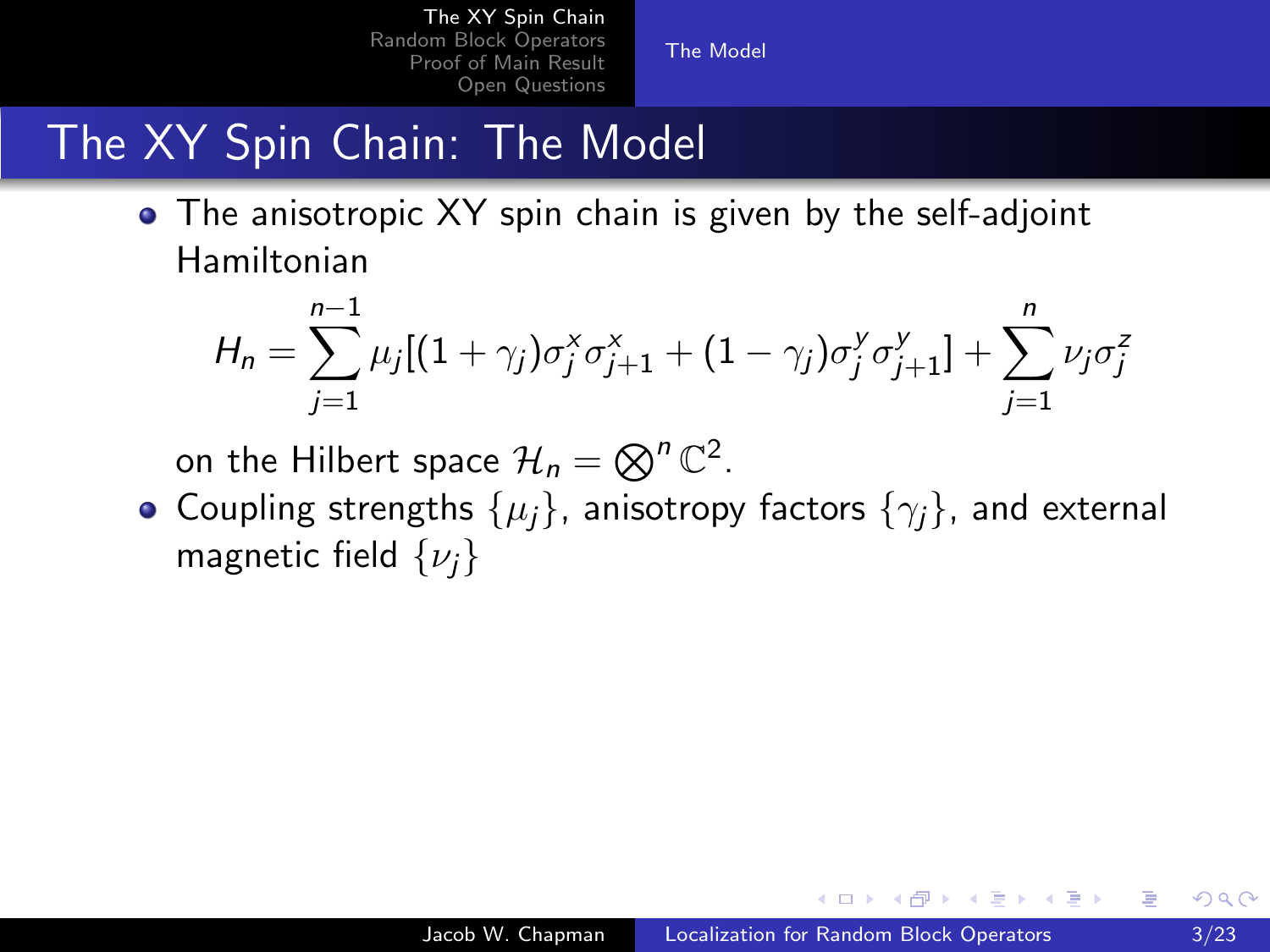# The XY Spin Chain: The Model

- The anisotropic XY spin chain is given by the self-adjoint Hamiltonian

$$H_n = \sum_{j=1}^{n-1} \mu_j[(1+\gamma_j)\sigma_j^x \sigma_{j+1}^x + (1-\gamma_j)\sigma_j^y \sigma_{j+1}^y] + \sum_{j=1}^{n} \nu_j \sigma_j^z$$

  on the Hilbert space $\mathcal{H}_n = \bigotimes^n \mathbb{C}^2$.

- Coupling strengths $\{\mu_j\}$, anisotropy factors $\{\gamma_j\}$, and external magnetic field $\{\nu_j\}$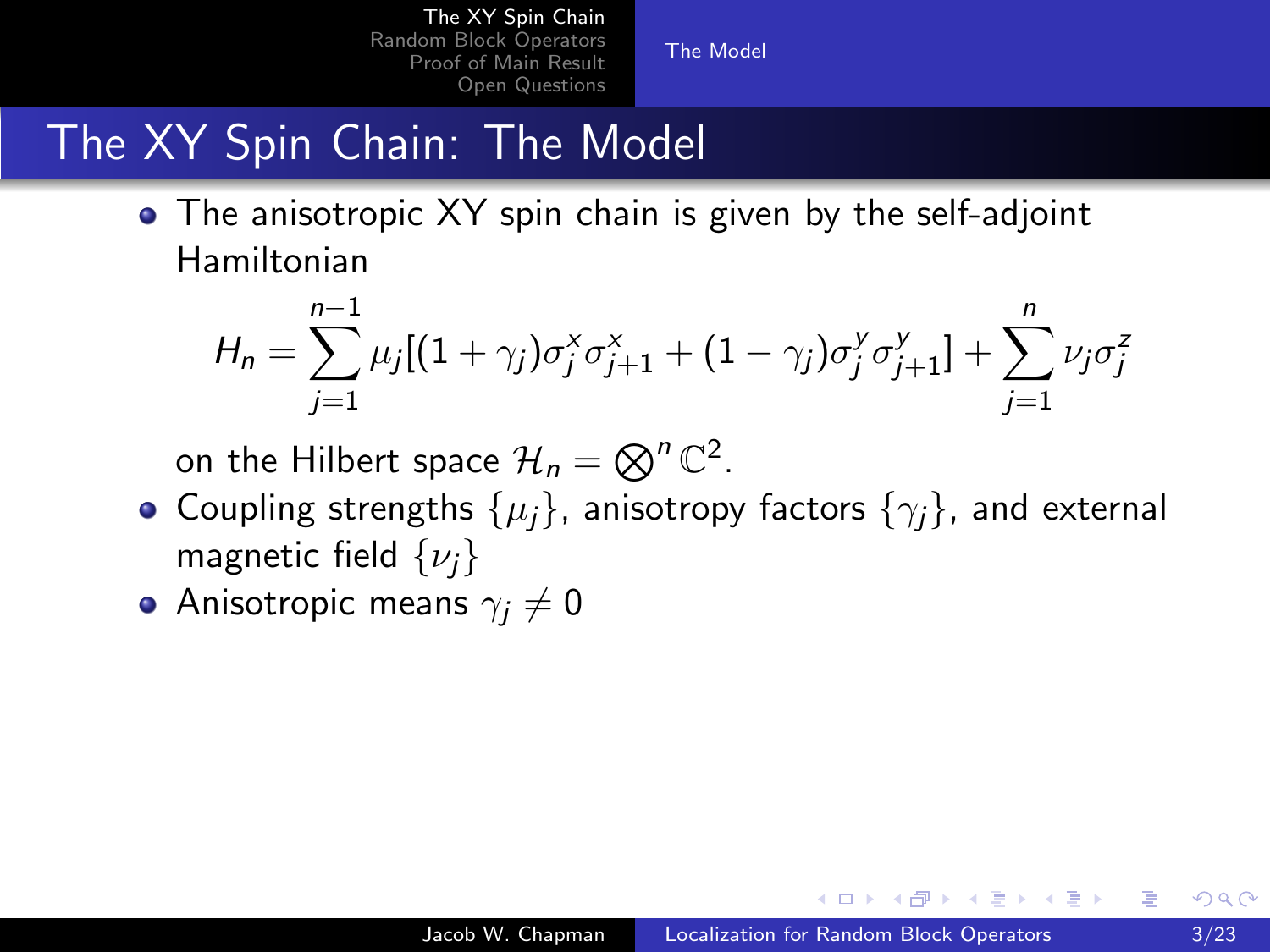# The XY Spin Chain: The Model

- The anisotropic XY spin chain is given by the self-adjoint Hamiltonian

$$H_n = \sum_{j=1}^{n-1} \mu_j[(1+\gamma_j)\sigma_j^x \sigma_{j+1}^x + (1-\gamma_j)\sigma_j^y \sigma_{j+1}^y] + \sum_{j=1}^{n} \nu_j \sigma_j^z$$

  on the Hilbert space $\mathcal{H}_n = \bigotimes^n \mathbb{C}^2$.
- Coupling strengths $\{\mu_j\}$, anisotropy factors $\{\gamma_j\}$, and external magnetic field $\{\nu_j\}$
- Anisotropic means $\gamma_j \neq 0$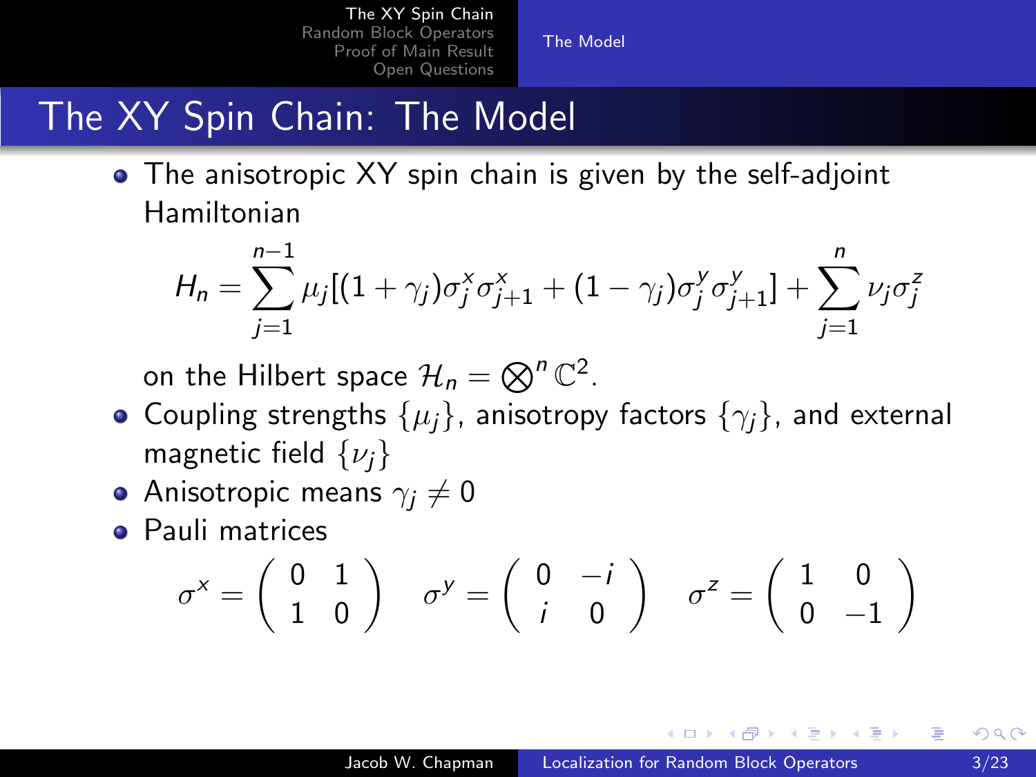# The XY Spin Chain: The Model

- The anisotropic XY spin chain is given by the self-adjoint Hamiltonian

$$H_n = \sum_{j=1}^{n-1} \mu_j[(1+\gamma_j)\sigma_j^x \sigma_{j+1}^x + (1-\gamma_j)\sigma_j^y \sigma_{j+1}^y] + \sum_{j=1}^{n} \nu_j \sigma_j^z$$

  on the Hilbert space $\mathcal{H}_n = \bigotimes^n \mathbb{C}^2$.
- Coupling strengths $\{\mu_j\}$, anisotropy factors $\{\gamma_j\}$, and external magnetic field $\{\nu_j\}$
- Anisotropic means $\gamma_j \neq 0$
- Pauli matrices

$$\sigma^x = \begin{pmatrix} 0 & 1 \\ 1 & 0 \end{pmatrix} \quad \sigma^y = \begin{pmatrix} 0 & -i \\ i & 0 \end{pmatrix} \quad \sigma^z = \begin{pmatrix} 1 & 0 \\ 0 & -1 \end{pmatrix}$$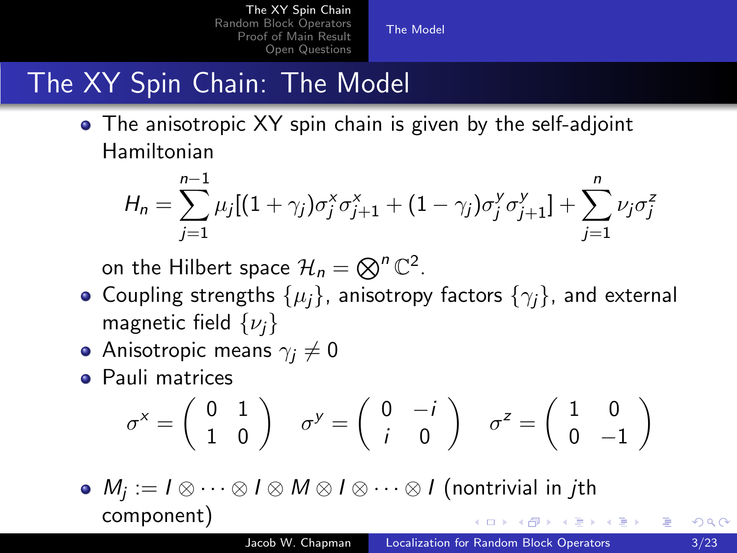# The XY Spin Chain: The Model

- The anisotropic XY spin chain is given by the self-adjoint Hamiltonian

$$H_n = \sum_{j=1}^{n-1} \mu_j[(1+\gamma_j)\sigma_j^x \sigma_{j+1}^x + (1-\gamma_j)\sigma_j^y \sigma_{j+1}^y] + \sum_{j=1}^{n} \nu_j \sigma_j^z$$

  on the Hilbert space $\mathcal{H}_n = \bigotimes^n \mathbb{C}^2$.
- Coupling strengths $\{\mu_j\}$, anisotropy factors $\{\gamma_j\}$, and external magnetic field $\{\nu_j\}$
- Anisotropic means $\gamma_j \neq 0$
- Pauli matrices

$$\sigma^x = \begin{pmatrix} 0 & 1 \\ 1 & 0 \end{pmatrix} \quad \sigma^y = \begin{pmatrix} 0 & -i \\ i & 0 \end{pmatrix} \quad \sigma^z = \begin{pmatrix} 1 & 0 \\ 0 & -1 \end{pmatrix}$$

- $M_j := I \otimes \cdots \otimes I \otimes M \otimes I \otimes \cdots \otimes I$ (nontrivial in $j$th component)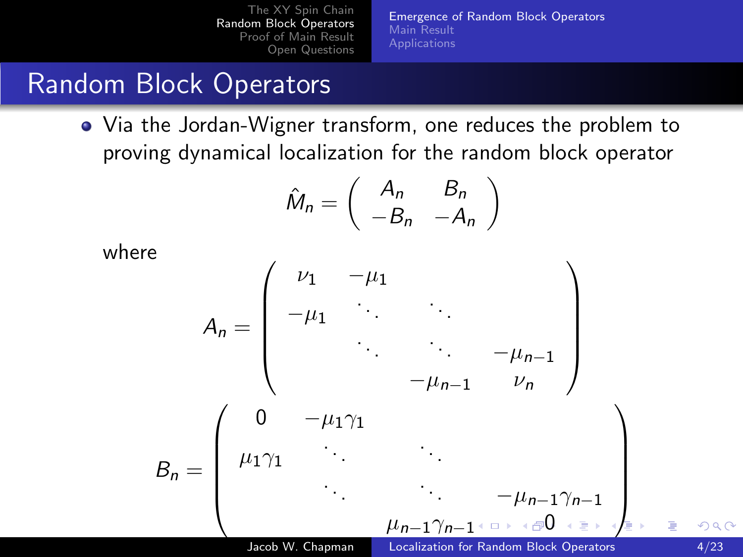# Random Block Operators

- Via the Jordan-Wigner transform, one reduces the problem to proving dynamical localization for the random block operator

$$\hat{M}_n = \begin{pmatrix} A_n & B_n \\ -B_n & -A_n \end{pmatrix}$$

where

$$A_n = \begin{pmatrix} \nu_1 & -\mu_1 & & \\ -\mu_1 & \ddots & \ddots & \\ & \ddots & \ddots & -\mu_{n-1} \\ & & -\mu_{n-1} & \nu_n \end{pmatrix}$$

$$B_n = \begin{pmatrix} 0 & -\mu_1\gamma_1 & & \\ \mu_1\gamma_1 & \ddots & \ddots & \\ & \ddots & \ddots & -\mu_{n-1}\gamma_{n-1} \\ & & \mu_{n-1}\gamma_{n-1} & 0 \end{pmatrix}$$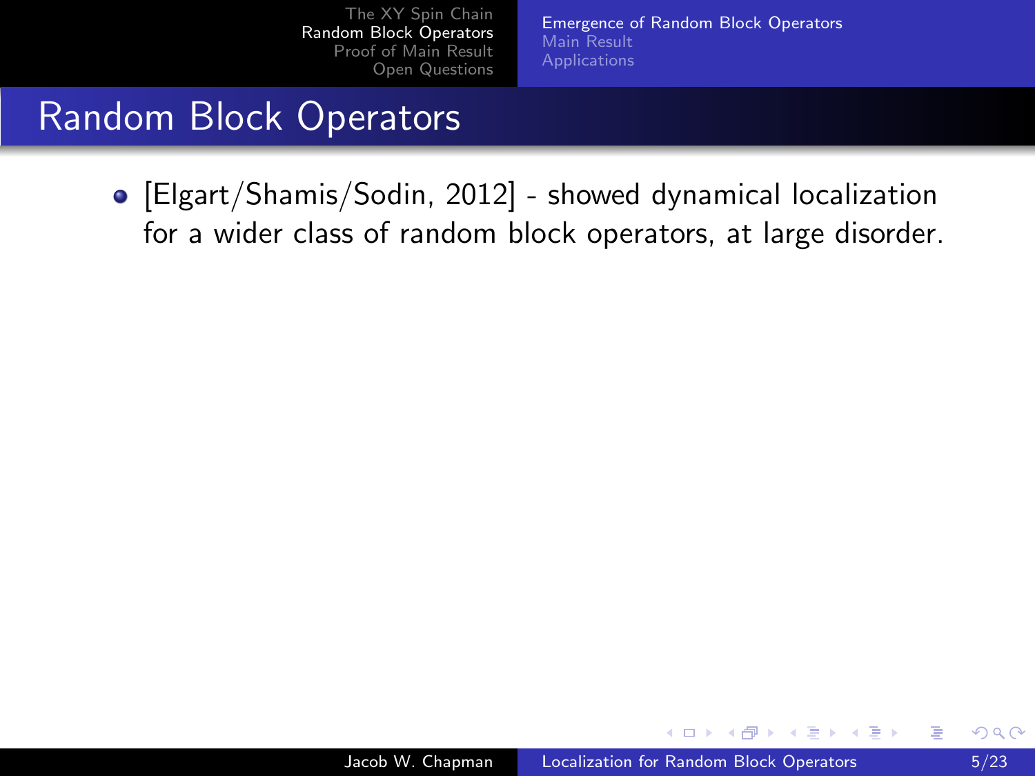# Random Block Operators

- [Elgart/Shamis/Sodin, 2012] - showed dynamical localization for a wider class of random block operators, at large disorder.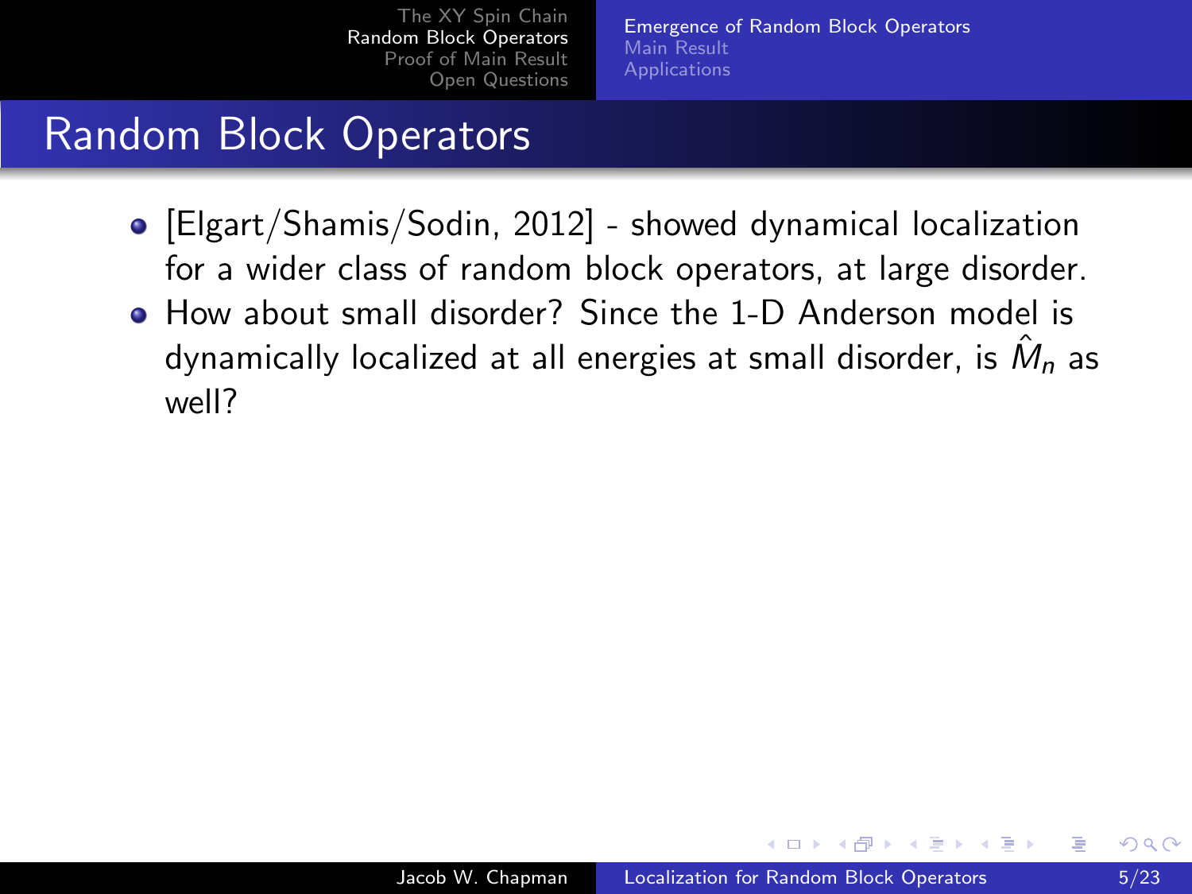# Random Block Operators

- [Elgart/Shamis/Sodin, 2012] - showed dynamical localization for a wider class of random block operators, at large disorder.
- How about small disorder? Since the 1-D Anderson model is dynamically localized at all energies at small disorder, is $\hat{M}_n$ as well?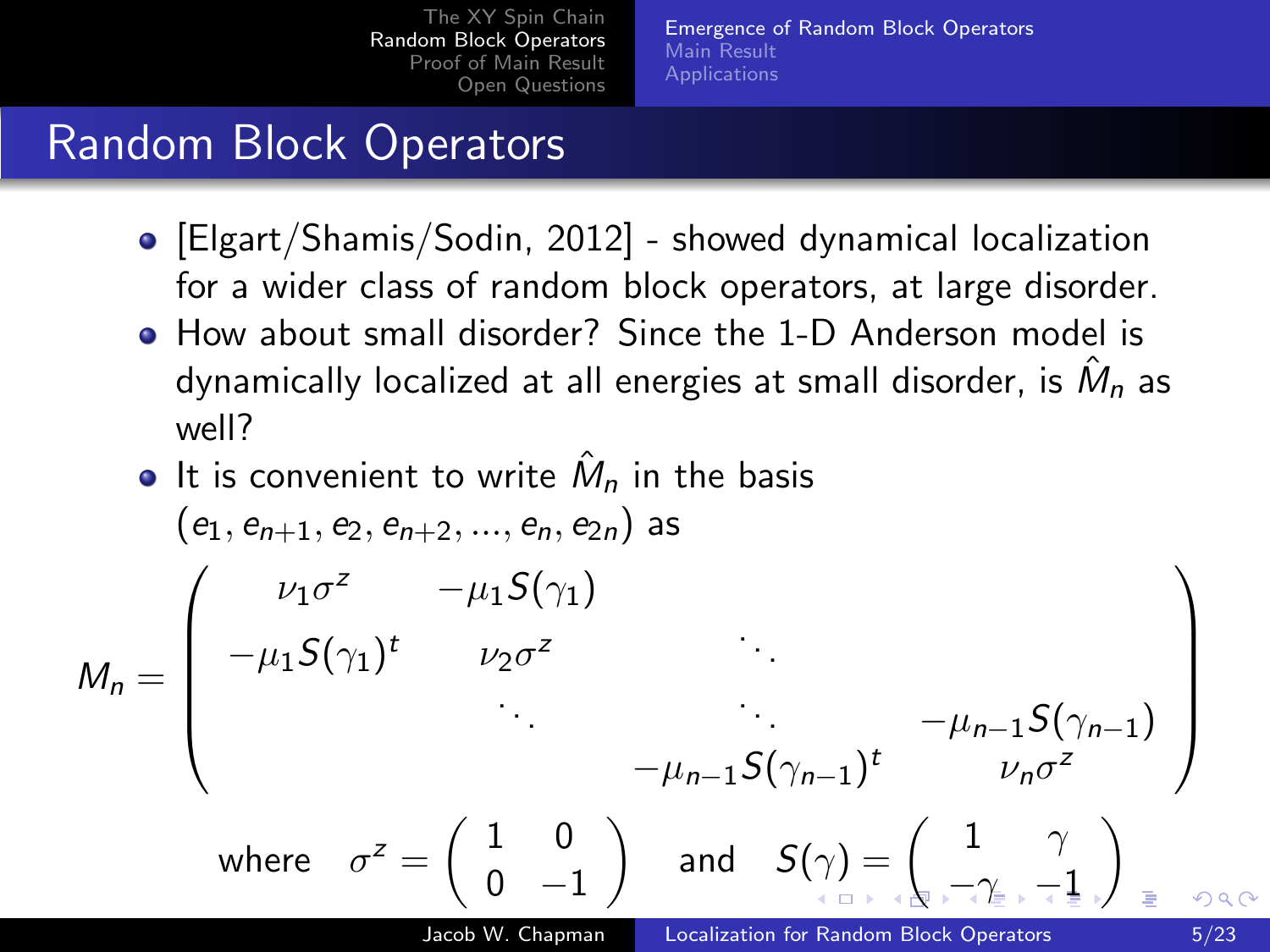# Random Block Operators

- [Elgart/Shamis/Sodin, 2012] - showed dynamical localization for a wider class of random block operators, at large disorder.
- How about small disorder? Since the 1-D Anderson model is dynamically localized at all energies at small disorder, is $\hat{M}_n$ as well?
- It is convenient to write $\hat{M}_n$ in the basis $(e_1, e_{n+1}, e_2, e_{n+2}, ..., e_n, e_{2n})$ as

$$M_n = \begin{pmatrix} \nu_1 \sigma^z & -\mu_1 S(\gamma_1) & & \\ -\mu_1 S(\gamma_1)^t & \nu_2 \sigma^z & \ddots & \\ & \ddots & \ddots & -\mu_{n-1} S(\gamma_{n-1}) \\ & & -\mu_{n-1} S(\gamma_{n-1})^t & \nu_n \sigma^z \end{pmatrix}$$

$$\text{where} \quad \sigma^z = \begin{pmatrix} 1 & 0 \\ 0 & -1 \end{pmatrix} \quad \text{and} \quad S(\gamma) = \begin{pmatrix} 1 & \gamma \\ -\gamma & -1 \end{pmatrix}$$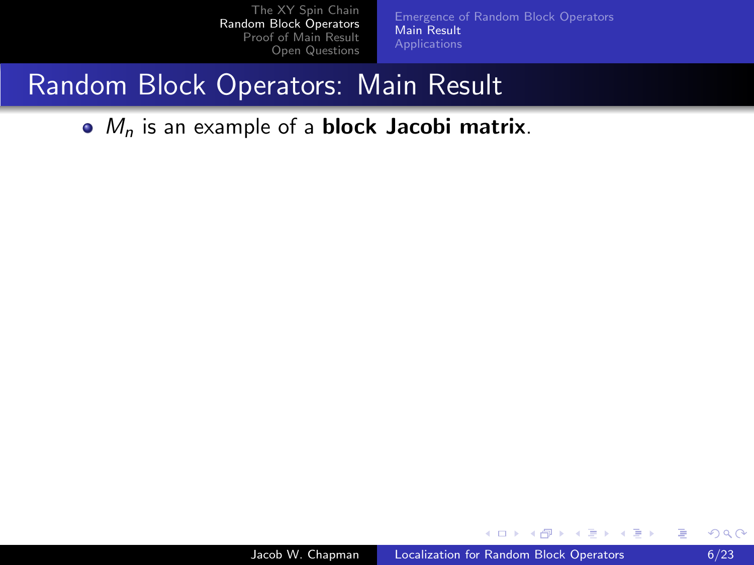# Random Block Operators: Main Result

- $M_n$ is an example of a **block Jacobi matrix**.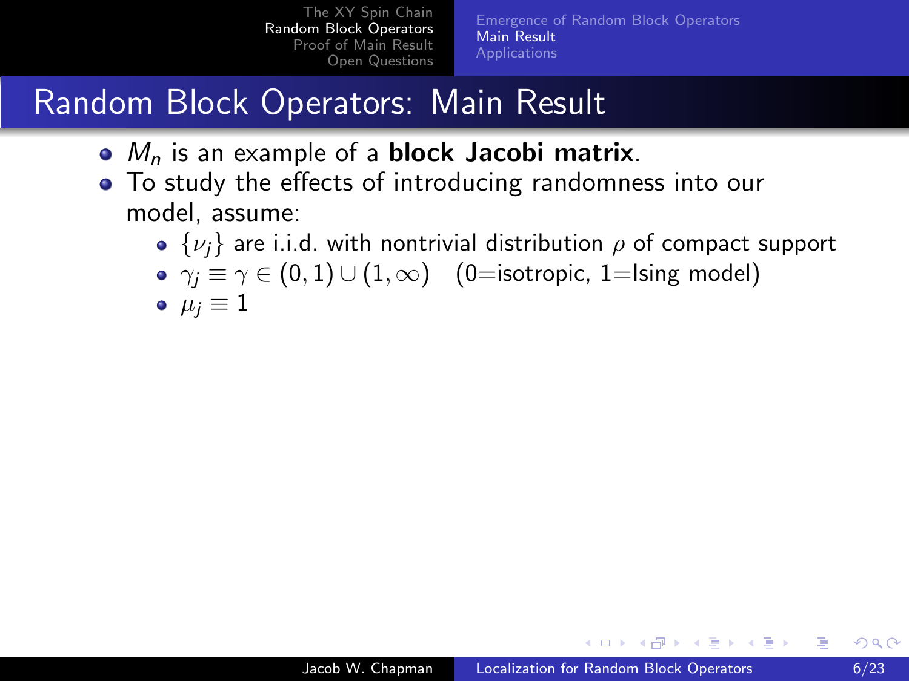# Random Block Operators: Main Result

- $M_n$ is an example of a **block Jacobi matrix**.
- To study the effects of introducing randomness into our model, assume:
  - $\{\nu_j\}$ are i.i.d. with nontrivial distribution $\rho$ of compact support
  - $\gamma_j \equiv \gamma \in (0,1) \cup (1,\infty)$ (0=isotropic, 1=Ising model)
  - $\mu_j \equiv 1$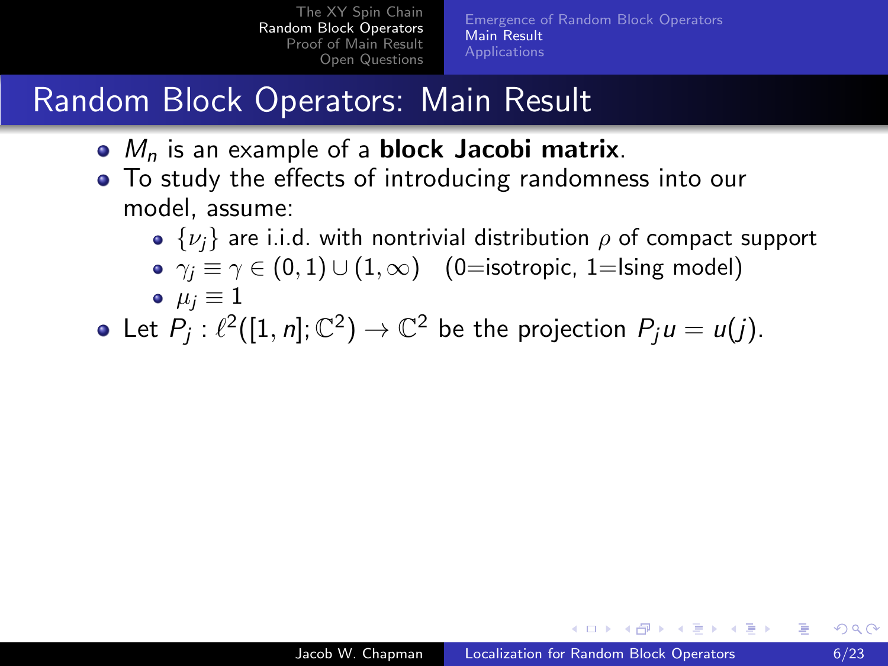# Random Block Operators: Main Result

- $M_n$ is an example of a **block Jacobi matrix**.
- To study the effects of introducing randomness into our model, assume:
  - $\{\nu_j\}$ are i.i.d. with nontrivial distribution $\rho$ of compact support
  - $\gamma_j \equiv \gamma \in (0,1) \cup (1,\infty)$ (0=isotropic, 1=Ising model)
  - $\mu_j \equiv 1$
- Let $P_j : \ell^2([1,n];\mathbb{C}^2) \to \mathbb{C}^2$ be the projection $P_j u = u(j)$.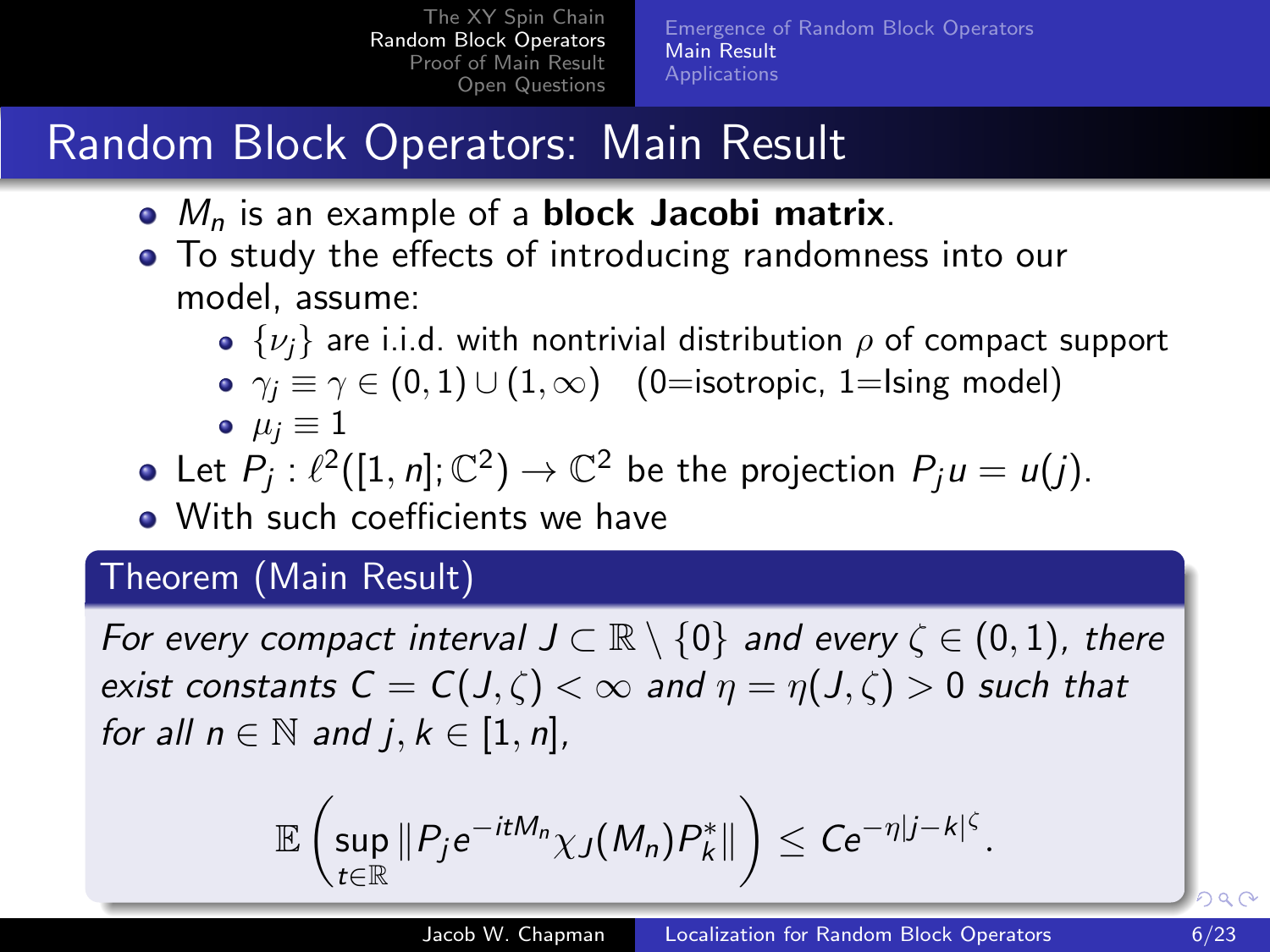## Random Block Operators: Main Result

- $M_n$ is an example of a **block Jacobi matrix**.
- To study the effects of introducing randomness into our model, assume:
  - $\{\nu_j\}$ are i.i.d. with nontrivial distribution $\rho$ of compact support
  - $\gamma_j \equiv \gamma \in (0,1) \cup (1,\infty)$   (0=isotropic, 1=Ising model)
  - $\mu_j \equiv 1$
- Let $P_j : \ell^2([1,n];\mathbb{C}^2) \to \mathbb{C}^2$ be the projection $P_j u = u(j)$.
- With such coefficients we have

**Theorem (Main Result)**

*For every compact interval $J \subset \mathbb{R} \setminus \{0\}$ and every $\zeta \in (0,1)$, there exist constants $C = C(J,\zeta) < \infty$ and $\eta = \eta(J,\zeta) > 0$ such that for all $n \in \mathbb{N}$ and $j,k \in [1,n]$,*

$$\mathbb{E}\left(\sup_{t\in\mathbb{R}} \|P_j e^{-itM_n}\chi_J(M_n)P_k^*\|\right) \leq Ce^{-\eta|j-k|^\zeta}.$$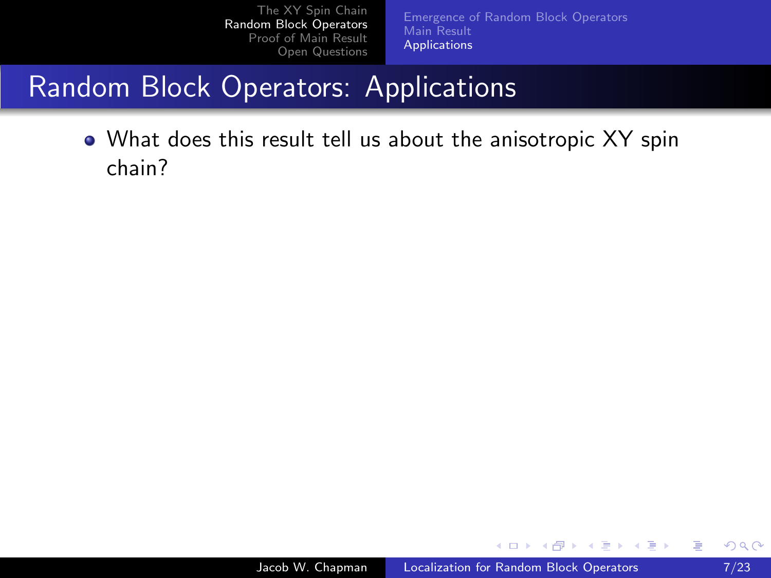# Random Block Operators: Applications

- What does this result tell us about the anisotropic XY spin chain?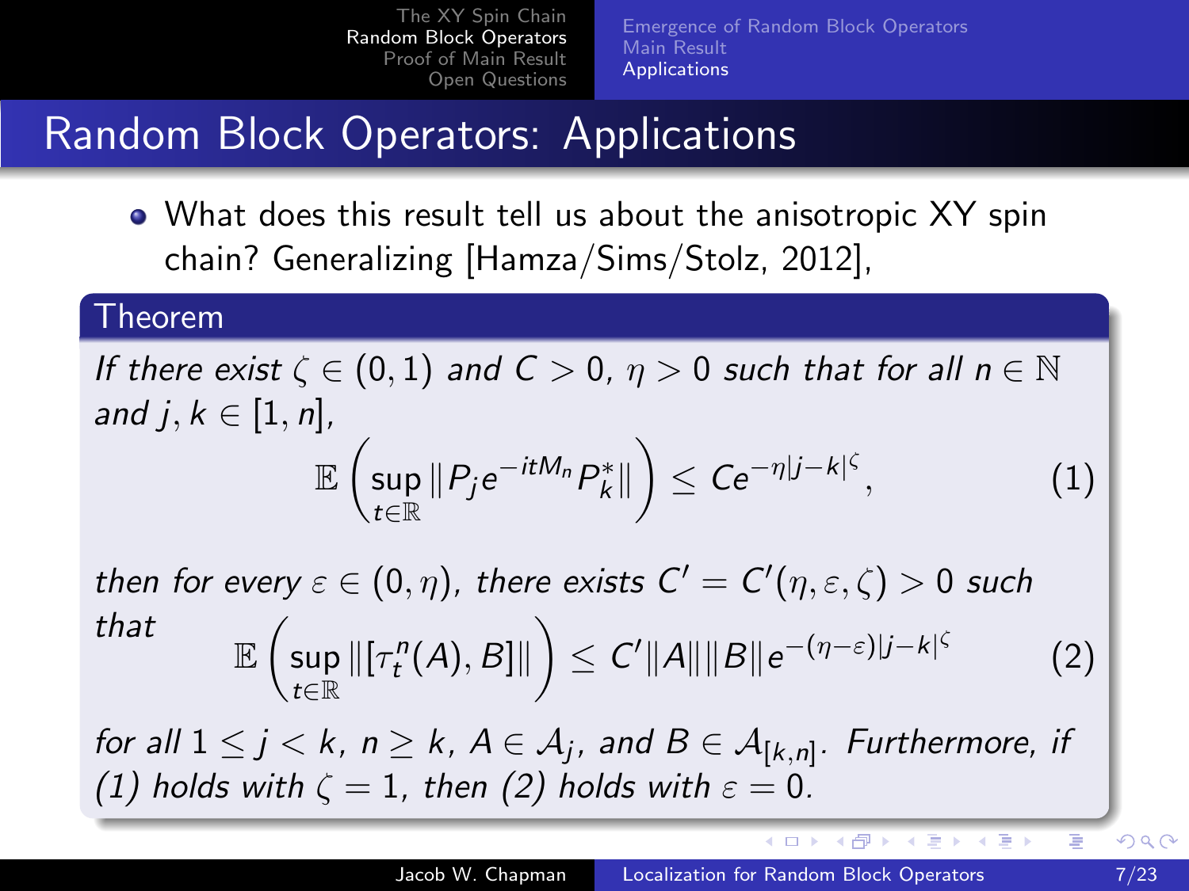# Random Block Operators: Applications

- What does this result tell us about the anisotropic XY spin chain? Generalizing [Hamza/Sims/Stolz, 2012],

**Theorem**

*If there exist $\zeta \in (0,1)$ and $C > 0$, $\eta > 0$ such that for all $n \in \mathbb{N}$ and $j, k \in [1, n]$,*

$$\mathbb{E}\left(\sup_{t\in\mathbb{R}} \|P_j e^{-itM_n} P_k^*\|\right) \leq C e^{-\eta|j-k|^\zeta}, \tag{1}$$

*then for every $\varepsilon \in (0, \eta)$, there exists $C' = C'(\eta, \varepsilon, \zeta) > 0$ such that*

$$\mathbb{E}\left(\sup_{t\in\mathbb{R}} \|[\tau_t^n(A), B]\|\right) \leq C'\|A\|\|B\| e^{-(\eta-\varepsilon)|j-k|^\zeta} \tag{2}$$

*for all $1 \leq j < k$, $n \geq k$, $A \in \mathcal{A}_j$, and $B \in \mathcal{A}_{[k,n]}$. Furthermore, if (1) holds with $\zeta = 1$, then (2) holds with $\varepsilon = 0$.*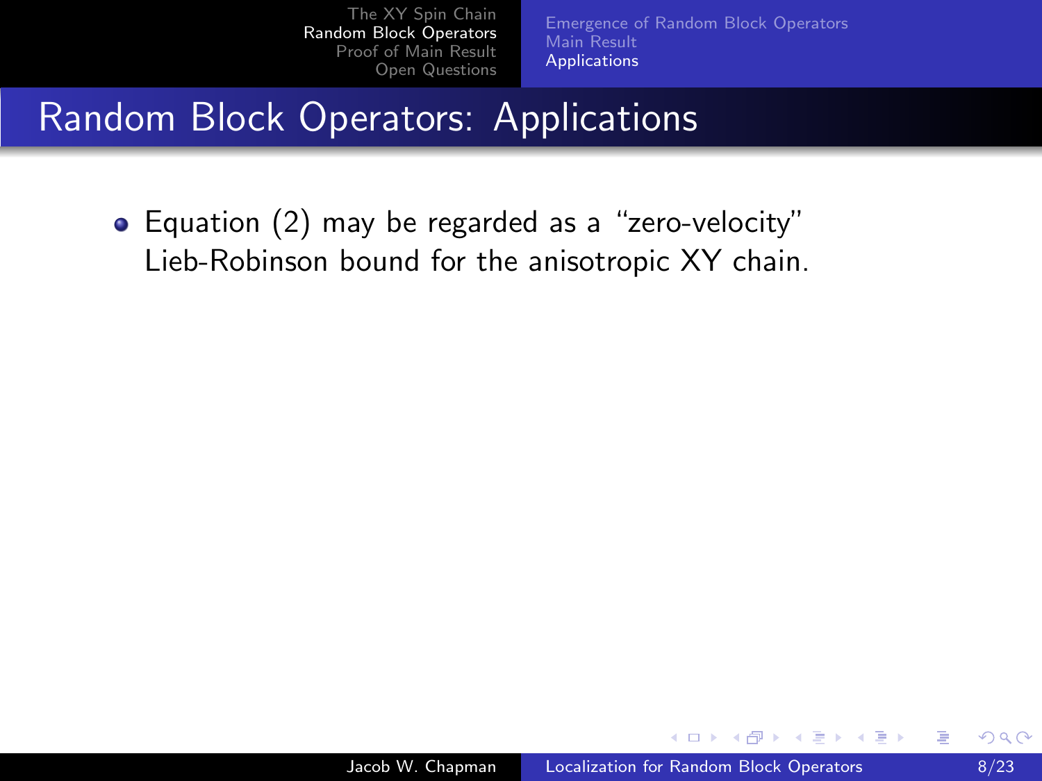## Random Block Operators: Applications

- Equation (2) may be regarded as a "zero-velocity" Lieb-Robinson bound for the anisotropic XY chain.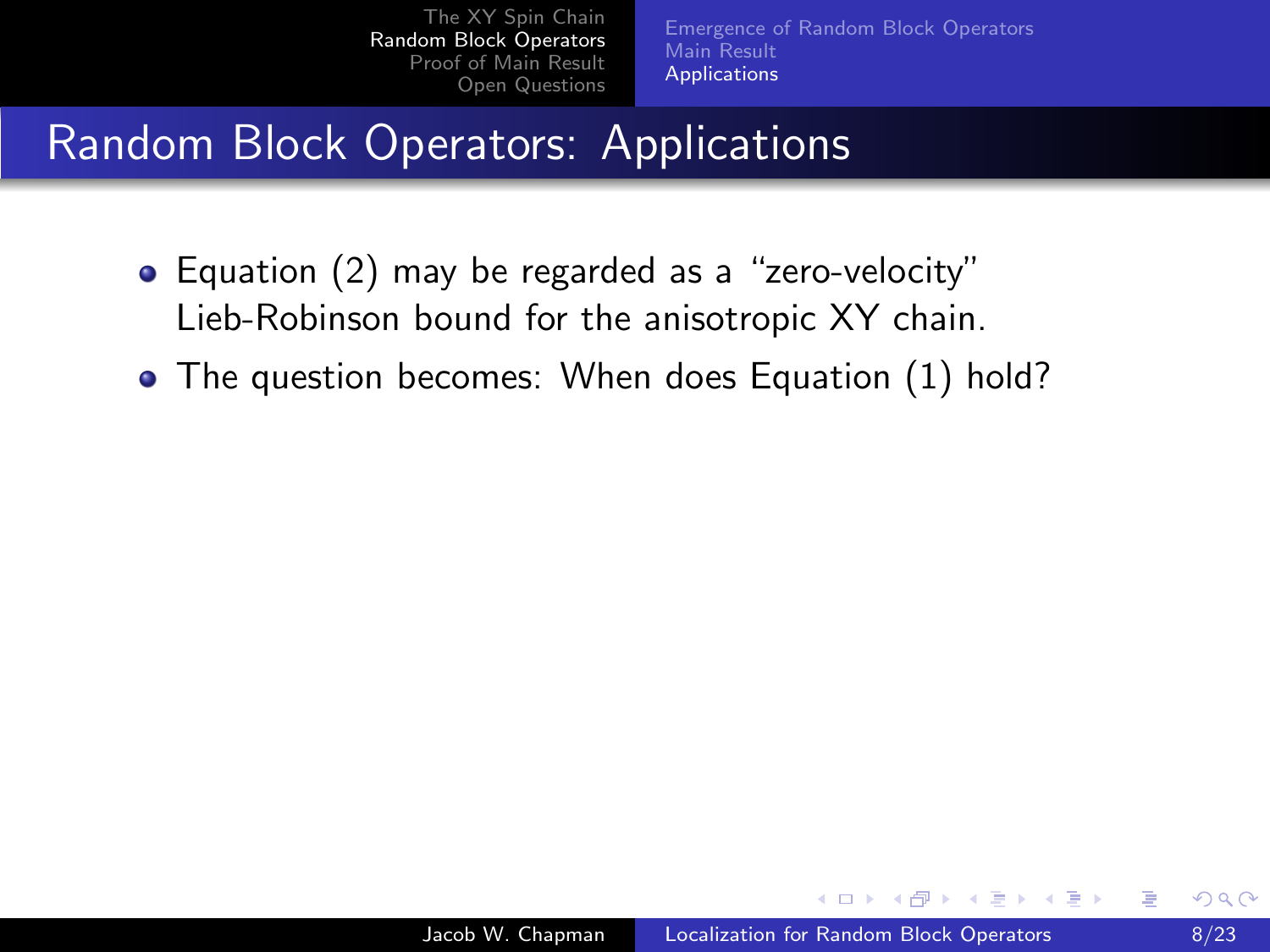# Random Block Operators: Applications

- Equation (2) may be regarded as a "zero-velocity" Lieb-Robinson bound for the anisotropic XY chain.
- The question becomes: When does Equation (1) hold?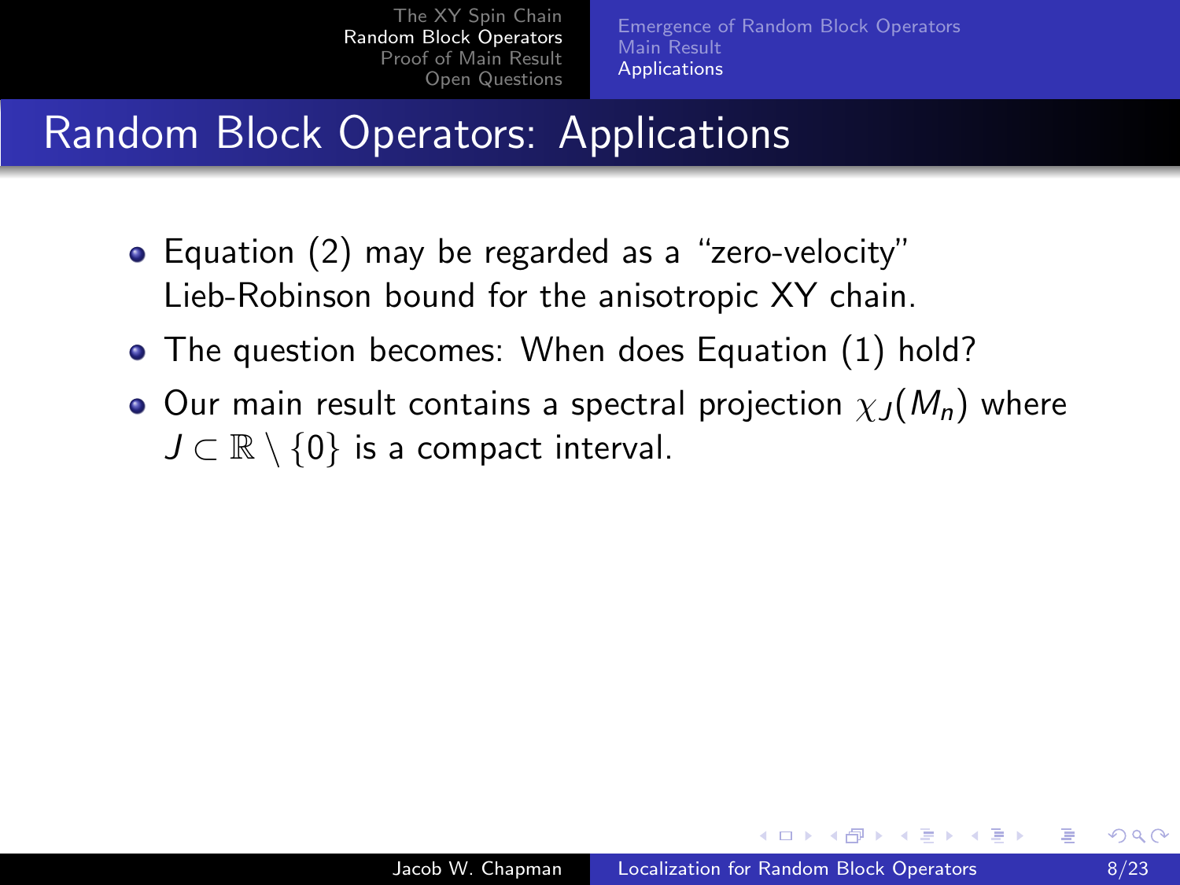# Random Block Operators: Applications

- Equation (2) may be regarded as a "zero-velocity" Lieb-Robinson bound for the anisotropic XY chain.
- The question becomes: When does Equation (1) hold?
- Our main result contains a spectral projection $\chi_J(M_n)$ where $J \subset \mathbb{R} \setminus \{0\}$ is a compact interval.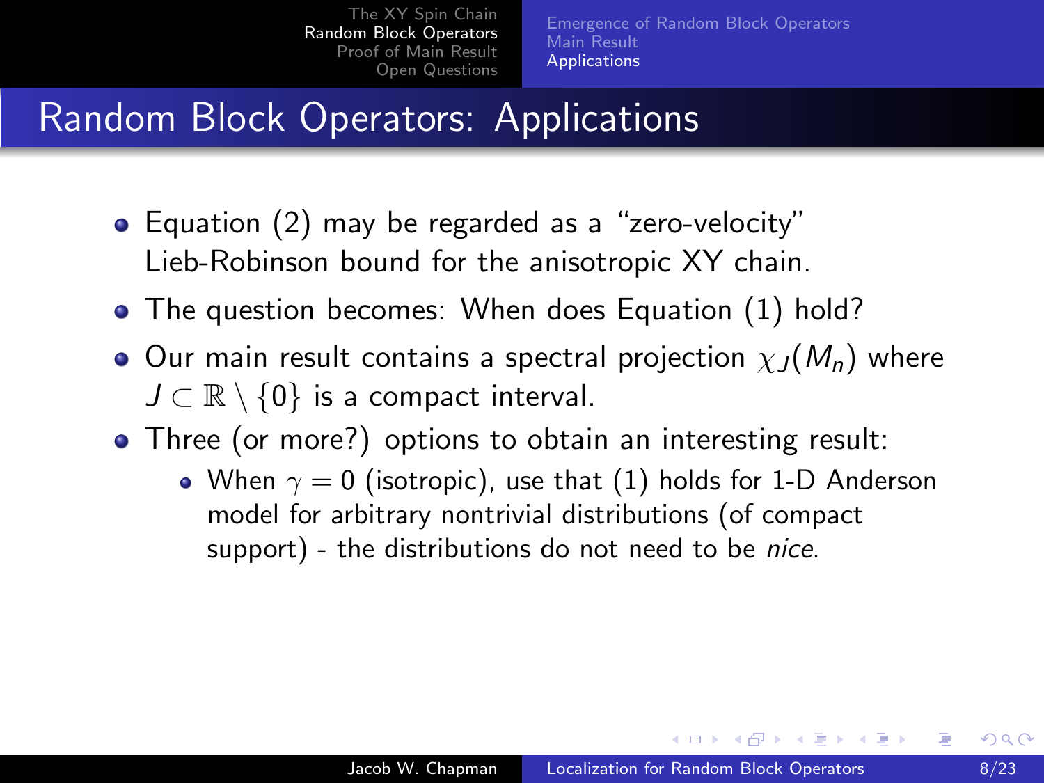# Random Block Operators: Applications

- Equation (2) may be regarded as a "zero-velocity" Lieb-Robinson bound for the anisotropic XY chain.
- The question becomes: When does Equation (1) hold?
- Our main result contains a spectral projection $\chi_J(M_n)$ where $J \subset \mathbb{R} \setminus \{0\}$ is a compact interval.
- Three (or more?) options to obtain an interesting result:
  - When $\gamma = 0$ (isotropic), use that (1) holds for 1-D Anderson model for arbitrary nontrivial distributions (of compact support) - the distributions do not need to be *nice*.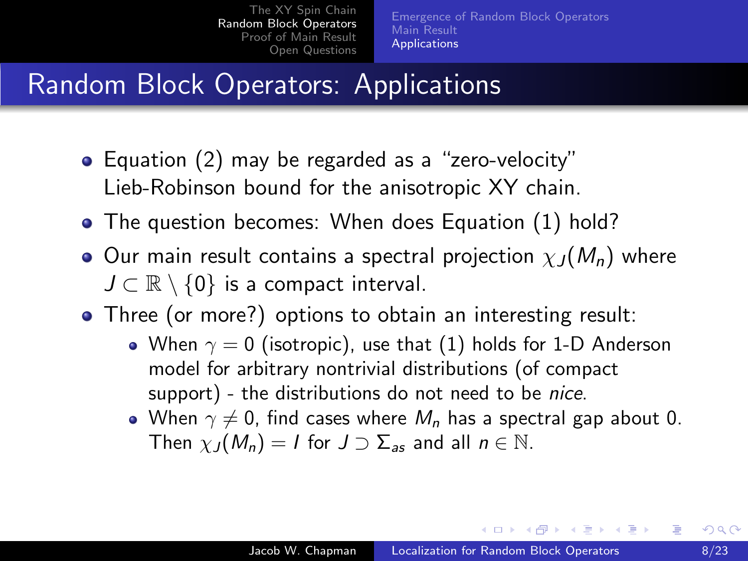## Random Block Operators: Applications

- Equation (2) may be regarded as a "zero-velocity" Lieb-Robinson bound for the anisotropic XY chain.
- The question becomes: When does Equation (1) hold?
- Our main result contains a spectral projection $\chi_J(M_n)$ where $J \subset \mathbb{R} \setminus \{0\}$ is a compact interval.
- Three (or more?) options to obtain an interesting result:
  - When $\gamma = 0$ (isotropic), use that (1) holds for 1-D Anderson model for arbitrary nontrivial distributions (of compact support) - the distributions do not need to be *nice*.
  - When $\gamma \neq 0$, find cases where $M_n$ has a spectral gap about 0. Then $\chi_J(M_n) = I$ for $J \supset \Sigma_{as}$ and all $n \in \mathbb{N}$.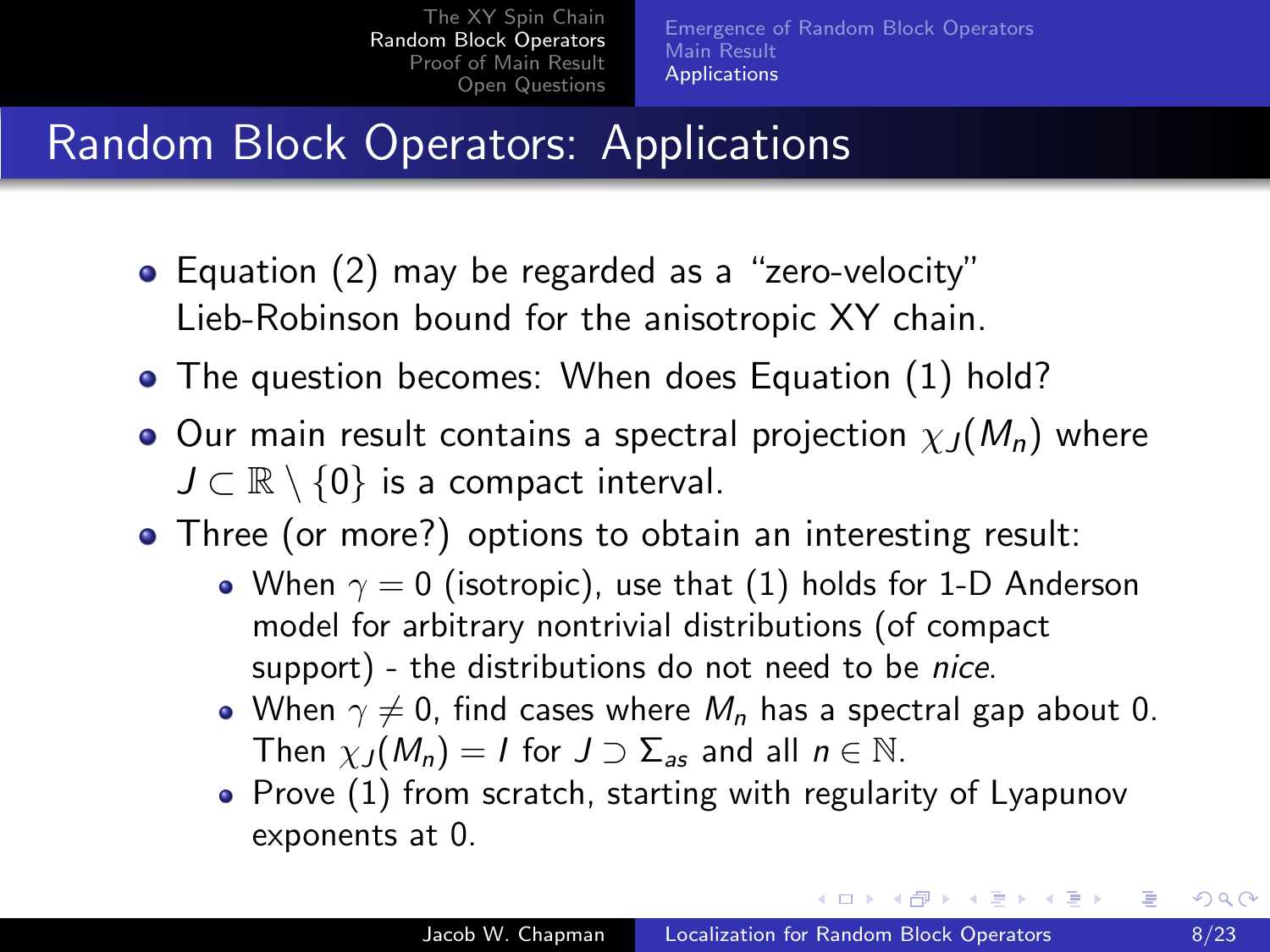# Random Block Operators: Applications

- Equation (2) may be regarded as a "zero-velocity" Lieb-Robinson bound for the anisotropic XY chain.
- The question becomes: When does Equation (1) hold?
- Our main result contains a spectral projection $\chi_J(M_n)$ where $J \subset \mathbb{R} \setminus \{0\}$ is a compact interval.
- Three (or more?) options to obtain an interesting result:
  - When $\gamma = 0$ (isotropic), use that (1) holds for 1-D Anderson model for arbitrary nontrivial distributions (of compact support) - the distributions do not need to be *nice*.
  - When $\gamma \neq 0$, find cases where $M_n$ has a spectral gap about 0. Then $\chi_J(M_n) = I$ for $J \supset \Sigma_{as}$ and all $n \in \mathbb{N}$.
  - Prove (1) from scratch, starting with regularity of Lyapunov exponents at 0.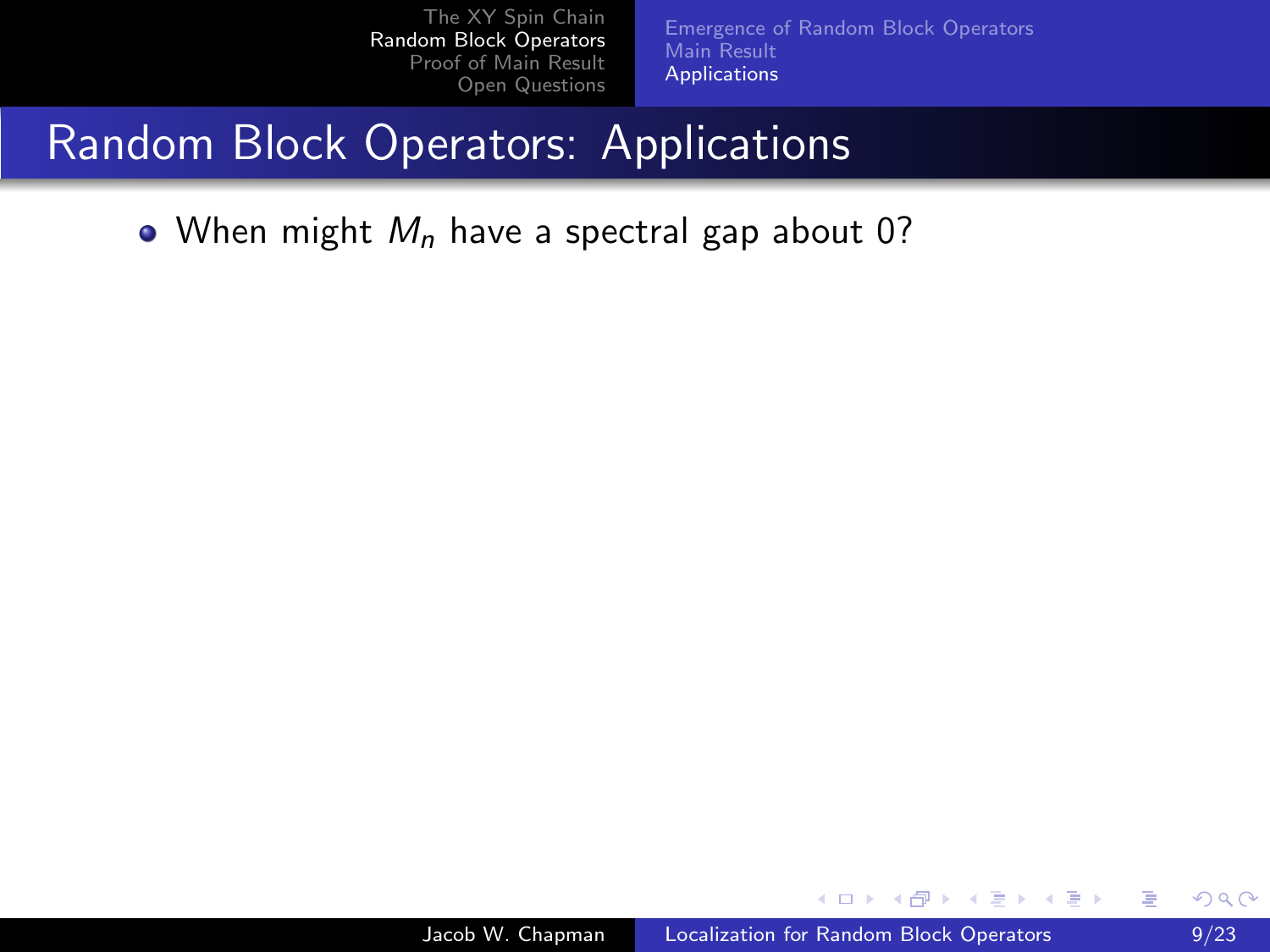# Random Block Operators: Applications

- When might $M_n$ have a spectral gap about 0?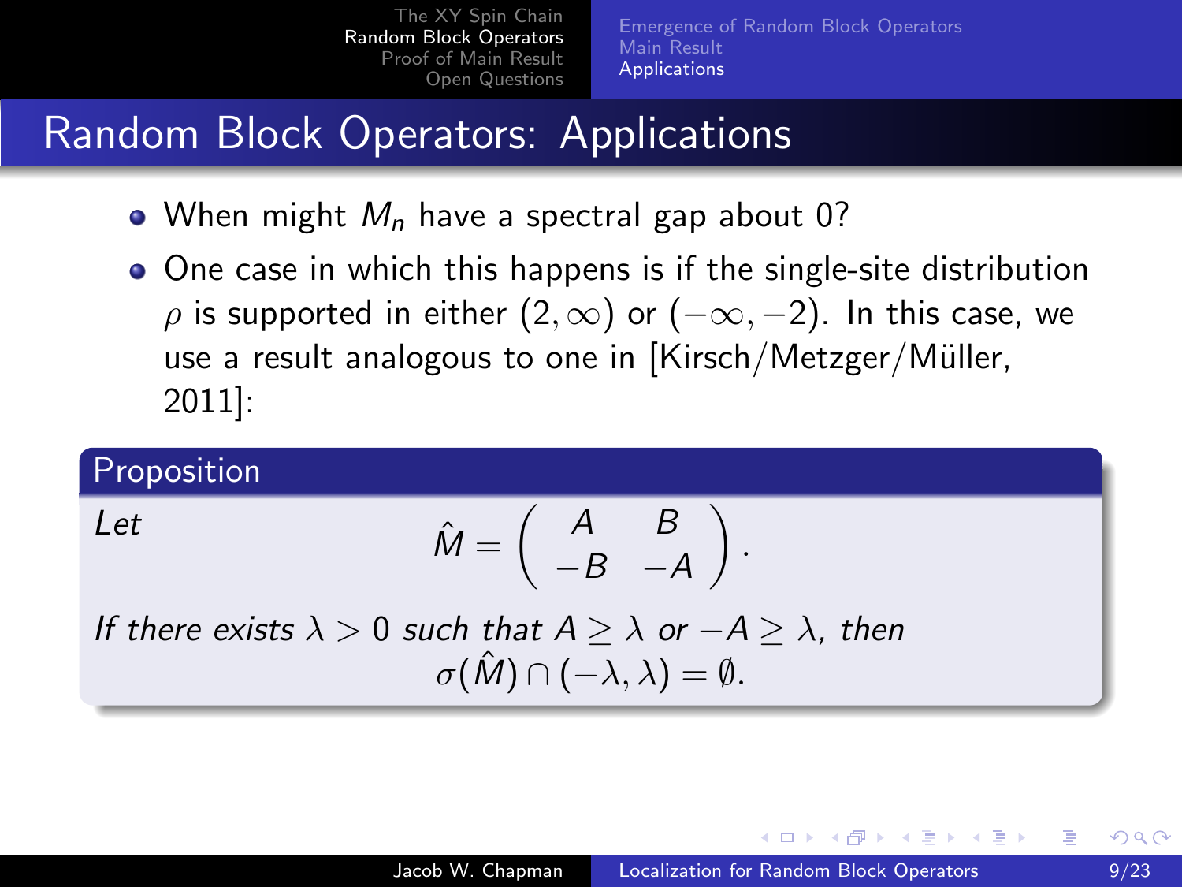# Random Block Operators: Applications

- When might $M_n$ have a spectral gap about 0?
- One case in which this happens is if the single-site distribution $\rho$ is supported in either $(2, \infty)$ or $(-\infty, -2)$. In this case, we use a result analogous to one in [Kirsch/Metzger/Müller, 2011]:

**Proposition**

*Let*

$$\hat{M} = \begin{pmatrix} A & B \\ -B & -A \end{pmatrix}.$$

*If there exists $\lambda > 0$ such that $A \geq \lambda$ or $-A \geq \lambda$, then*

$$\sigma(\hat{M}) \cap (-\lambda, \lambda) = \emptyset.$$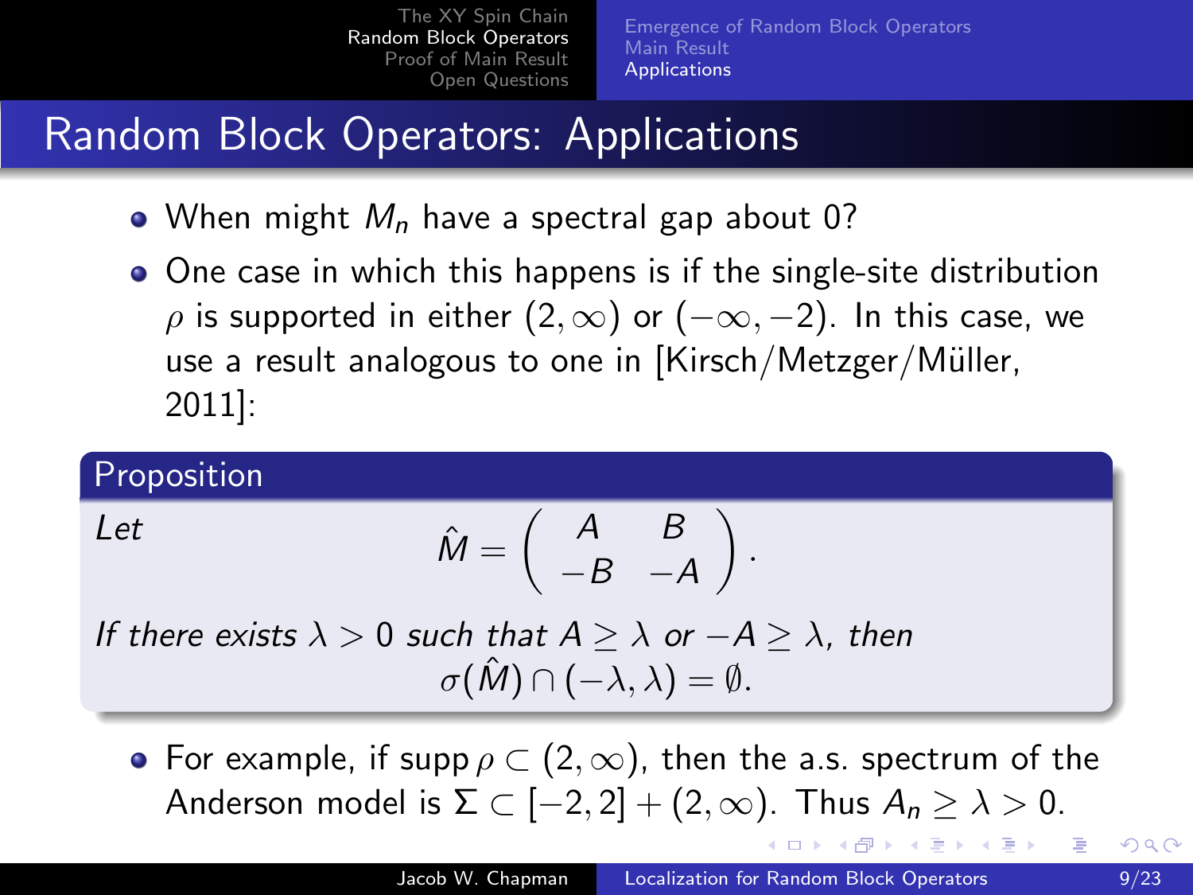# Random Block Operators: Applications

- When might $M_n$ have a spectral gap about 0?
- One case in which this happens is if the single-site distribution $\rho$ is supported in either $(2, \infty)$ or $(-\infty, -2)$. In this case, we use a result analogous to one in [Kirsch/Metzger/Müller, 2011]:

**Proposition**

*Let*

$$\hat{M} = \begin{pmatrix} A & B \\ -B & -A \end{pmatrix}.$$

*If there exists $\lambda > 0$ such that $A \geq \lambda$ or $-A \geq \lambda$, then*

$$\sigma(\hat{M}) \cap (-\lambda, \lambda) = \emptyset.$$

- For example, if $\operatorname{supp} \rho \subset (2, \infty)$, then the a.s. spectrum of the Anderson model is $\Sigma \subset [-2, 2] + (2, \infty)$. Thus $A_n \geq \lambda > 0$.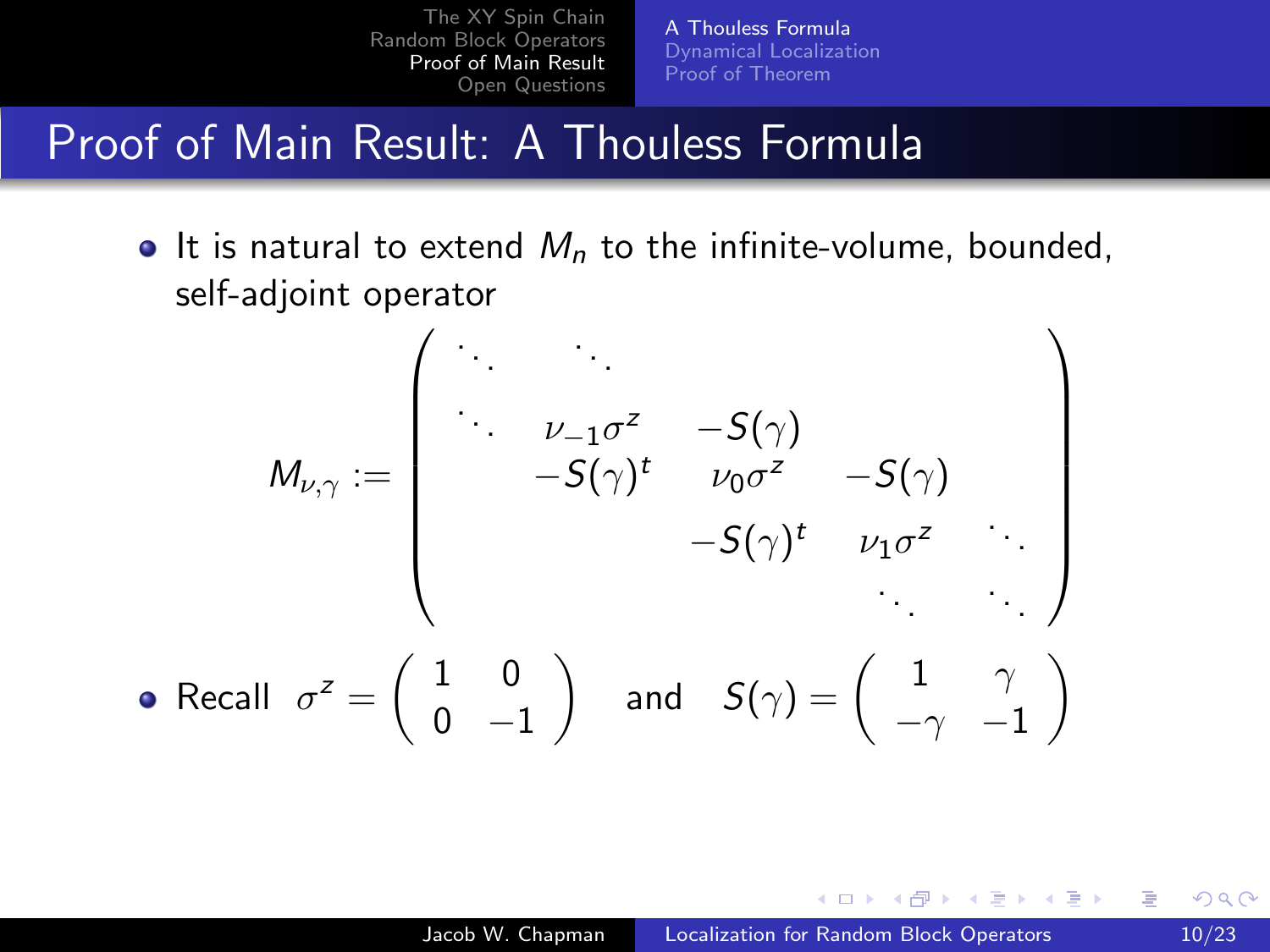# Proof of Main Result: A Thouless Formula

- It is natural to extend $M_n$ to the infinite-volume, bounded, self-adjoint operator

$$
M_{\nu,\gamma} := \begin{pmatrix}
\ddots & \ddots & & & \\
\ddots & \nu_{-1}\sigma^z & -S(\gamma) & & \\
& -S(\gamma)^t & \nu_0\sigma^z & -S(\gamma) & \\
& & -S(\gamma)^t & \nu_1\sigma^z & \ddots \\
& & & \ddots & \ddots
\end{pmatrix}
$$

- Recall $\sigma^z = \begin{pmatrix} 1 & 0 \\ 0 & -1 \end{pmatrix}$ and $S(\gamma) = \begin{pmatrix} 1 & \gamma \\ -\gamma & -1 \end{pmatrix}$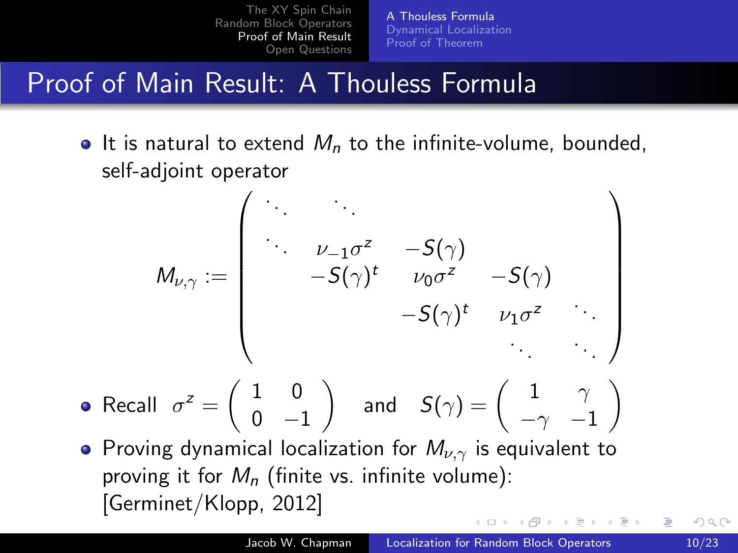## Proof of Main Result: A Thouless Formula

- It is natural to extend $M_n$ to the infinite-volume, bounded, self-adjoint operator

$$
M_{\nu,\gamma} := \begin{pmatrix} \ddots & \ddots & & & \\ \ddots & \nu_{-1}\sigma^z & -S(\gamma) & & \\ & -S(\gamma)^t & \nu_0\sigma^z & -S(\gamma) & \\ & & -S(\gamma)^t & \nu_1\sigma^z & \ddots \\ & & & \ddots & \ddots \end{pmatrix}
$$

- Recall $\sigma^z = \begin{pmatrix} 1 & 0 \\ 0 & -1 \end{pmatrix}$ and $S(\gamma) = \begin{pmatrix} 1 & \gamma \\ -\gamma & -1 \end{pmatrix}$
- Proving dynamical localization for $M_{\nu,\gamma}$ is equivalent to proving it for $M_n$ (finite vs. infinite volume): [Germinet/Klopp, 2012]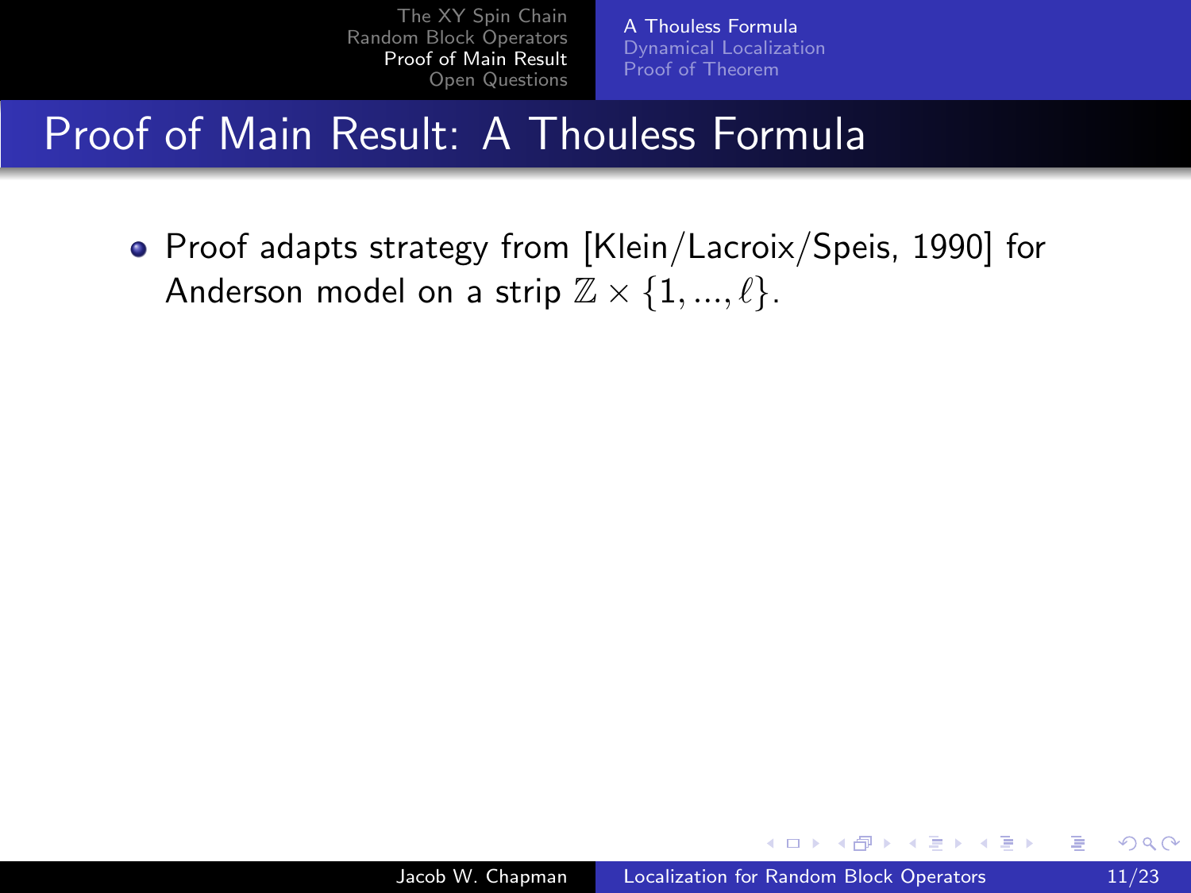# Proof of Main Result: A Thouless Formula

- Proof adapts strategy from [Klein/Lacroix/Speis, 1990] for Anderson model on a strip $\mathbb{Z} \times \{1, ..., \ell\}$.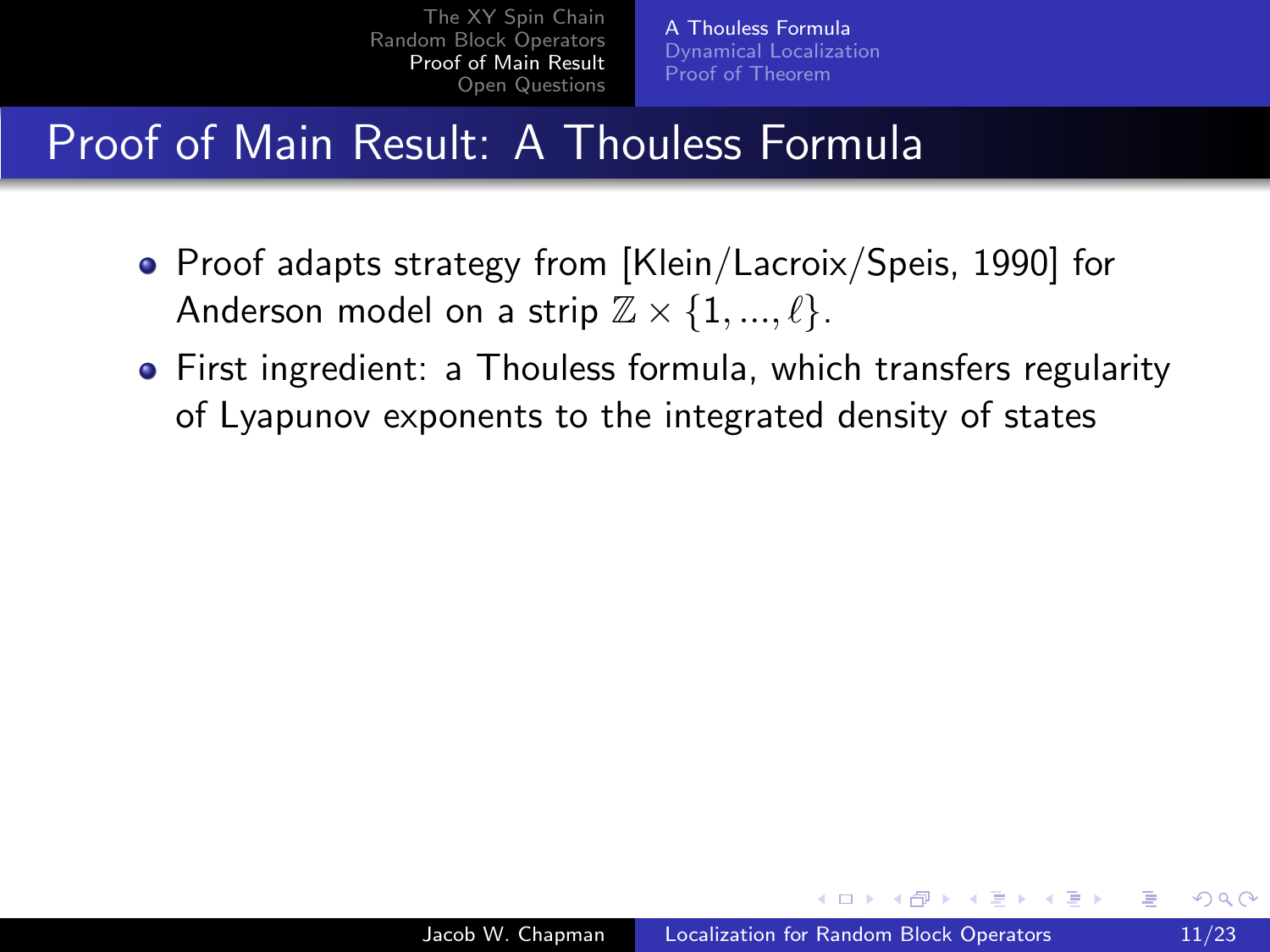# Proof of Main Result: A Thouless Formula

- Proof adapts strategy from [Klein/Lacroix/Speis, 1990] for Anderson model on a strip $\mathbb{Z} \times \{1, ..., \ell\}$.
- First ingredient: a Thouless formula, which transfers regularity of Lyapunov exponents to the integrated density of states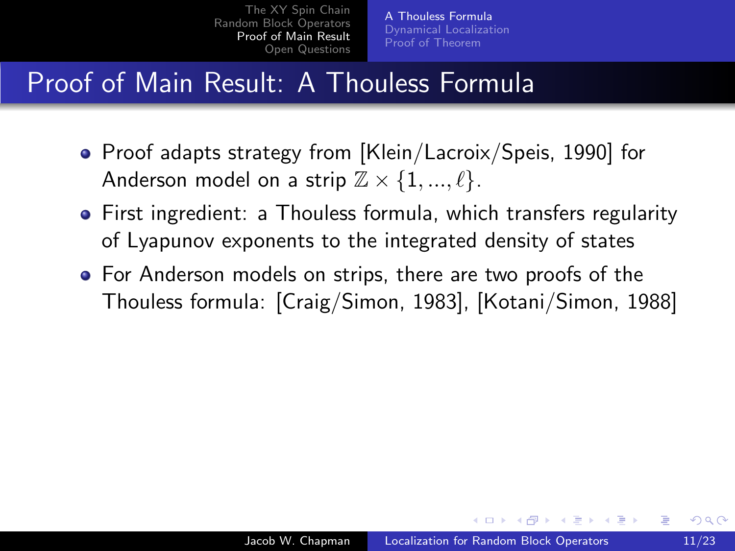# Proof of Main Result: A Thouless Formula

- Proof adapts strategy from [Klein/Lacroix/Speis, 1990] for Anderson model on a strip $\mathbb{Z} \times \{1, ..., \ell\}$.
- First ingredient: a Thouless formula, which transfers regularity of Lyapunov exponents to the integrated density of states
- For Anderson models on strips, there are two proofs of the Thouless formula: [Craig/Simon, 1983], [Kotani/Simon, 1988]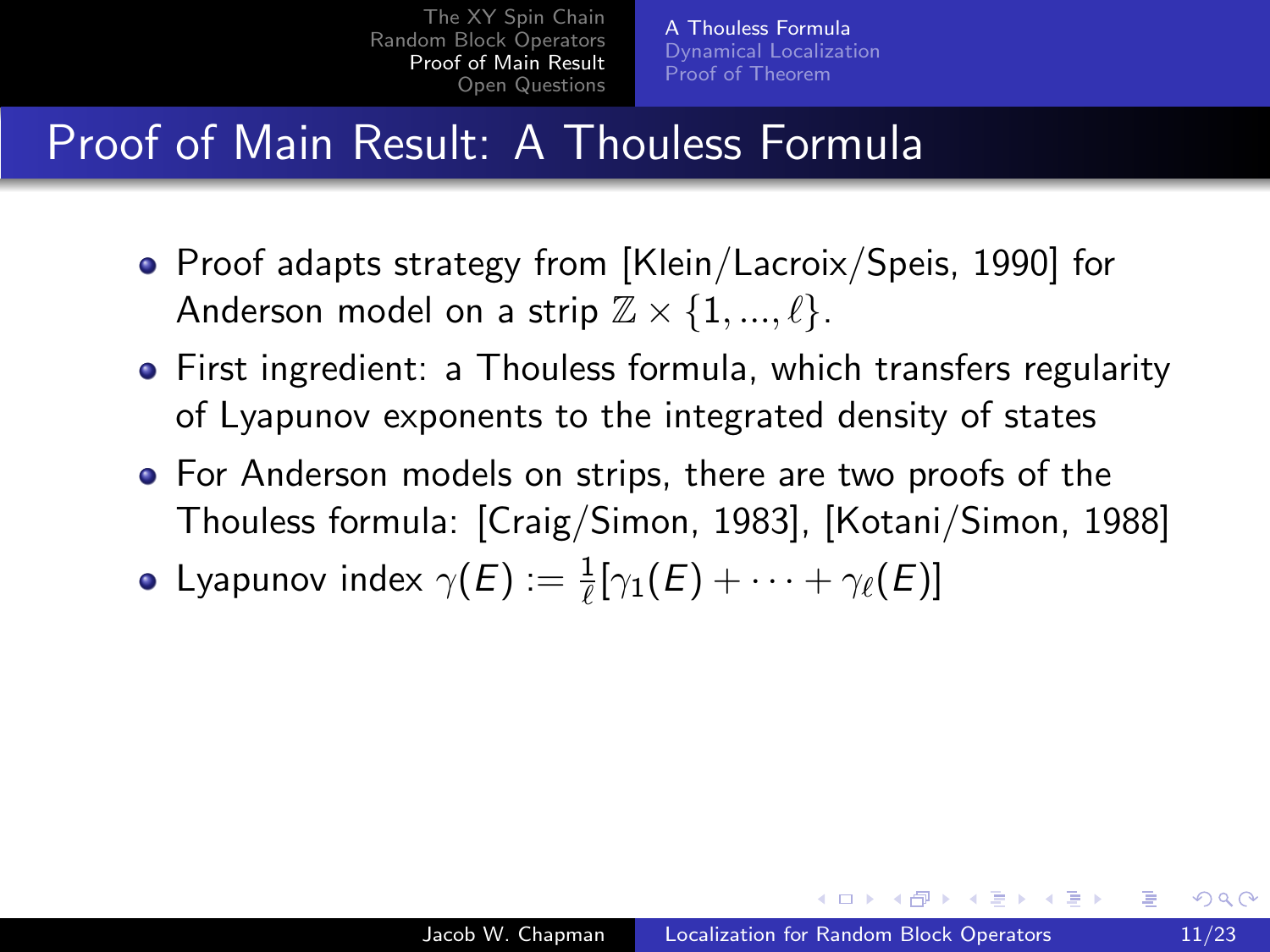# Proof of Main Result: A Thouless Formula

- Proof adapts strategy from [Klein/Lacroix/Speis, 1990] for Anderson model on a strip $\mathbb{Z} \times \{1, ..., \ell\}$.
- First ingredient: a Thouless formula, which transfers regularity of Lyapunov exponents to the integrated density of states
- For Anderson models on strips, there are two proofs of the Thouless formula: [Craig/Simon, 1983], [Kotani/Simon, 1988]
- Lyapunov index $\gamma(E) := \frac{1}{\ell}[\gamma_1(E) + \cdots + \gamma_\ell(E)]$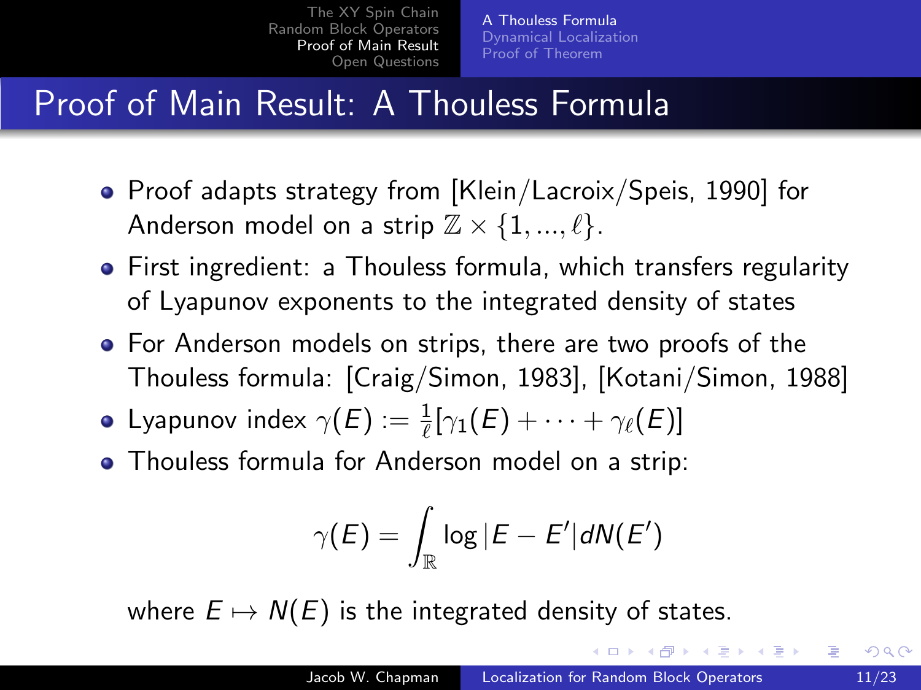# Proof of Main Result: A Thouless Formula

- Proof adapts strategy from [Klein/Lacroix/Speis, 1990] for Anderson model on a strip $\mathbb{Z} \times \{1, ..., \ell\}$.
- First ingredient: a Thouless formula, which transfers regularity of Lyapunov exponents to the integrated density of states
- For Anderson models on strips, there are two proofs of the Thouless formula: [Craig/Simon, 1983], [Kotani/Simon, 1988]
- Lyapunov index $\gamma(E) := \frac{1}{\ell}[\gamma_1(E) + \cdots + \gamma_\ell(E)]$
- Thouless formula for Anderson model on a strip:

$$\gamma(E) = \int_{\mathbb{R}} \log|E - E'| dN(E')$$

where $E \mapsto N(E)$ is the integrated density of states.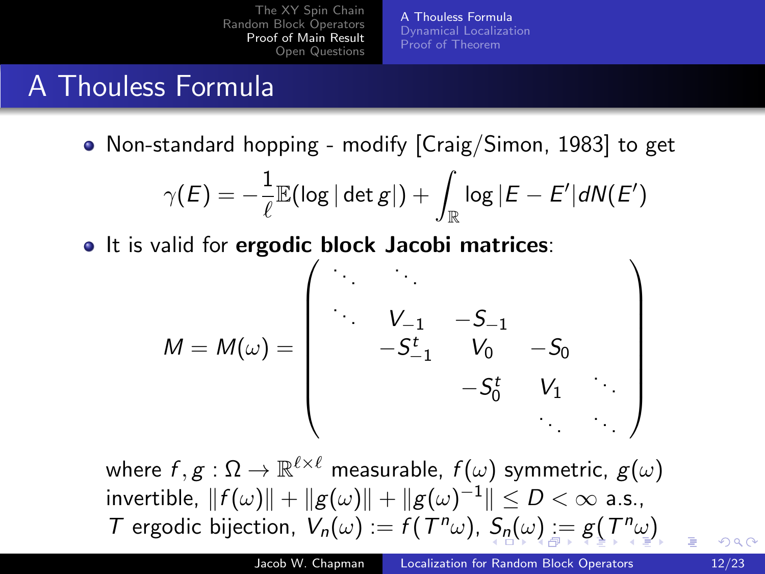# A Thouless Formula

- Non-standard hopping - modify [Craig/Simon, 1983] to get

$$\gamma(E) = -\frac{1}{\ell}\mathbb{E}(\log|\det g|) + \int_{\mathbb{R}} \log|E - E'| dN(E')$$

- It is valid for **ergodic block Jacobi matrices**:

$$M = M(\omega) = \begin{pmatrix} \ddots & \ddots & & & \\ \ddots & V_{-1} & -S_{-1} & & \\ & -S_{-1}^t & V_0 & -S_0 & \\ & & -S_0^t & V_1 & \ddots \\ & & & \ddots & \ddots \end{pmatrix}$$

where $f, g : \Omega \to \mathbb{R}^{\ell \times \ell}$ measurable, $f(\omega)$ symmetric, $g(\omega)$ invertible, $\|f(\omega)\| + \|g(\omega)\| + \|g(\omega)^{-1}\| \leq D < \infty$ a.s., $T$ ergodic bijection, $V_n(\omega) := f(T^n\omega)$, $S_n(\omega) := g(T^n\omega)$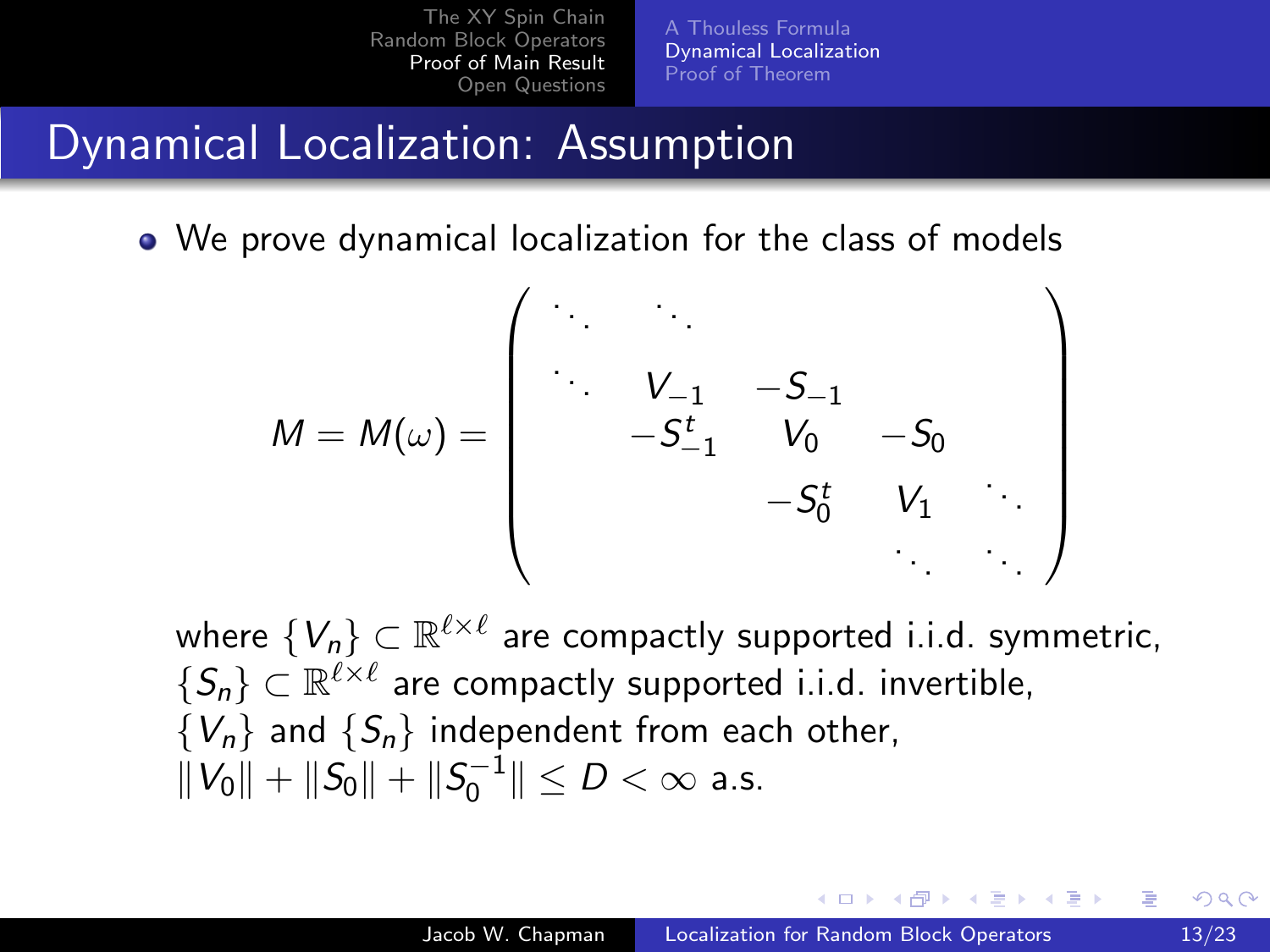# Dynamical Localization: Assumption

- We prove dynamical localization for the class of models

$$
M = M(\omega) = \begin{pmatrix}
\ddots & \ddots & & & \\
\ddots & V_{-1} & -S_{-1} & & \\
 & -S_{-1}^t & V_0 & -S_0 & \\
 & & -S_0^t & V_1 & \ddots \\
 & & & \ddots & \ddots
\end{pmatrix}
$$

where $\{V_n\} \subset \mathbb{R}^{\ell \times \ell}$ are compactly supported i.i.d. symmetric, $\{S_n\} \subset \mathbb{R}^{\ell \times \ell}$ are compactly supported i.i.d. invertible, $\{V_n\}$ and $\{S_n\}$ independent from each other, $\|V_0\| + \|S_0\| + \|S_0^{-1}\| \leq D < \infty$ a.s.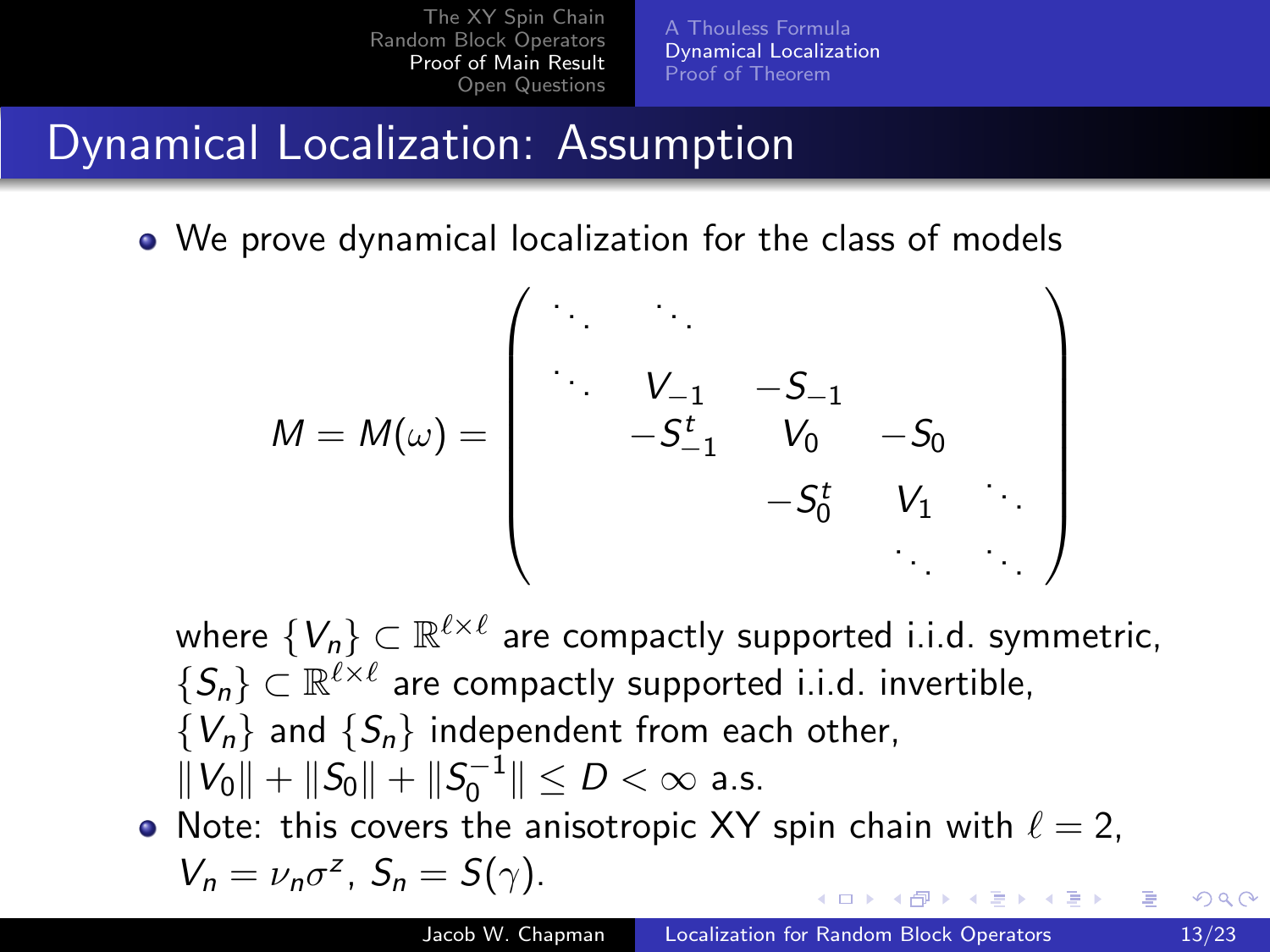## Dynamical Localization: Assumption

- We prove dynamical localization for the class of models

$$M = M(\omega) = \begin{pmatrix} \ddots & \ddots & & & \\ \ddots & V_{-1} & -S_{-1} & & \\ & -S_{-1}^t & V_0 & -S_0 & \\ & & -S_0^t & V_1 & \ddots \\ & & & \ddots & \ddots \end{pmatrix}$$

  where $\{V_n\} \subset \mathbb{R}^{\ell \times \ell}$ are compactly supported i.i.d. symmetric, $\{S_n\} \subset \mathbb{R}^{\ell \times \ell}$ are compactly supported i.i.d. invertible, $\{V_n\}$ and $\{S_n\}$ independent from each other, $\|V_0\| + \|S_0\| + \|S_0^{-1}\| \leq D < \infty$ a.s.

- Note: this covers the anisotropic XY spin chain with $\ell = 2$, $V_n = \nu_n \sigma^z$, $S_n = S(\gamma)$.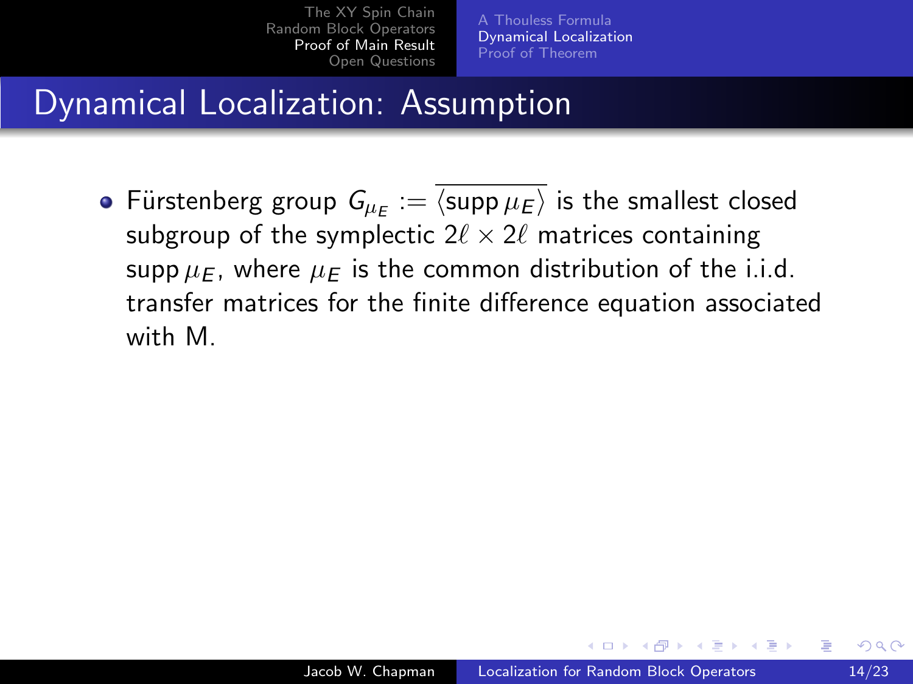## Dynamical Localization: Assumption

- Fürstenberg group $G_{\mu_E} := \overline{\langle \operatorname{supp} \mu_E \rangle}$ is the smallest closed subgroup of the symplectic $2\ell \times 2\ell$ matrices containing $\operatorname{supp} \mu_E$, where $\mu_E$ is the common distribution of the i.i.d. transfer matrices for the finite difference equation associated with M.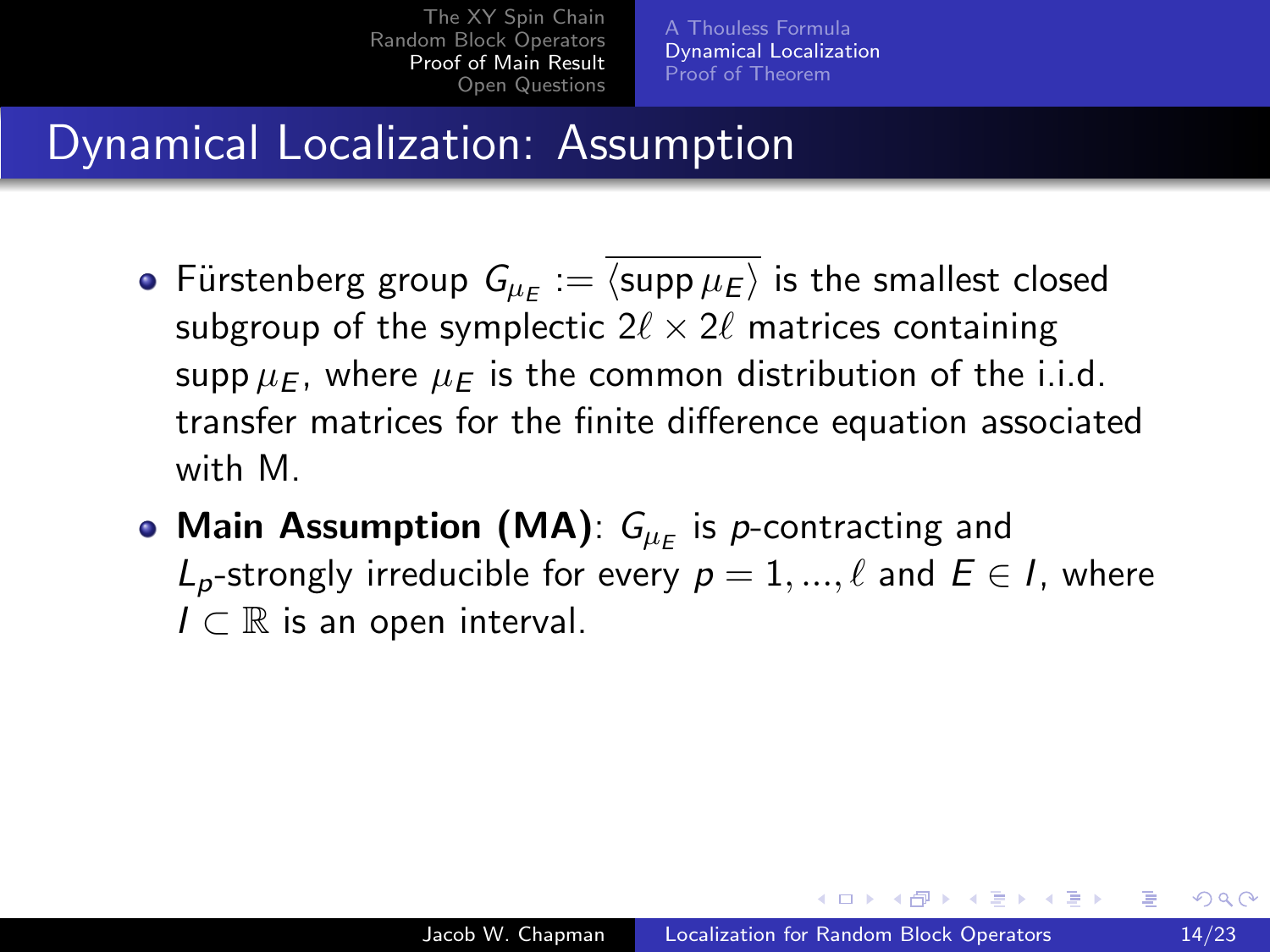## Dynamical Localization: Assumption

- Fürstenberg group $G_{\mu_E} := \overline{\langle \operatorname{supp} \mu_E \rangle}$ is the smallest closed subgroup of the symplectic $2\ell \times 2\ell$ matrices containing $\operatorname{supp} \mu_E$, where $\mu_E$ is the common distribution of the i.i.d. transfer matrices for the finite difference equation associated with M.
- **Main Assumption (MA)**: $G_{\mu_E}$ is $p$-contracting and $L_p$-strongly irreducible for every $p = 1, ..., \ell$ and $E \in I$, where $I \subset \mathbb{R}$ is an open interval.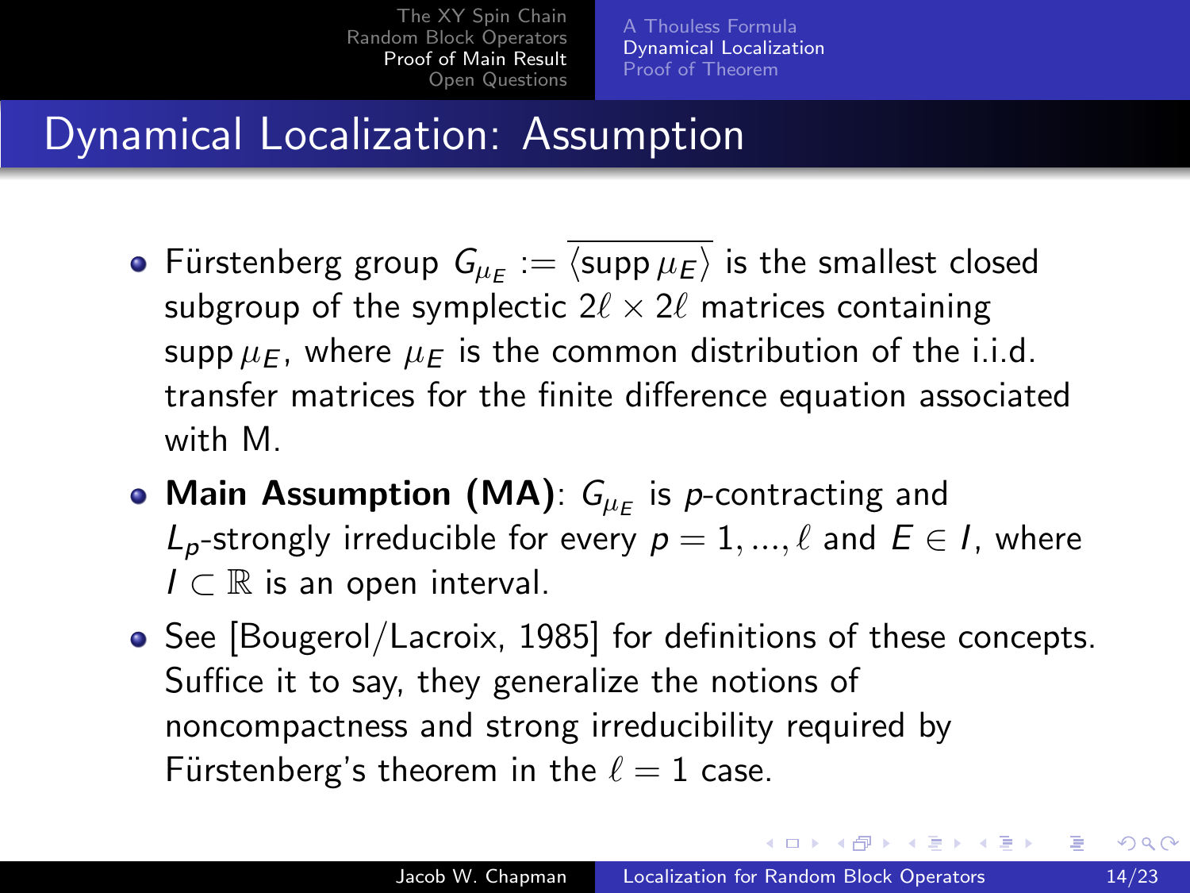## Dynamical Localization: Assumption

- Fürstenberg group $G_{\mu_E} := \overline{\langle \text{supp}\, \mu_E \rangle}$ is the smallest closed subgroup of the symplectic $2\ell \times 2\ell$ matrices containing $\text{supp}\, \mu_E$, where $\mu_E$ is the common distribution of the i.i.d. transfer matrices for the finite difference equation associated with M.
- **Main Assumption (MA)**: $G_{\mu_E}$ is $p$-contracting and $L_p$-strongly irreducible for every $p = 1, ..., \ell$ and $E \in I$, where $I \subset \mathbb{R}$ is an open interval.
- See [Bougerol/Lacroix, 1985] for definitions of these concepts. Suffice it to say, they generalize the notions of noncompactness and strong irreducibility required by Fürstenberg's theorem in the $\ell = 1$ case.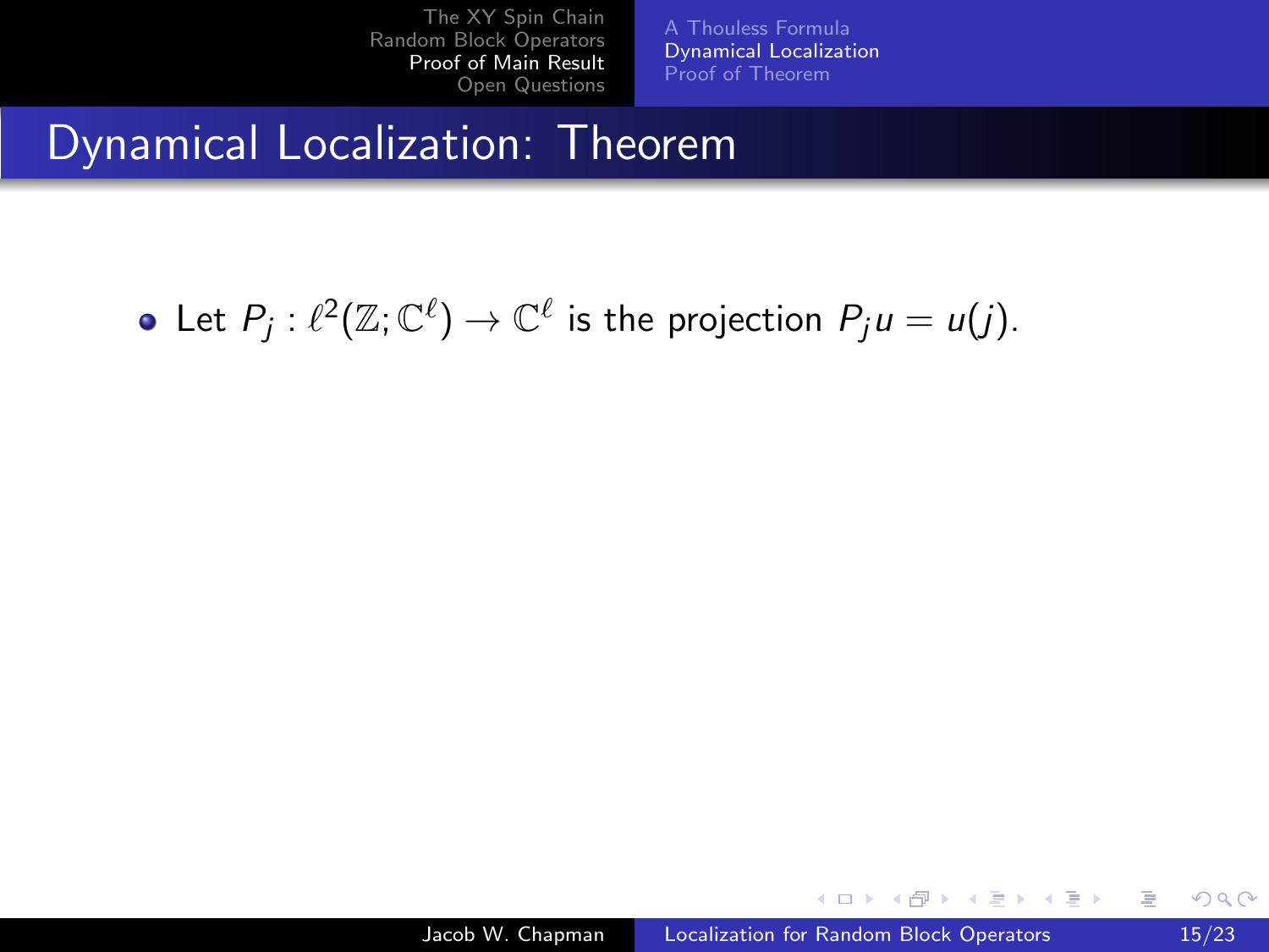# Dynamical Localization: Theorem

- Let $P_j : \ell^2(\mathbb{Z}; \mathbb{C}^\ell) \to \mathbb{C}^\ell$ is the projection $P_j u = u(j)$.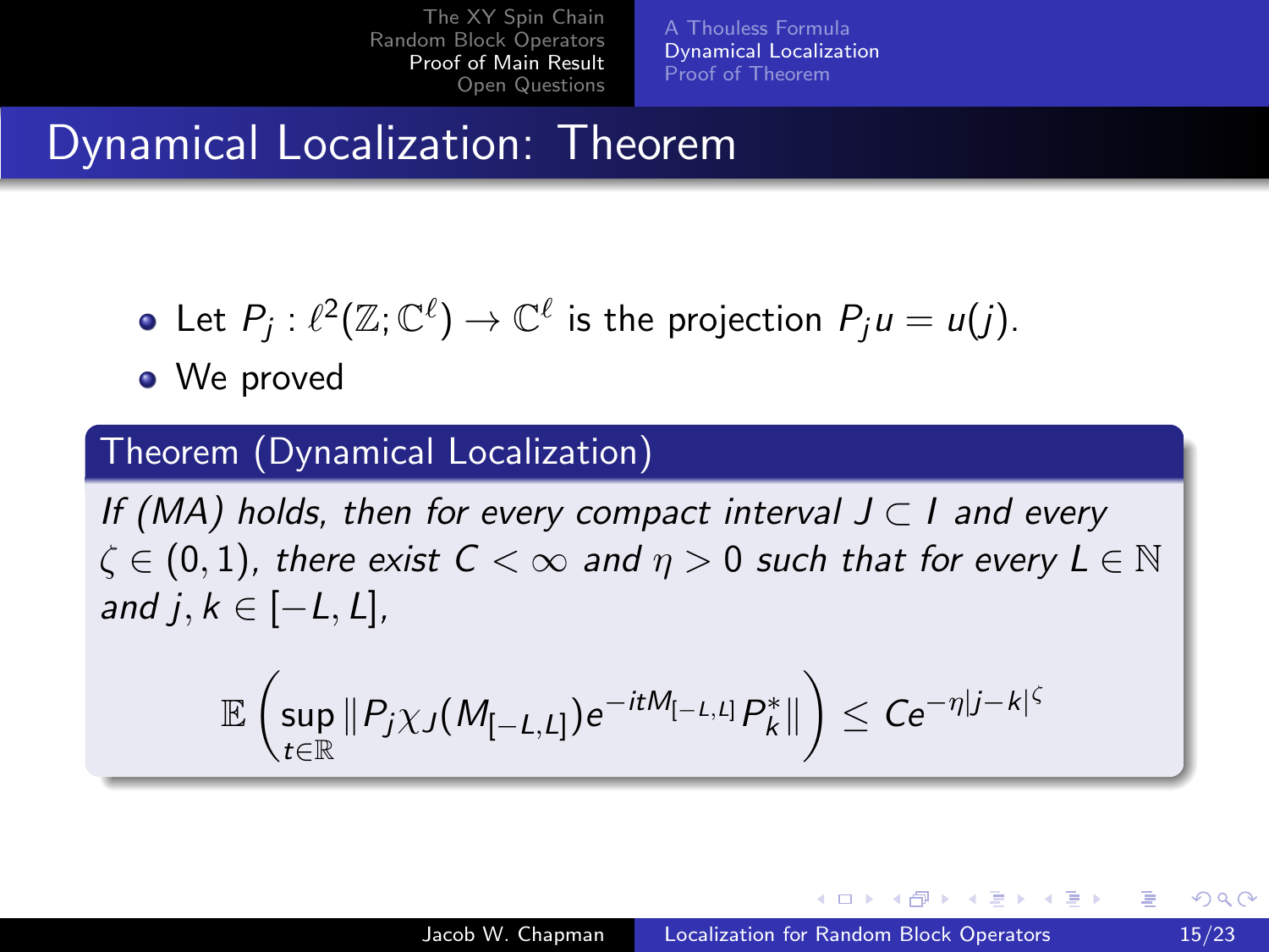## Dynamical Localization: Theorem

- Let $P_j : \ell^2(\mathbb{Z};\mathbb{C}^\ell) \to \mathbb{C}^\ell$ is the projection $P_j u = u(j)$.
- We proved

**Theorem (Dynamical Localization)**

*If (MA) holds, then for every compact interval $J \subset I$ and every $\zeta \in (0,1)$, there exist $C < \infty$ and $\eta > 0$ such that for every $L \in \mathbb{N}$ and $j, k \in [-L, L]$,*

$$\mathbb{E}\left(\sup_{t\in\mathbb{R}} \|P_j \chi_J(M_{[-L,L]}) e^{-itM_{[-L,L]}} P_k^*\|\right) \leq Ce^{-\eta|j-k|^\zeta}$$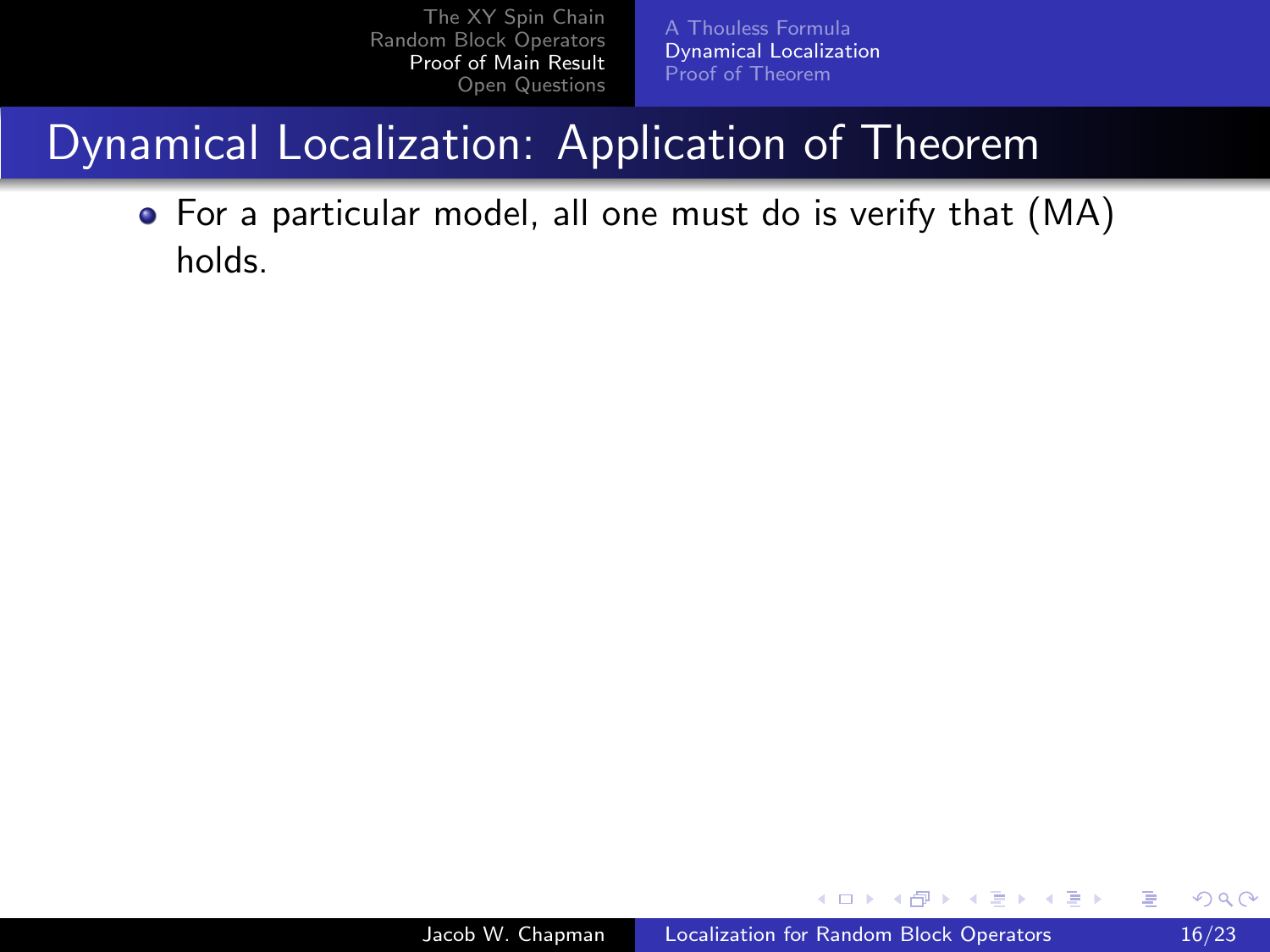# Dynamical Localization: Application of Theorem

- For a particular model, all one must do is verify that (MA) holds.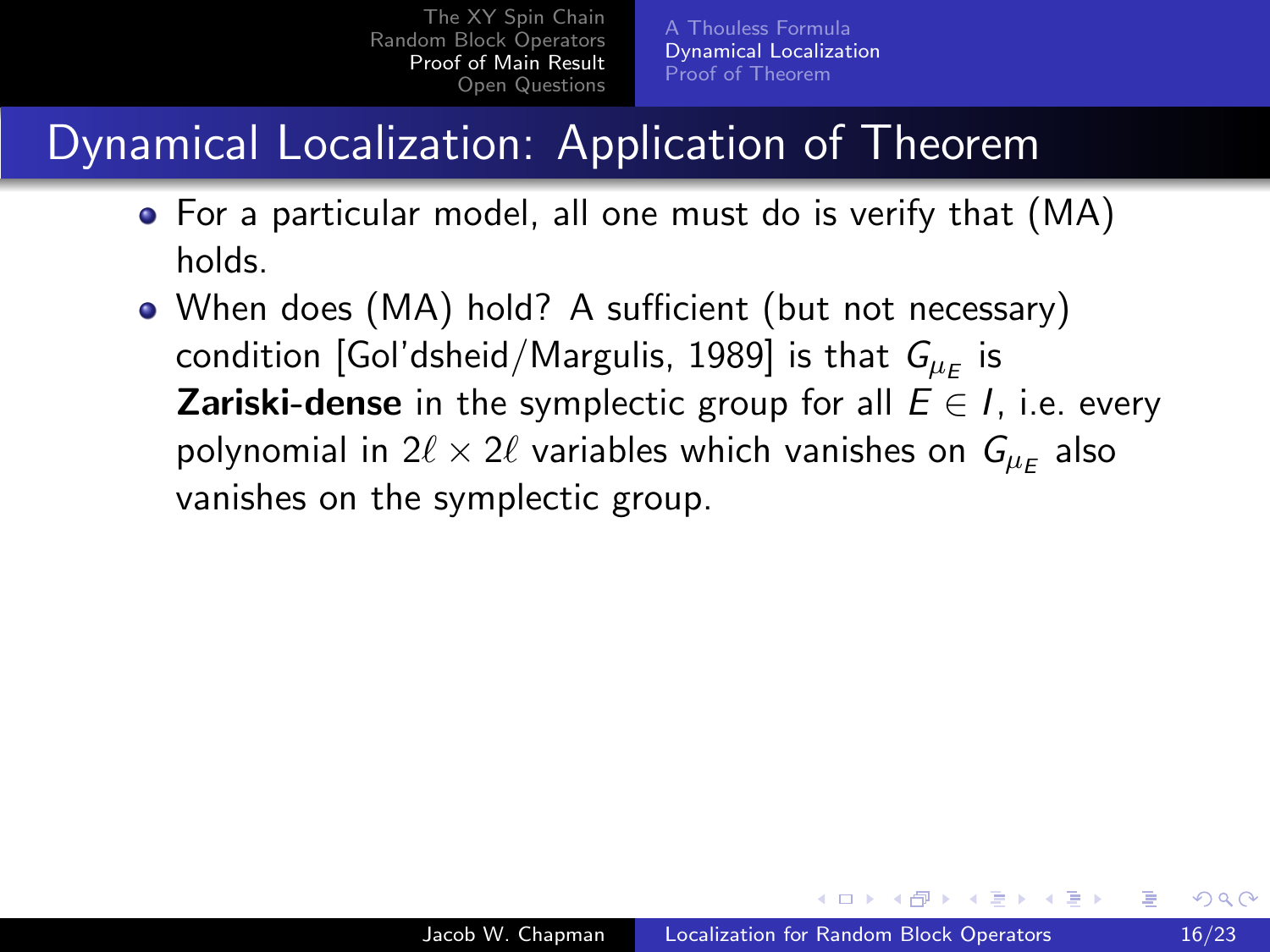## Dynamical Localization: Application of Theorem

- For a particular model, all one must do is verify that (MA) holds.
- When does (MA) hold? A sufficient (but not necessary) condition [Gol'dsheid/Margulis, 1989] is that $G_{\mu_E}$ is **Zariski-dense** in the symplectic group for all $E \in I$, i.e. every polynomial in $2\ell \times 2\ell$ variables which vanishes on $G_{\mu_E}$ also vanishes on the symplectic group.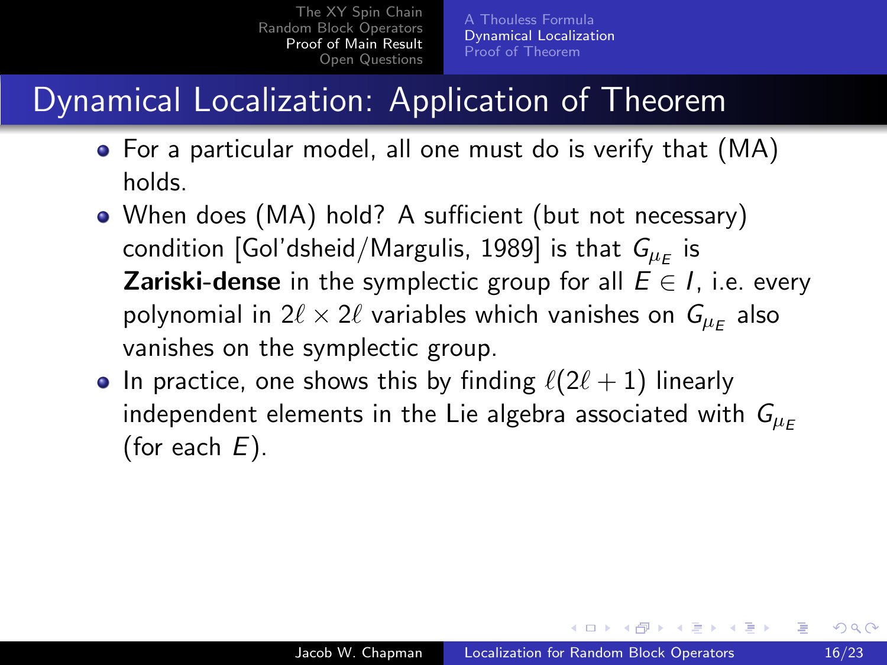# Dynamical Localization: Application of Theorem

- For a particular model, all one must do is verify that (MA) holds.
- When does (MA) hold? A sufficient (but not necessary) condition [Gol'dsheid/Margulis, 1989] is that $G_{\mu_E}$ is **Zariski-dense** in the symplectic group for all $E \in I$, i.e. every polynomial in $2\ell \times 2\ell$ variables which vanishes on $G_{\mu_E}$ also vanishes on the symplectic group.
- In practice, one shows this by finding $\ell(2\ell + 1)$ linearly independent elements in the Lie algebra associated with $G_{\mu_E}$ (for each $E$).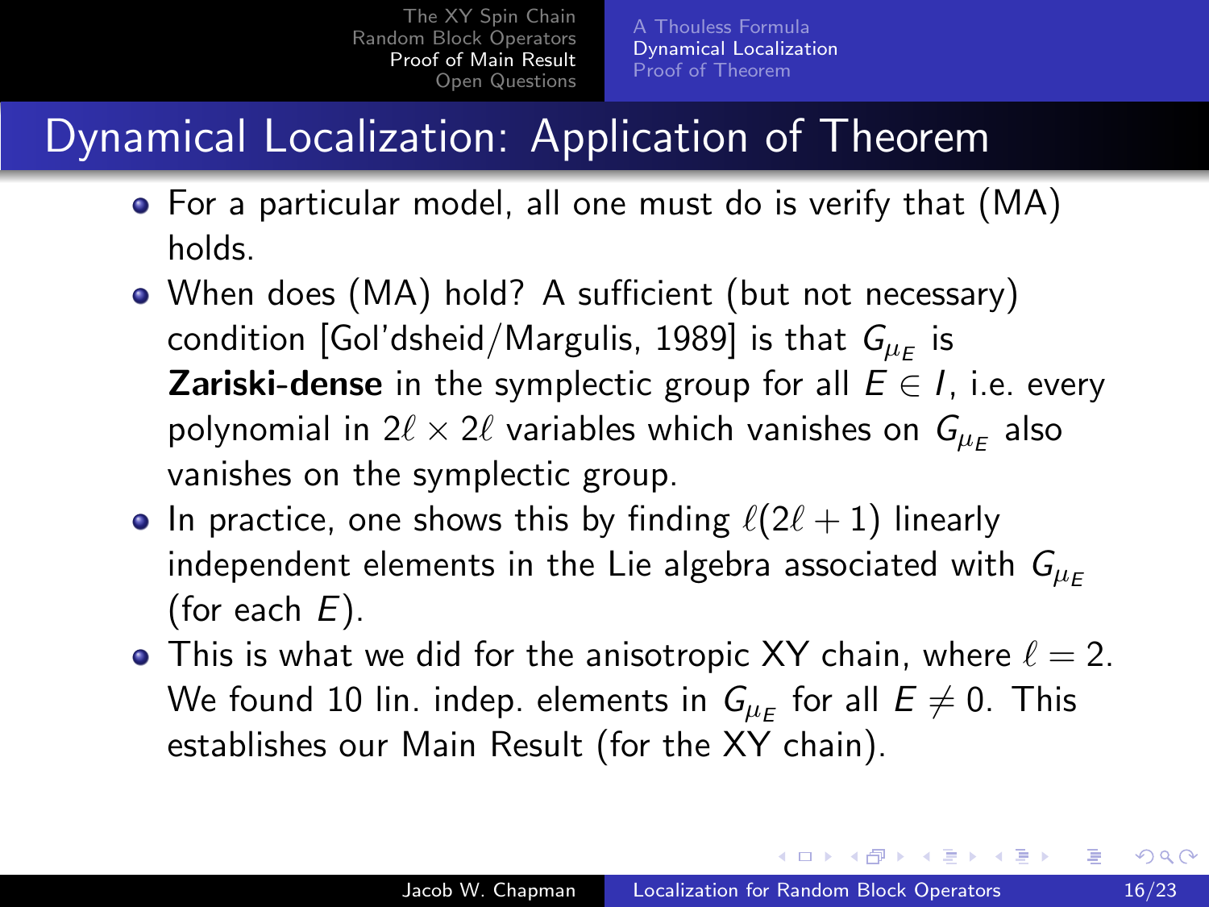## Dynamical Localization: Application of Theorem

- For a particular model, all one must do is verify that (MA) holds.
- When does (MA) hold? A sufficient (but not necessary) condition [Gol'dsheid/Margulis, 1989] is that $G_{\mu_E}$ is **Zariski-dense** in the symplectic group for all $E \in I$, i.e. every polynomial in $2\ell \times 2\ell$ variables which vanishes on $G_{\mu_E}$ also vanishes on the symplectic group.
- In practice, one shows this by finding $\ell(2\ell+1)$ linearly independent elements in the Lie algebra associated with $G_{\mu_E}$ (for each $E$).
- This is what we did for the anisotropic XY chain, where $\ell = 2$. We found 10 lin. indep. elements in $G_{\mu_E}$ for all $E \neq 0$. This establishes our Main Result (for the XY chain).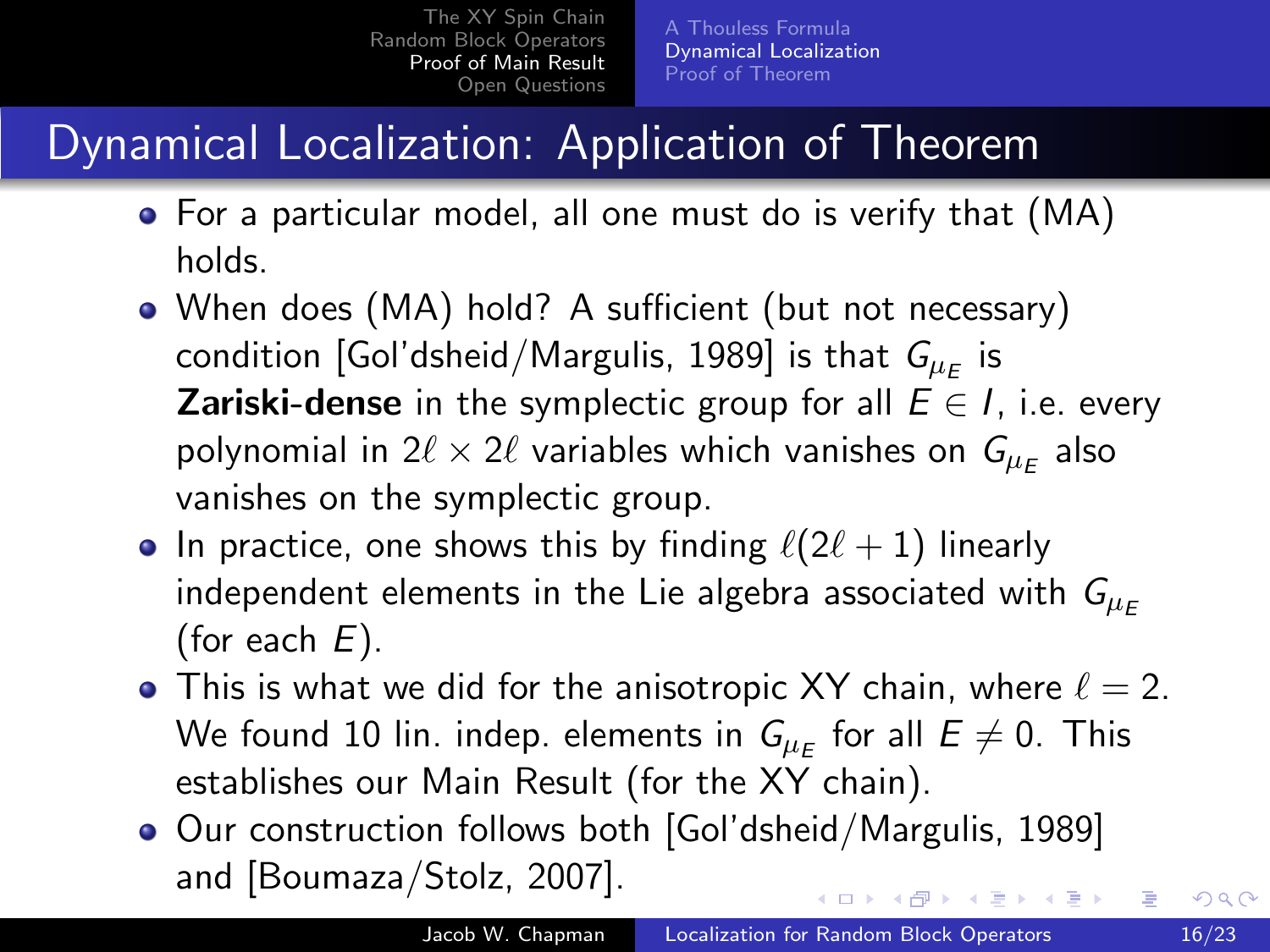# Dynamical Localization: Application of Theorem

- For a particular model, all one must do is verify that (MA) holds.
- When does (MA) hold? A sufficient (but not necessary) condition [Gol'dsheid/Margulis, 1989] is that $G_{\mu_E}$ is **Zariski-dense** in the symplectic group for all $E \in I$, i.e. every polynomial in $2\ell \times 2\ell$ variables which vanishes on $G_{\mu_E}$ also vanishes on the symplectic group.
- In practice, one shows this by finding $\ell(2\ell+1)$ linearly independent elements in the Lie algebra associated with $G_{\mu_E}$ (for each $E$).
- This is what we did for the anisotropic XY chain, where $\ell = 2$. We found 10 lin. indep. elements in $G_{\mu_E}$ for all $E \neq 0$. This establishes our Main Result (for the XY chain).
- Our construction follows both [Gol'dsheid/Margulis, 1989] and [Boumaza/Stolz, 2007].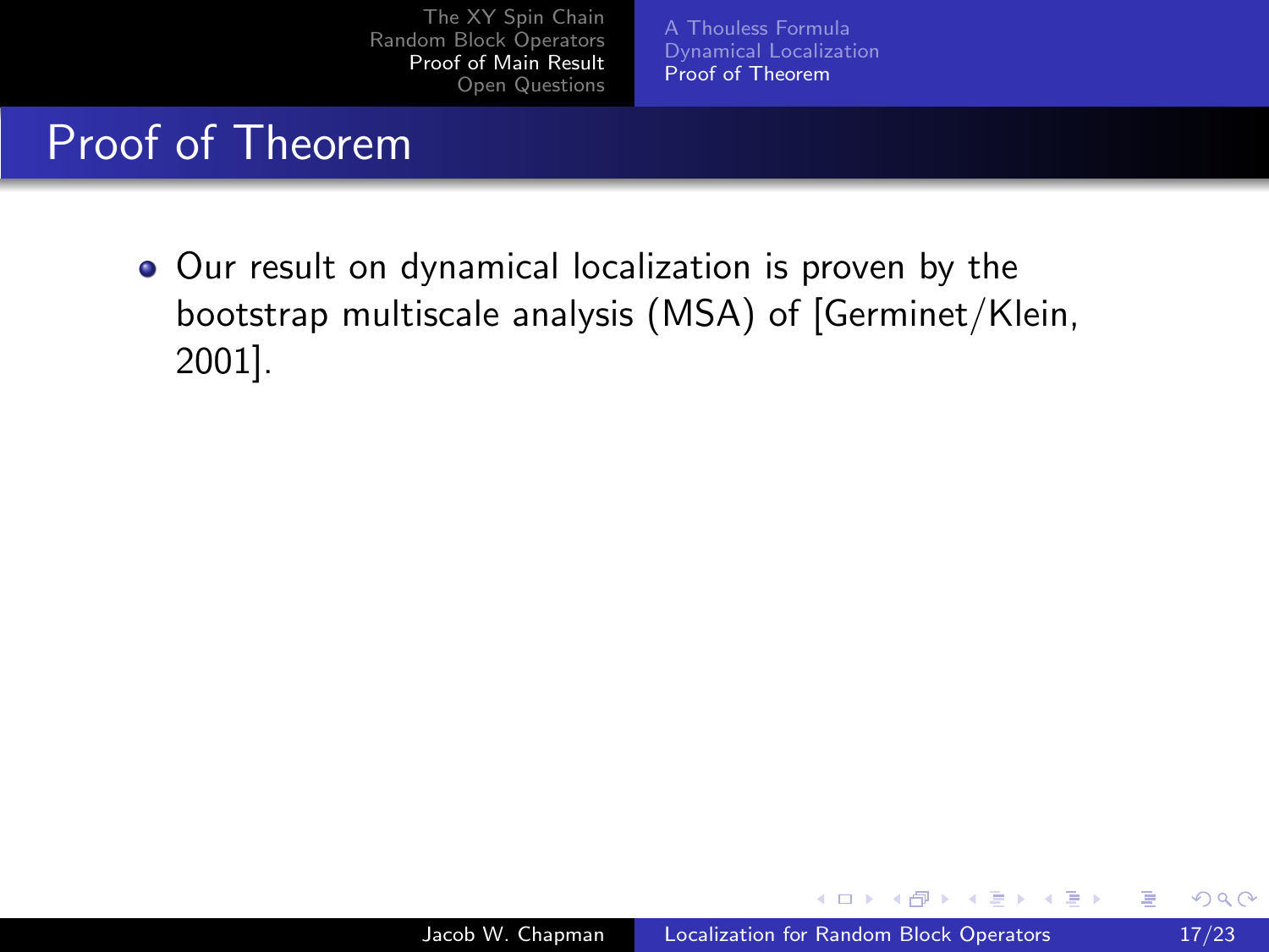# Proof of Theorem

- Our result on dynamical localization is proven by the bootstrap multiscale analysis (MSA) of [Germinet/Klein, 2001].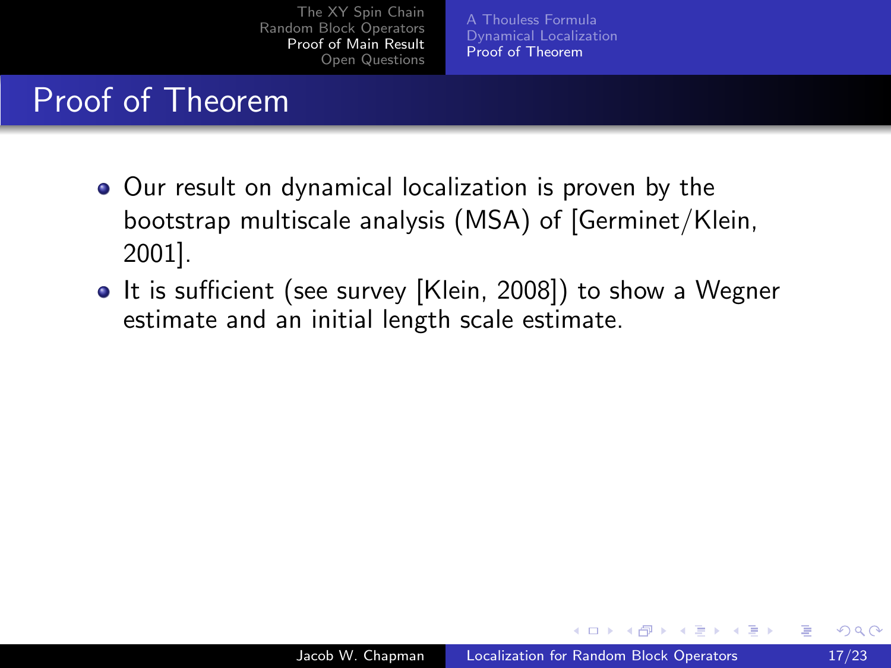## Proof of Theorem

- Our result on dynamical localization is proven by the bootstrap multiscale analysis (MSA) of [Germinet/Klein, 2001].
- It is sufficient (see survey [Klein, 2008]) to show a Wegner estimate and an initial length scale estimate.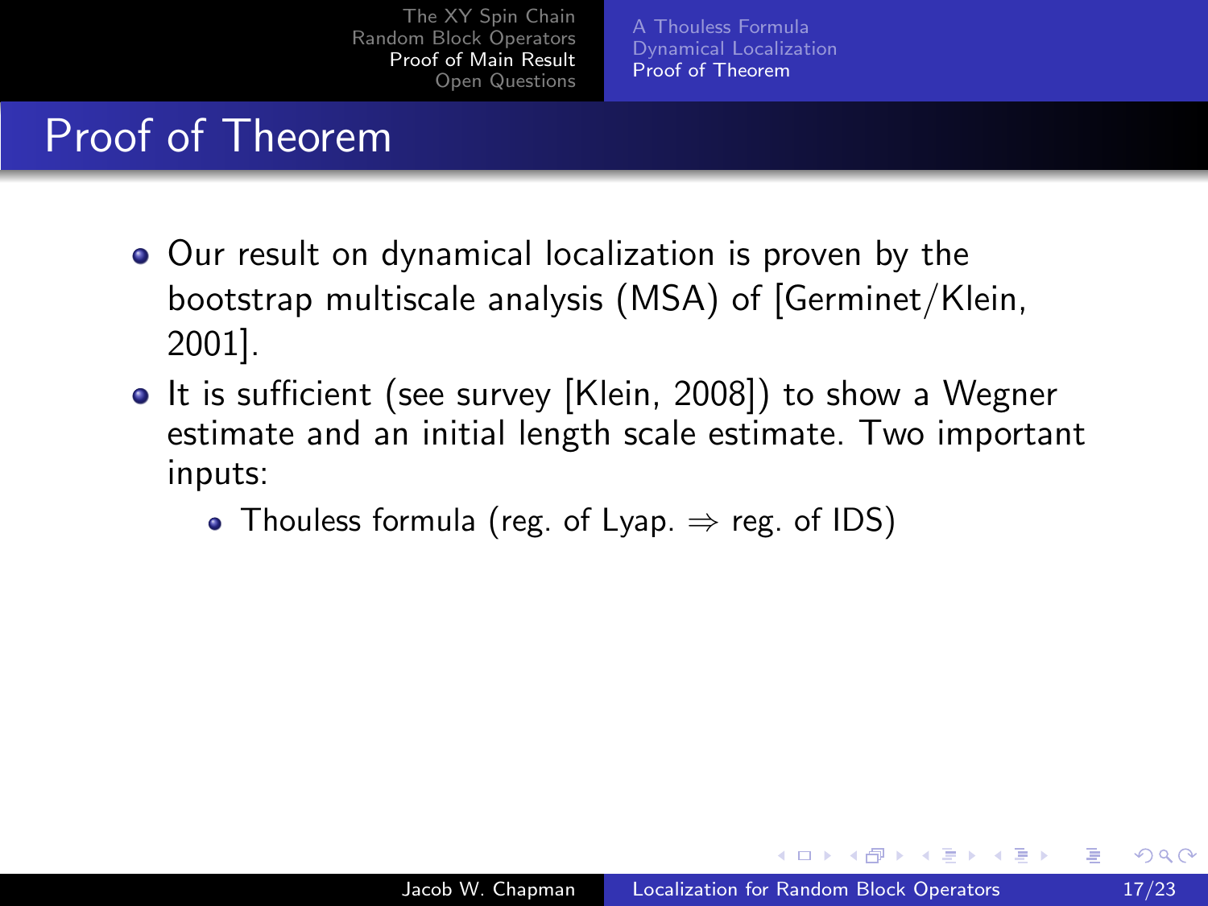# Proof of Theorem

- Our result on dynamical localization is proven by the bootstrap multiscale analysis (MSA) of [Germinet/Klein, 2001].
- It is sufficient (see survey [Klein, 2008]) to show a Wegner estimate and an initial length scale estimate. Two important inputs:
  - Thouless formula (reg. of Lyap. $\Rightarrow$ reg. of IDS)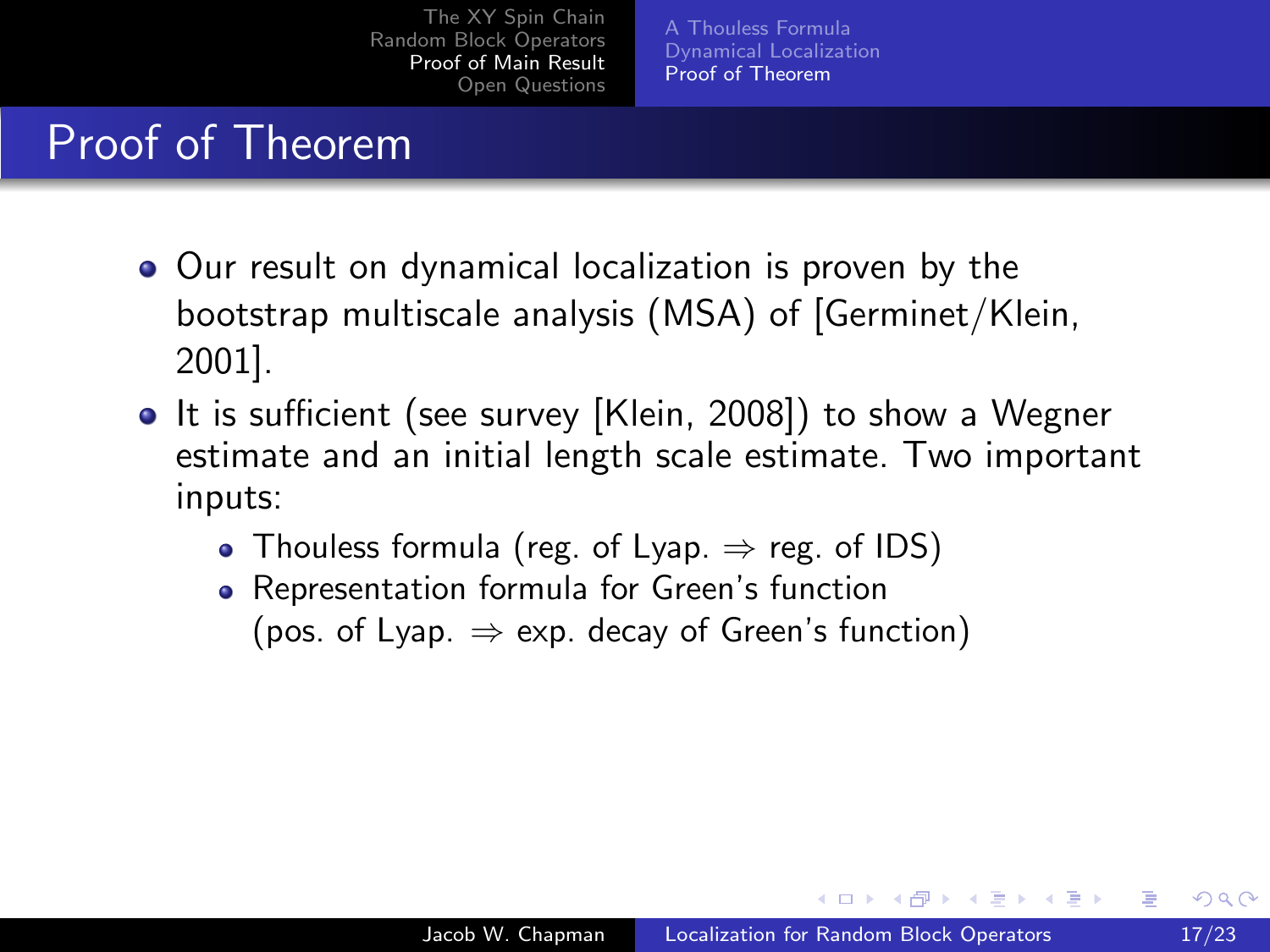# Proof of Theorem

- Our result on dynamical localization is proven by the bootstrap multiscale analysis (MSA) of [Germinet/Klein, 2001].
- It is sufficient (see survey [Klein, 2008]) to show a Wegner estimate and an initial length scale estimate. Two important inputs:
  - Thouless formula (reg. of Lyap. $\Rightarrow$ reg. of IDS)
  - Representation formula for Green's function (pos. of Lyap. $\Rightarrow$ exp. decay of Green's function)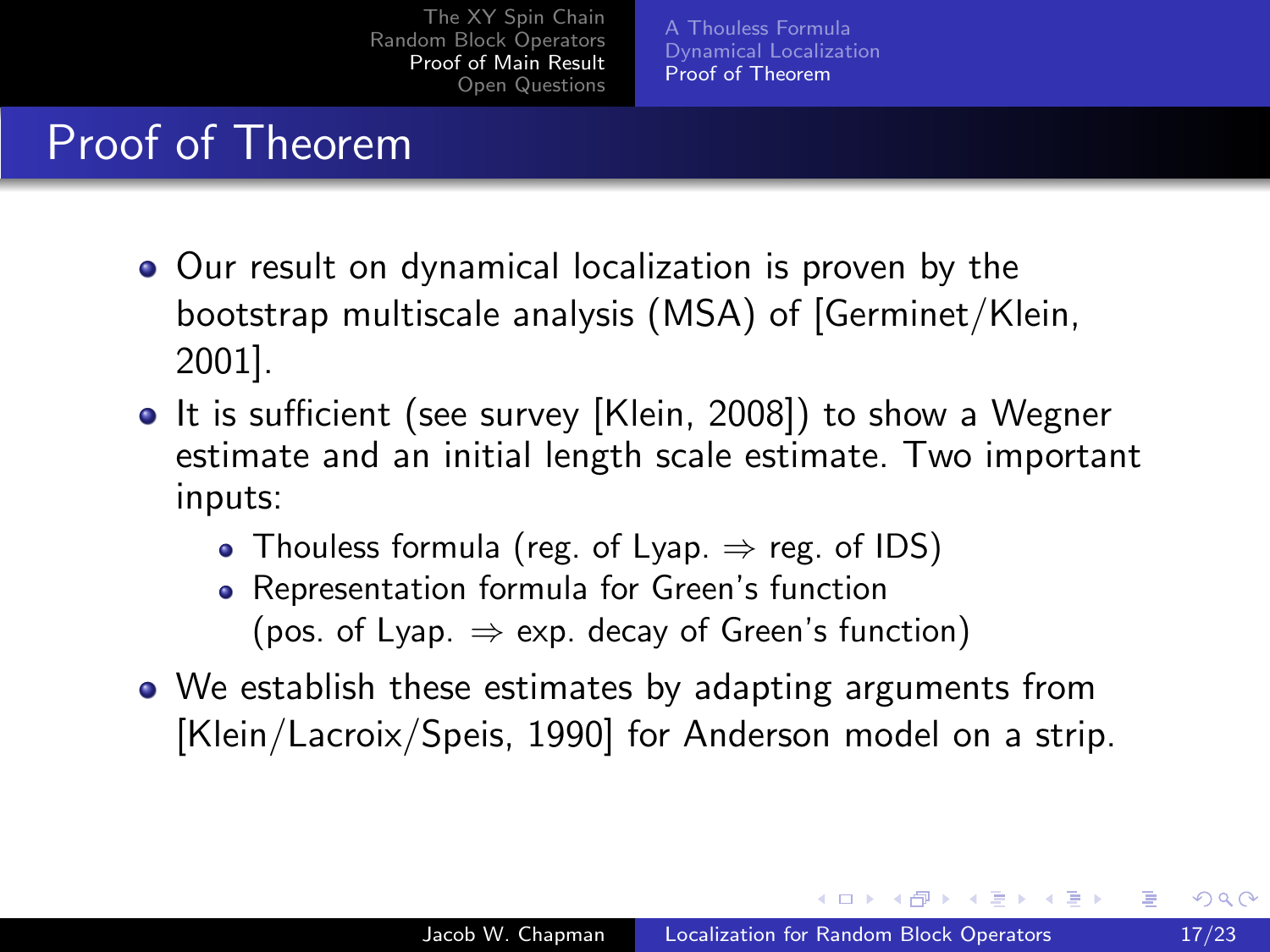# Proof of Theorem

- Our result on dynamical localization is proven by the bootstrap multiscale analysis (MSA) of [Germinet/Klein, 2001].
- It is sufficient (see survey [Klein, 2008]) to show a Wegner estimate and an initial length scale estimate. Two important inputs:
  - Thouless formula (reg. of Lyap. $\Rightarrow$ reg. of IDS)
  - Representation formula for Green's function (pos. of Lyap. $\Rightarrow$ exp. decay of Green's function)
- We establish these estimates by adapting arguments from [Klein/Lacroix/Speis, 1990] for Anderson model on a strip.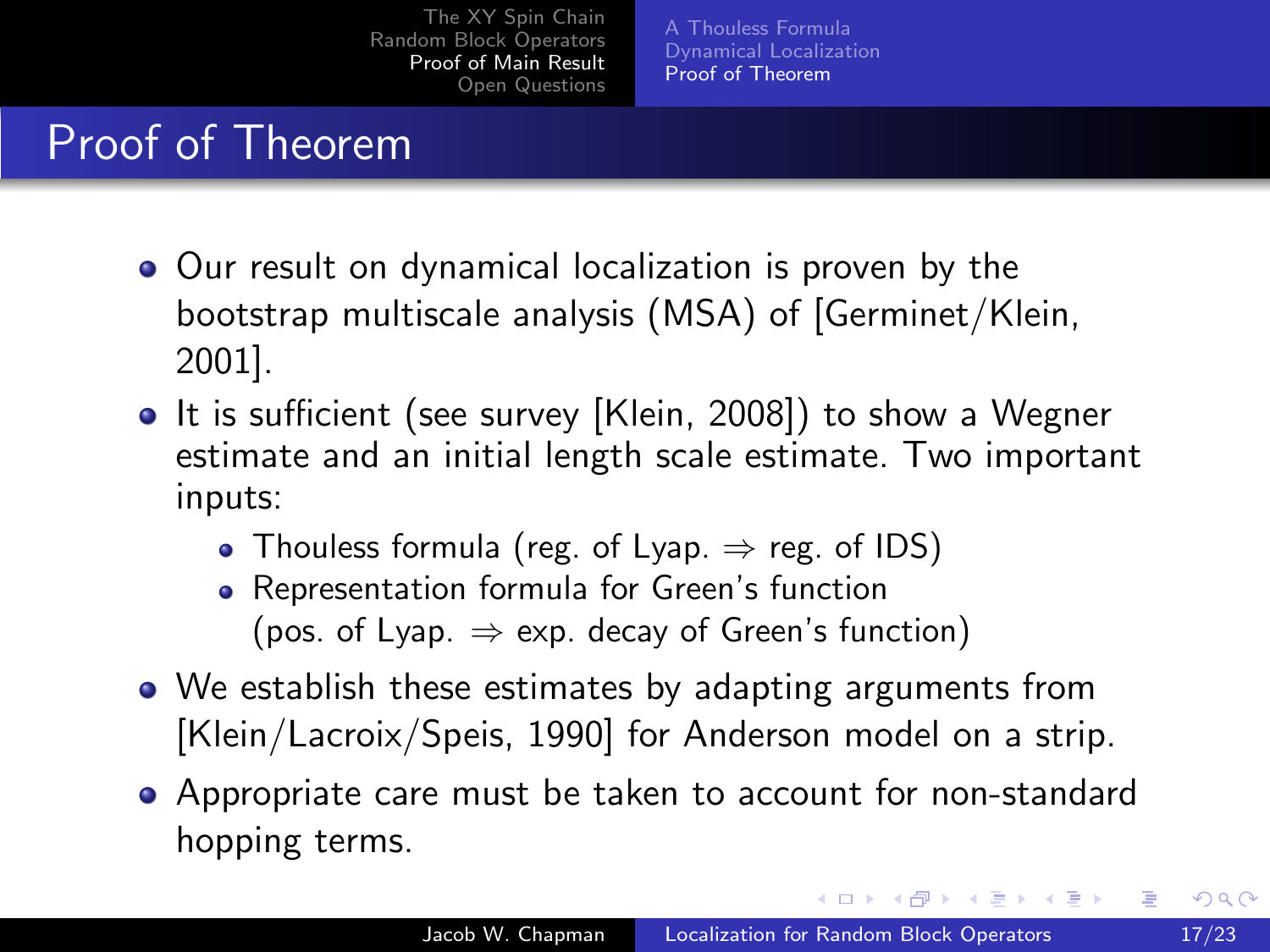# Proof of Theorem

- Our result on dynamical localization is proven by the bootstrap multiscale analysis (MSA) of [Germinet/Klein, 2001].
- It is sufficient (see survey [Klein, 2008]) to show a Wegner estimate and an initial length scale estimate. Two important inputs:
  - Thouless formula (reg. of Lyap. $\Rightarrow$ reg. of IDS)
  - Representation formula for Green's function (pos. of Lyap. $\Rightarrow$ exp. decay of Green's function)
- We establish these estimates by adapting arguments from [Klein/Lacroix/Speis, 1990] for Anderson model on a strip.
- Appropriate care must be taken to account for non-standard hopping terms.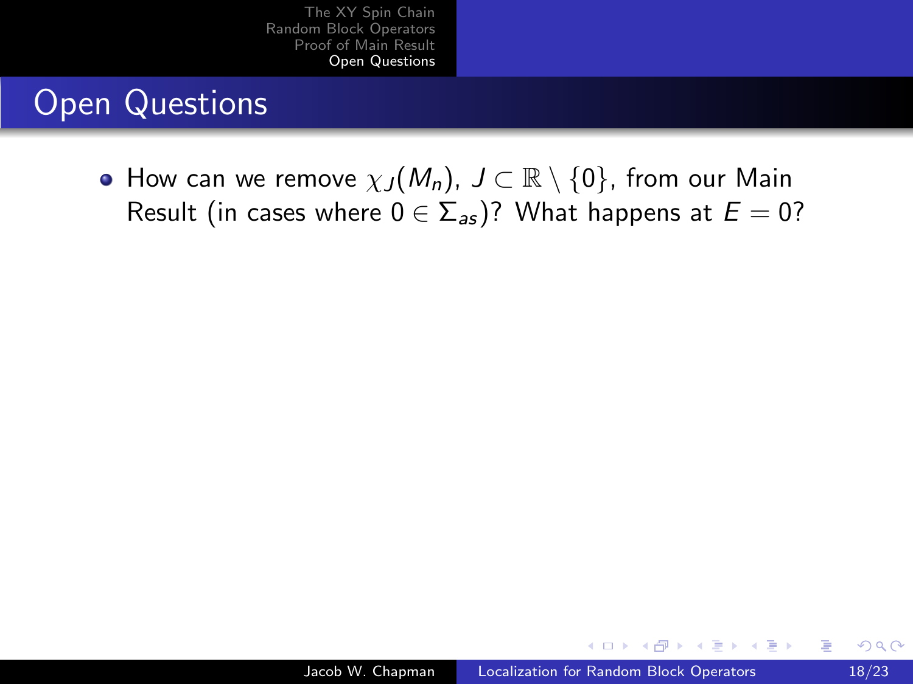## Open Questions

- How can we remove $\chi_J(M_n)$, $J \subset \mathbb{R} \setminus \{0\}$, from our Main Result (in cases where $0 \in \Sigma_{as}$)? What happens at $E = 0$?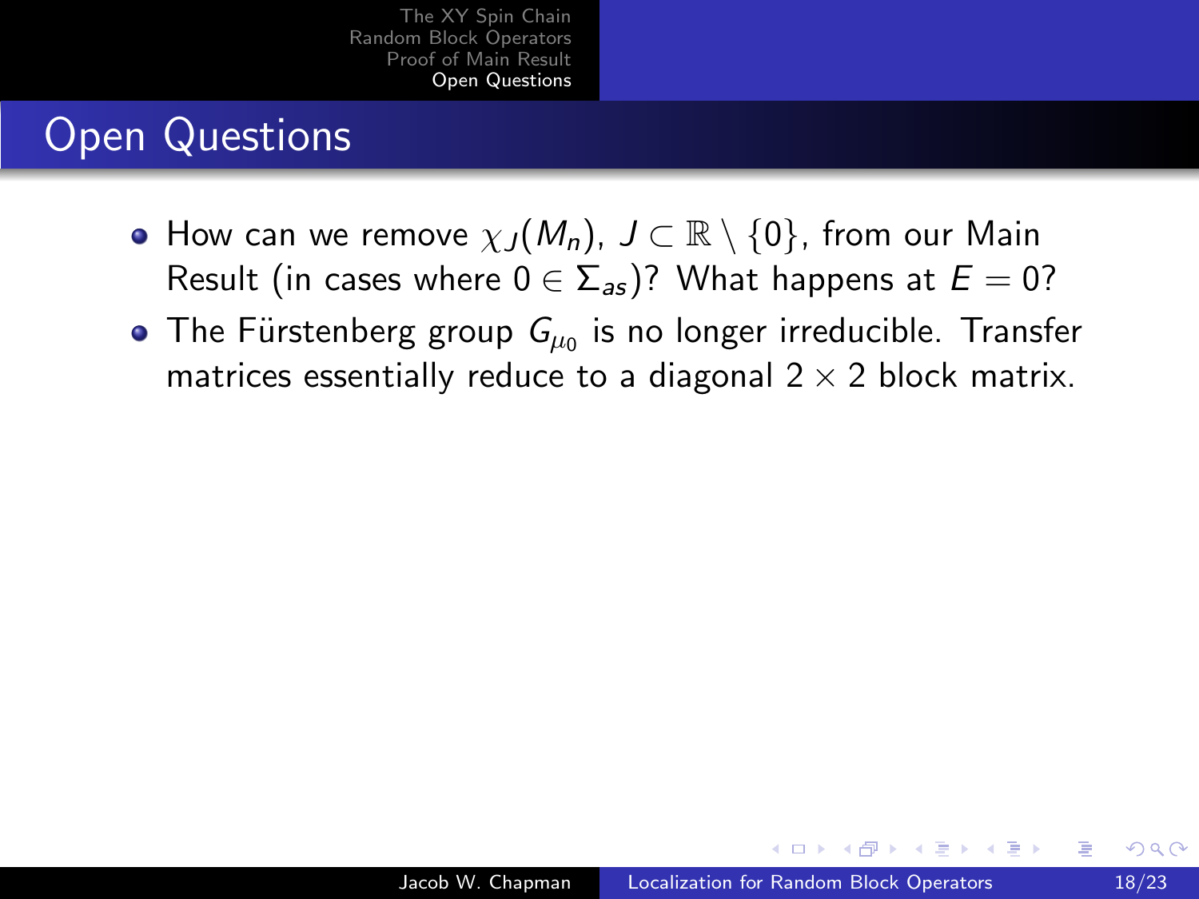# Open Questions

- How can we remove $\chi_J(M_n)$, $J \subset \mathbb{R} \setminus \{0\}$, from our Main Result (in cases where $0 \in \Sigma_{as}$)? What happens at $E = 0$?
- The Fürstenberg group $G_{\mu_0}$ is no longer irreducible. Transfer matrices essentially reduce to a diagonal $2 \times 2$ block matrix.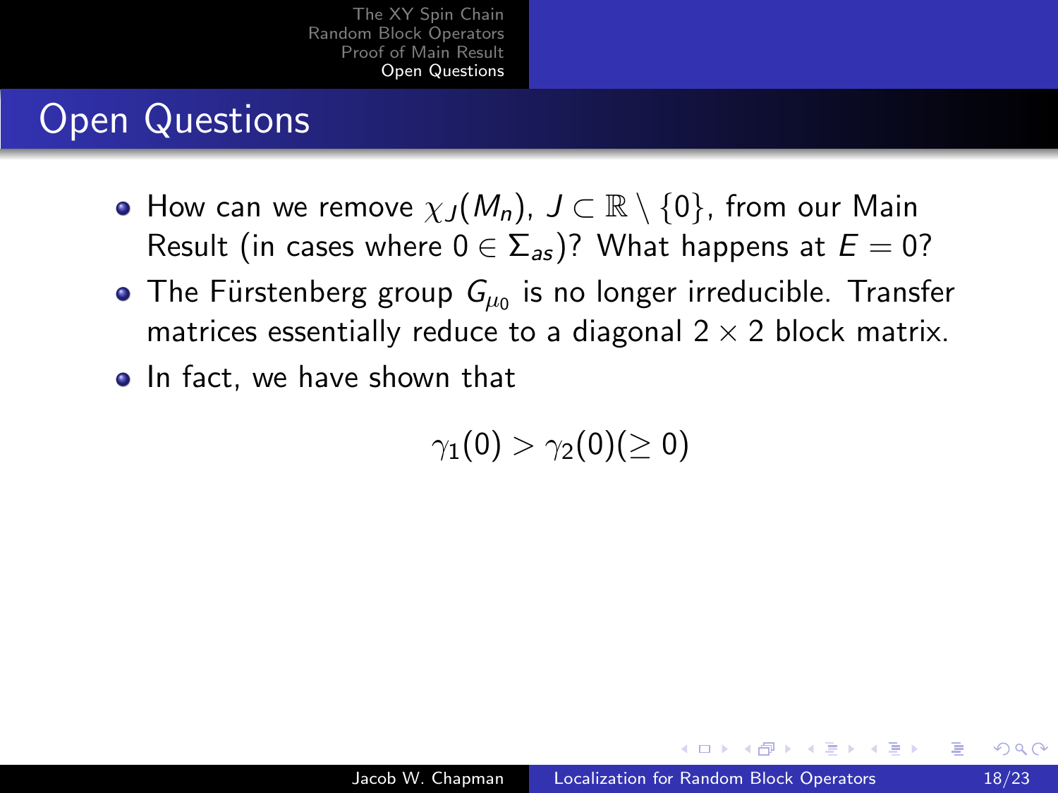# Open Questions

- How can we remove $\chi_J(M_n)$, $J \subset \mathbb{R} \setminus \{0\}$, from our Main Result (in cases where $0 \in \Sigma_{as}$)? What happens at $E = 0$?
- The Fürstenberg group $G_{\mu_0}$ is no longer irreducible. Transfer matrices essentially reduce to a diagonal $2 \times 2$ block matrix.
- In fact, we have shown that

$$\gamma_1(0) > \gamma_2(0)(\geq 0)$$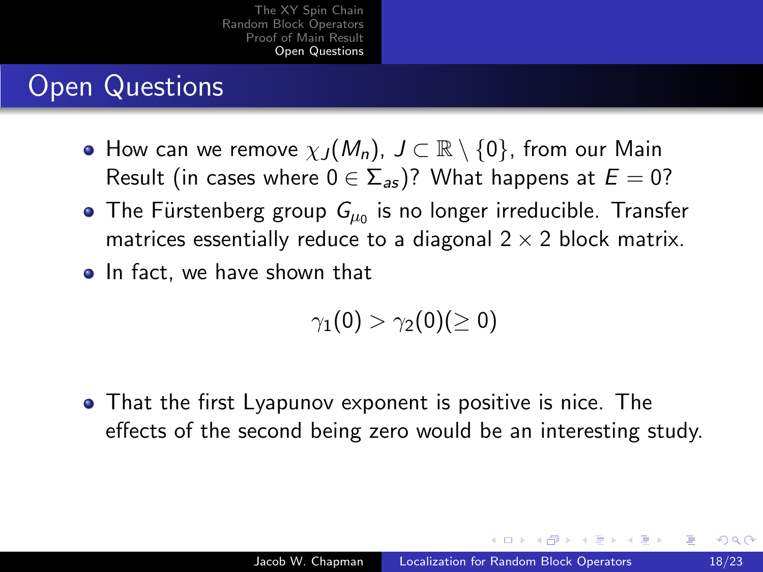# Open Questions

- How can we remove $\chi_J(M_n)$, $J \subset \mathbb{R} \setminus \{0\}$, from our Main Result (in cases where $0 \in \Sigma_{as}$)? What happens at $E = 0$?
- The Fürstenberg group $G_{\mu_0}$ is no longer irreducible. Transfer matrices essentially reduce to a diagonal $2 \times 2$ block matrix.
- In fact, we have shown that

$$\gamma_1(0) > \gamma_2(0)(\geq 0)$$

- That the first Lyapunov exponent is positive is nice. The effects of the second being zero would be an interesting study.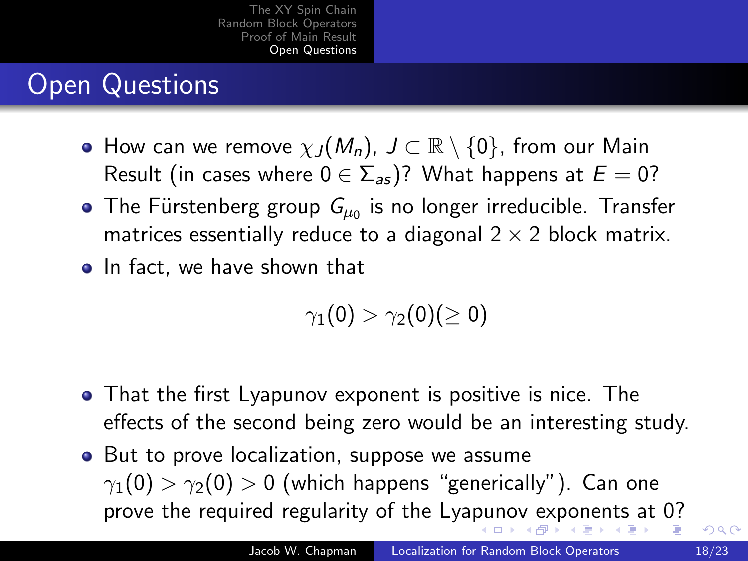# Open Questions

- How can we remove $\chi_J(M_n)$, $J \subset \mathbb{R} \setminus \{0\}$, from our Main Result (in cases where $0 \in \Sigma_{as}$)? What happens at $E = 0$?
- The Fürstenberg group $G_{\mu_0}$ is no longer irreducible. Transfer matrices essentially reduce to a diagonal $2 \times 2$ block matrix.
- In fact, we have shown that

$$\gamma_1(0) > \gamma_2(0)(\geq 0)$$

- That the first Lyapunov exponent is positive is nice. The effects of the second being zero would be an interesting study.
- But to prove localization, suppose we assume $\gamma_1(0) > \gamma_2(0) > 0$ (which happens "generically"). Can one prove the required regularity of the Lyapunov exponents at 0?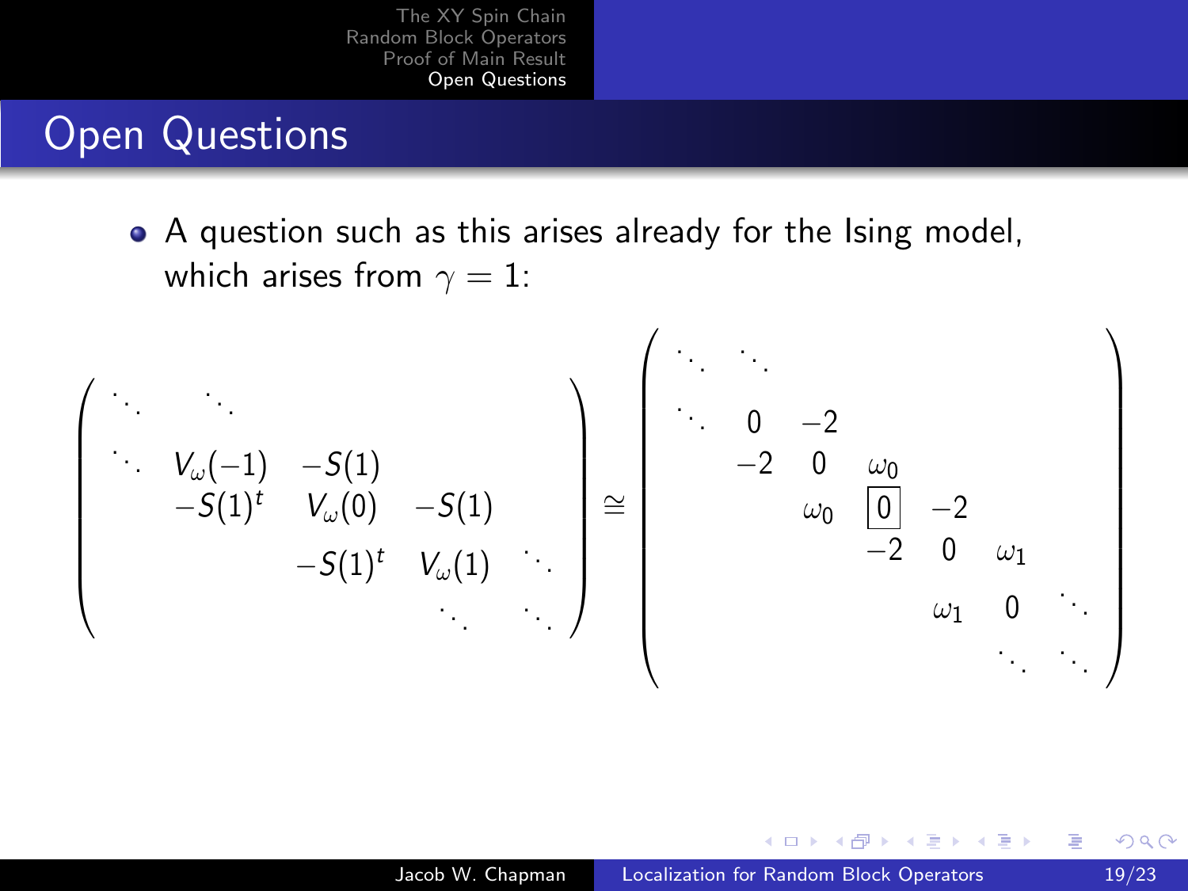## Open Questions

- A question such as this arises already for the Ising model, which arises from $\gamma = 1$:

$$
\begin{pmatrix}
\ddots & \ddots & & & \\
\ddots & V_\omega(-1) & -S(1) & & \\
& -S(1)^t & V_\omega(0) & -S(1) & \\
& & -S(1)^t & V_\omega(1) & \ddots \\
& & & \ddots & \ddots
\end{pmatrix}
\cong
\begin{pmatrix}
\ddots & \ddots & & & & & \\
\ddots & 0 & -2 & & & & \\
& -2 & 0 & \omega_0 & & & \\
& & \omega_0 & \boxed{0} & -2 & & \\
& & & -2 & 0 & \omega_1 & \\
& & & & \omega_1 & 0 & \ddots \\
& & & & & \ddots & \ddots
\end{pmatrix}
$$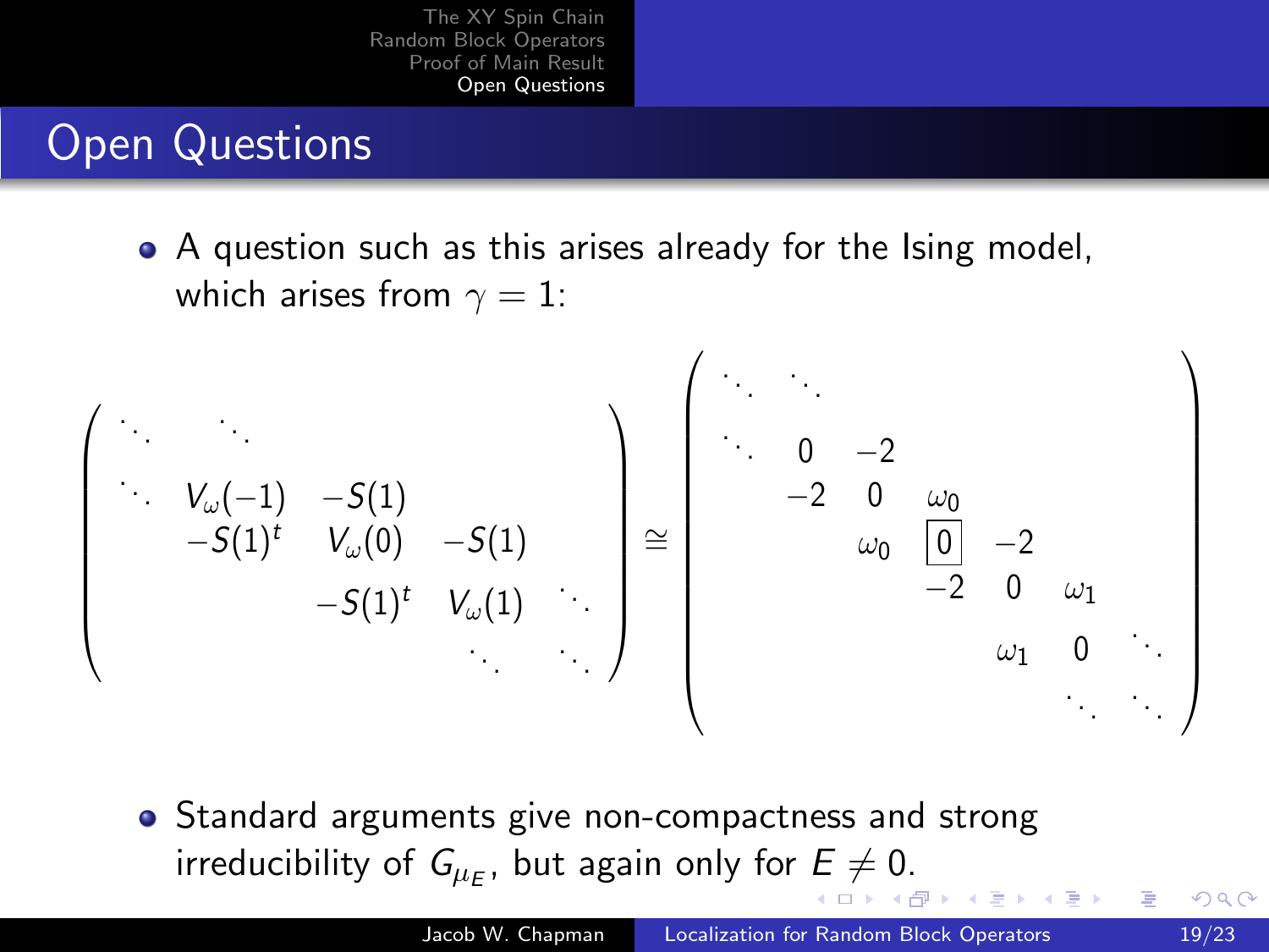## Open Questions

- A question such as this arises already for the Ising model, which arises from $\gamma = 1$:

$$
\begin{pmatrix}
\ddots & \ddots & & & \\
\ddots & V_\omega(-1) & -S(1) & & \\
 & -S(1)^t & V_\omega(0) & -S(1) & \\
 & & -S(1)^t & V_\omega(1) & \ddots \\
 & & & \ddots & \ddots
\end{pmatrix}
\cong
\begin{pmatrix}
\ddots & \ddots & & & & & & \\
\ddots & 0 & -2 & & & & & \\
 & -2 & 0 & \omega_0 & & & & \\
 & & \omega_0 & \boxed{0} & -2 & & & \\
 & & & -2 & 0 & \omega_1 & & \\
 & & & & \omega_1 & 0 & \ddots & \\
 & & & & & \ddots & \ddots &
\end{pmatrix}
$$

- Standard arguments give non-compactness and strong irreducibility of $G_{\mu_E}$, but again only for $E \neq 0$.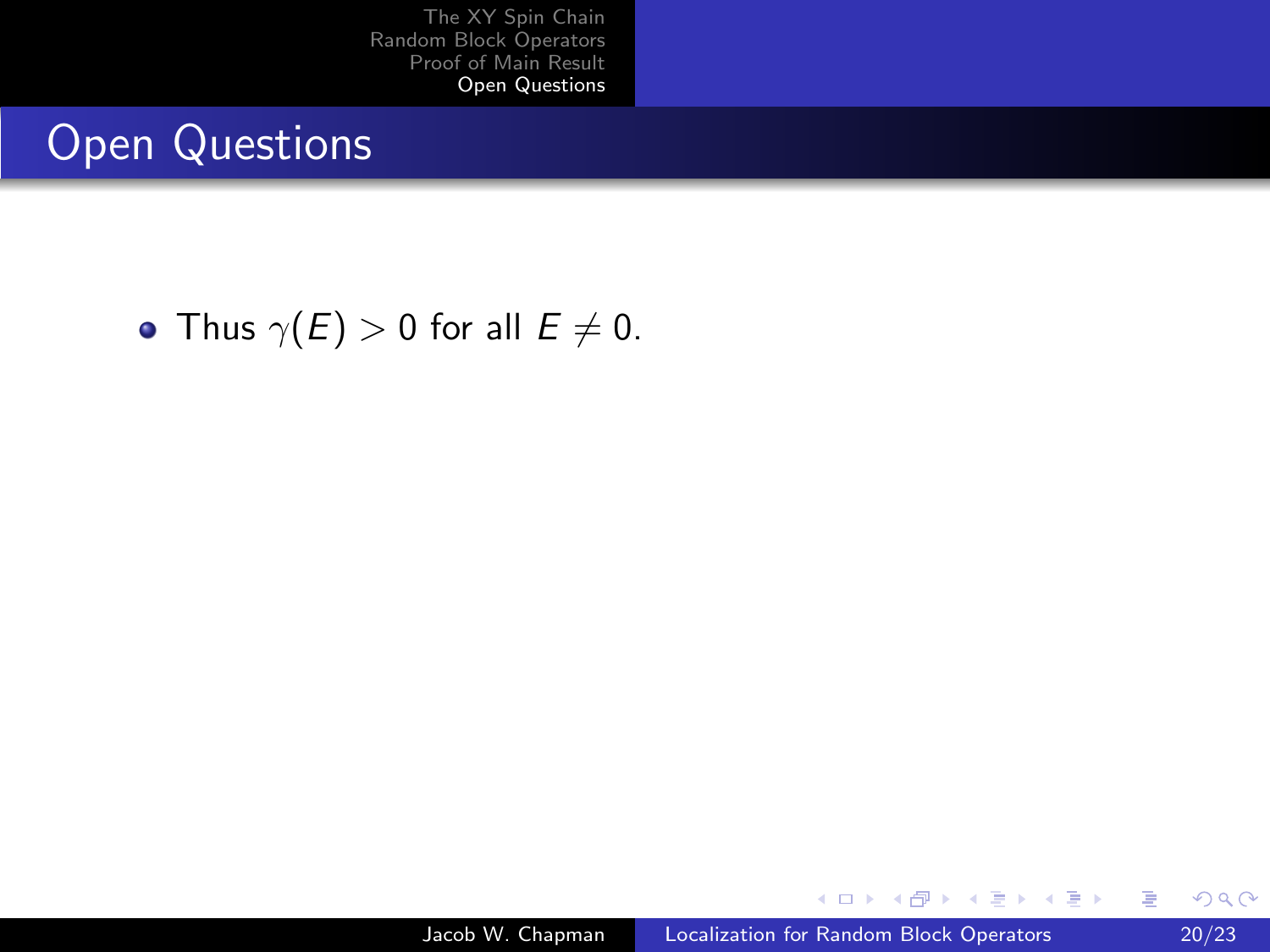## Open Questions

- Thus $\gamma(E) > 0$ for all $E \neq 0$.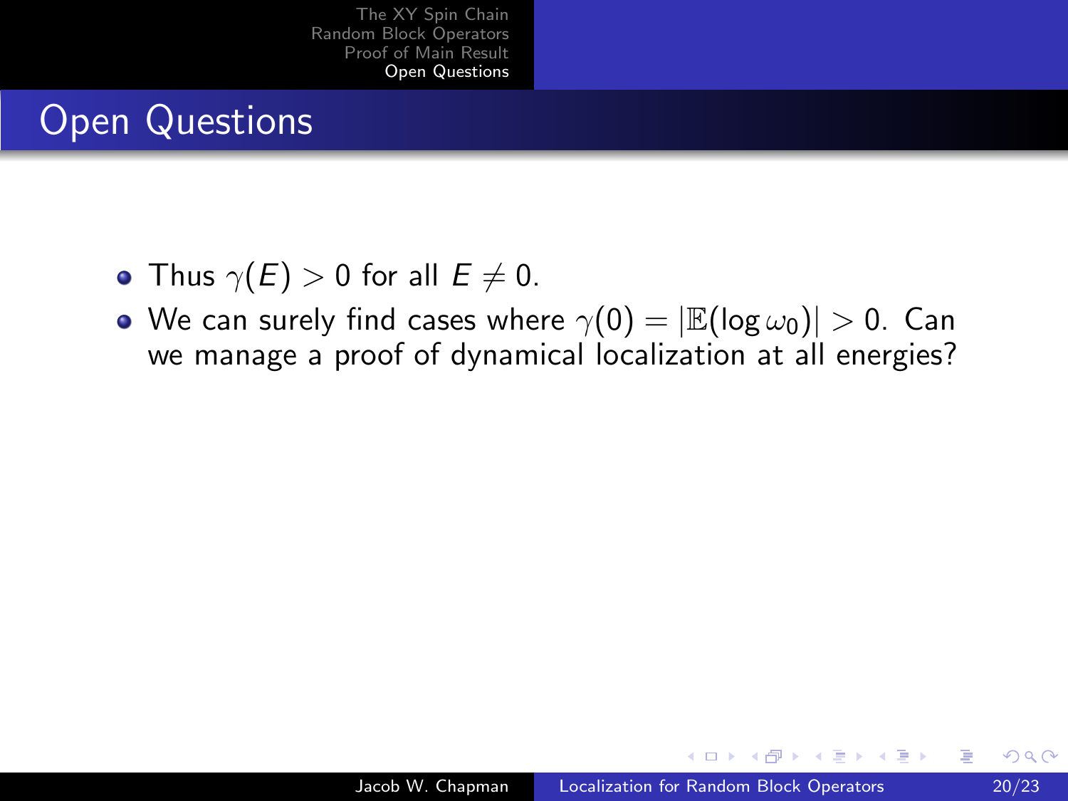# Open Questions

- Thus $\gamma(E) > 0$ for all $E \neq 0$.
- We can surely find cases where $\gamma(0) = |\mathbb{E}(\log \omega_0)| > 0$. Can we manage a proof of dynamical localization at all energies?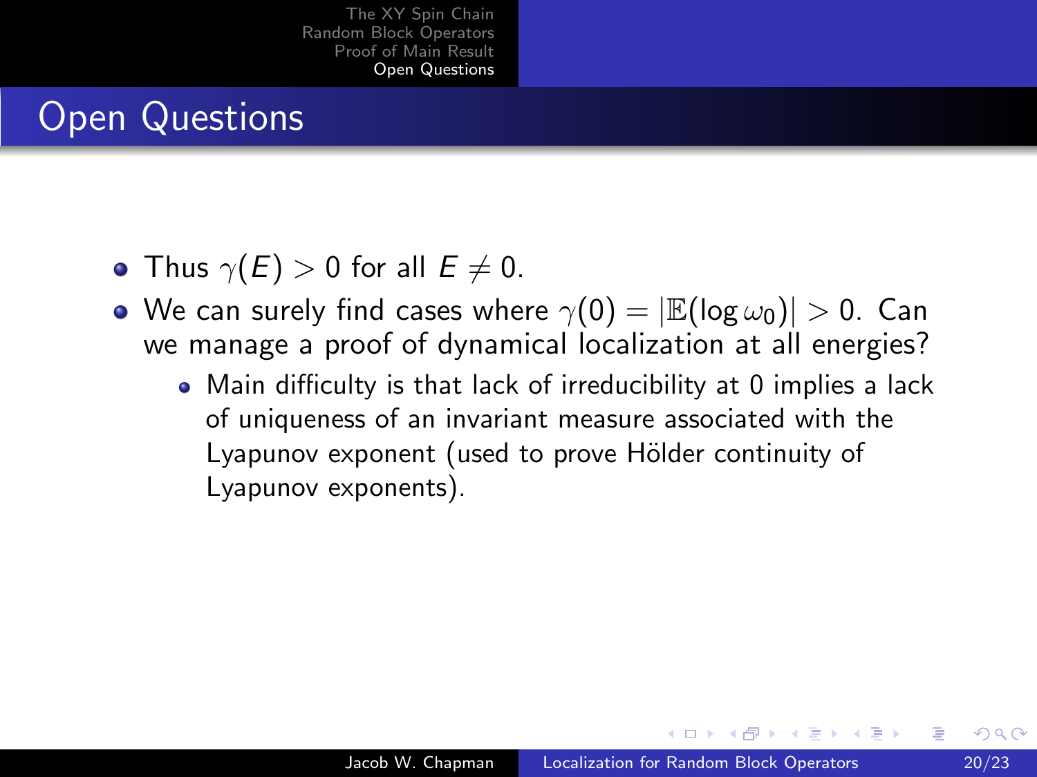## Open Questions

- Thus $\gamma(E) > 0$ for all $E \neq 0$.
- We can surely find cases where $\gamma(0) = |\mathbb{E}(\log \omega_0)| > 0$. Can we manage a proof of dynamical localization at all energies?
  - Main difficulty is that lack of irreducibility at 0 implies a lack of uniqueness of an invariant measure associated with the Lyapunov exponent (used to prove Hölder continuity of Lyapunov exponents).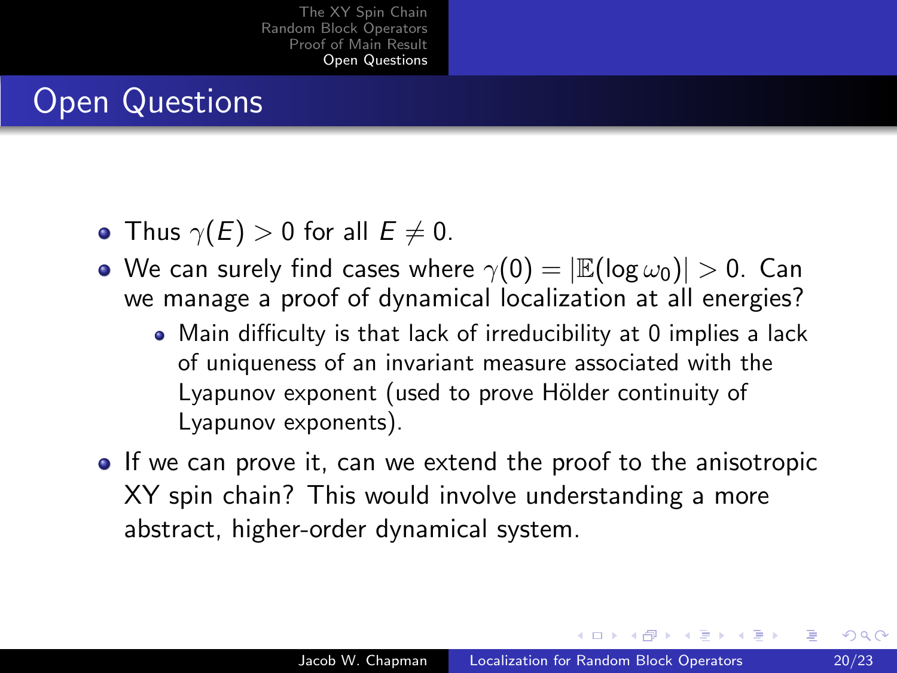# Open Questions

- Thus $\gamma(E) > 0$ for all $E \neq 0$.
- We can surely find cases where $\gamma(0) = |\mathbb{E}(\log \omega_0)| > 0$. Can we manage a proof of dynamical localization at all energies?
  - Main difficulty is that lack of irreducibility at 0 implies a lack of uniqueness of an invariant measure associated with the Lyapunov exponent (used to prove Hölder continuity of Lyapunov exponents).
- If we can prove it, can we extend the proof to the anisotropic XY spin chain? This would involve understanding a more abstract, higher-order dynamical system.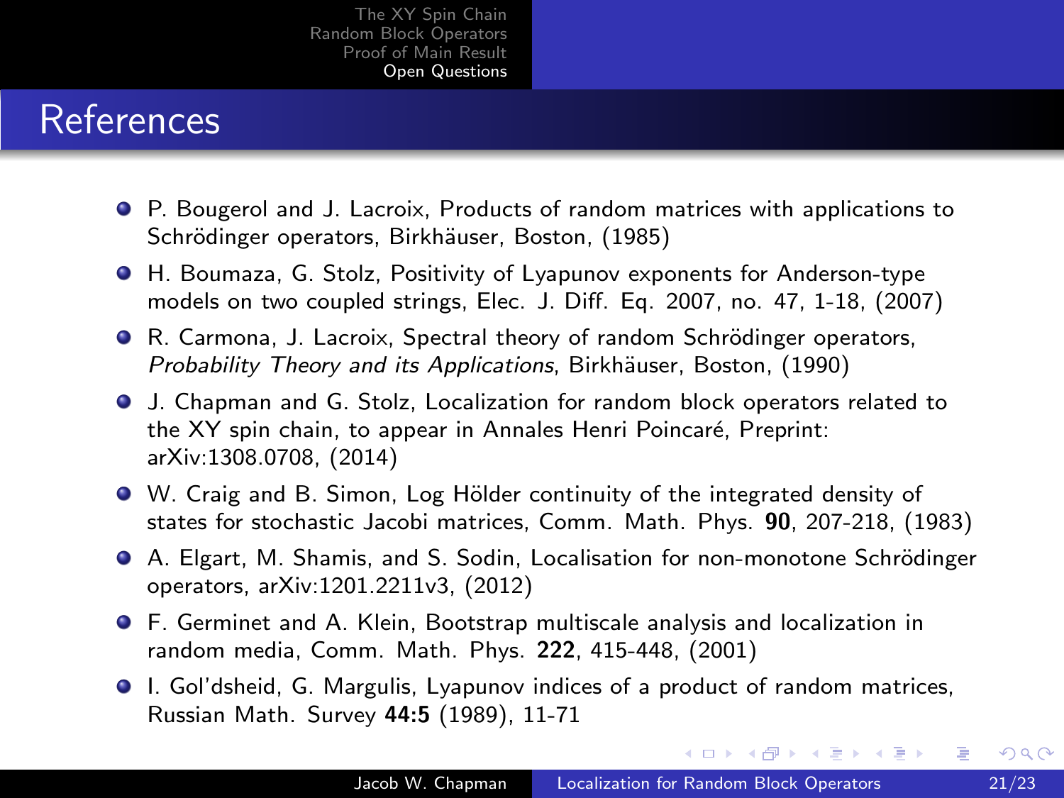# References

- P. Bougerol and J. Lacroix, Products of random matrices with applications to Schrödinger operators, Birkhäuser, Boston, (1985)
- H. Boumaza, G. Stolz, Positivity of Lyapunov exponents for Anderson-type models on two coupled strings, Elec. J. Diff. Eq. 2007, no. 47, 1-18, (2007)
- R. Carmona, J. Lacroix, Spectral theory of random Schrödinger operators, *Probability Theory and its Applications*, Birkhäuser, Boston, (1990)
- J. Chapman and G. Stolz, Localization for random block operators related to the XY spin chain, to appear in Annales Henri Poincaré, Preprint: arXiv:1308.0708, (2014)
- W. Craig and B. Simon, Log Hölder continuity of the integrated density of states for stochastic Jacobi matrices, Comm. Math. Phys. **90**, 207-218, (1983)
- A. Elgart, M. Shamis, and S. Sodin, Localisation for non-monotone Schrödinger operators, arXiv:1201.2211v3, (2012)
- F. Germinet and A. Klein, Bootstrap multiscale analysis and localization in random media, Comm. Math. Phys. **222**, 415-448, (2001)
- I. Gol'dsheid, G. Margulis, Lyapunov indices of a product of random matrices, Russian Math. Survey **44:5** (1989), 11-71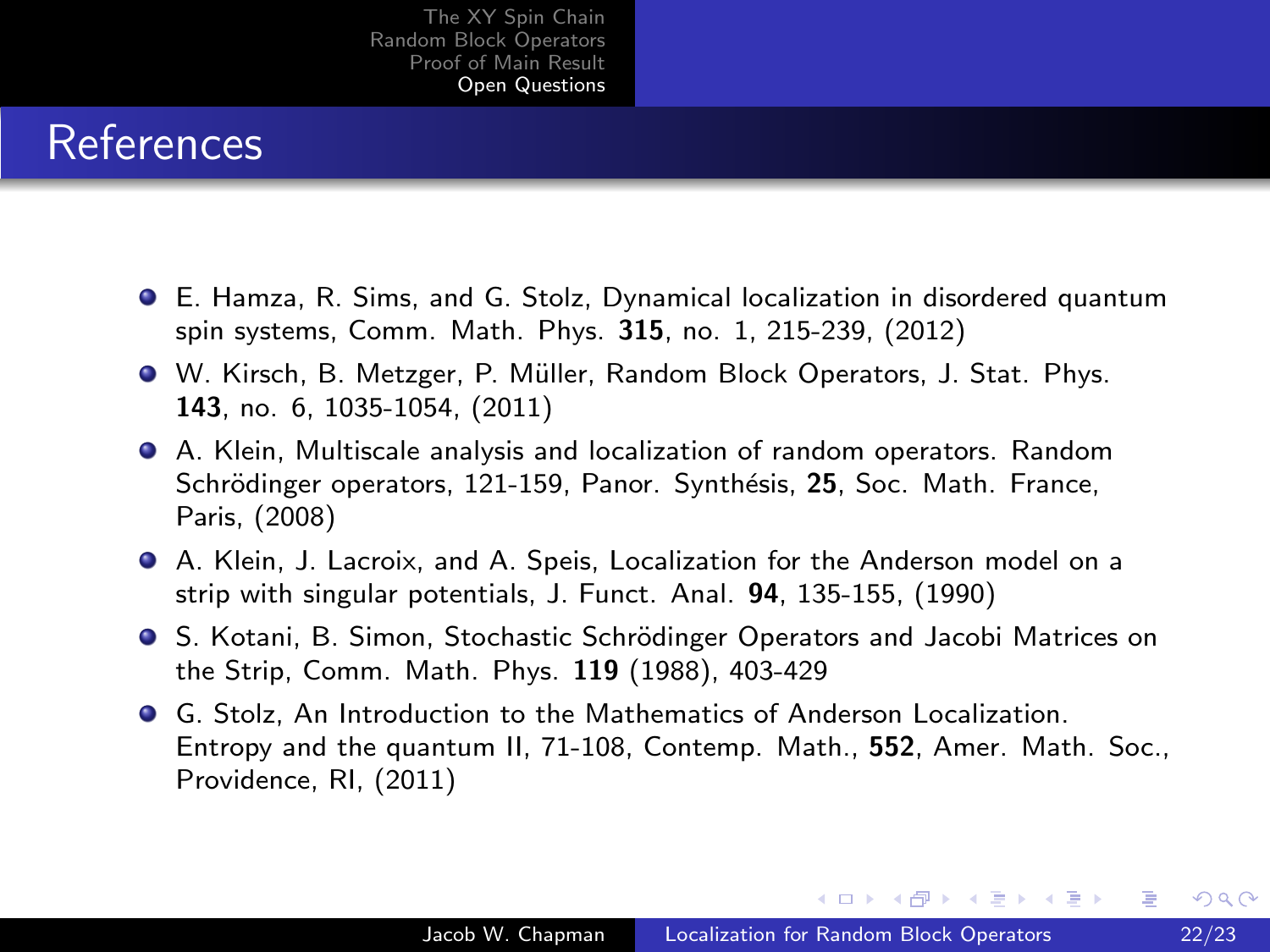# References

- E. Hamza, R. Sims, and G. Stolz, Dynamical localization in disordered quantum spin systems, Comm. Math. Phys. **315**, no. 1, 215-239, (2012)
- W. Kirsch, B. Metzger, P. Müller, Random Block Operators, J. Stat. Phys. **143**, no. 6, 1035-1054, (2011)
- A. Klein, Multiscale analysis and localization of random operators. Random Schrödinger operators, 121-159, Panor. Synthésis, **25**, Soc. Math. France, Paris, (2008)
- A. Klein, J. Lacroix, and A. Speis, Localization for the Anderson model on a strip with singular potentials, J. Funct. Anal. **94**, 135-155, (1990)
- S. Kotani, B. Simon, Stochastic Schrödinger Operators and Jacobi Matrices on the Strip, Comm. Math. Phys. **119** (1988), 403-429
- G. Stolz, An Introduction to the Mathematics of Anderson Localization. Entropy and the quantum II, 71-108, Contemp. Math., **552**, Amer. Math. Soc., Providence, RI, (2011)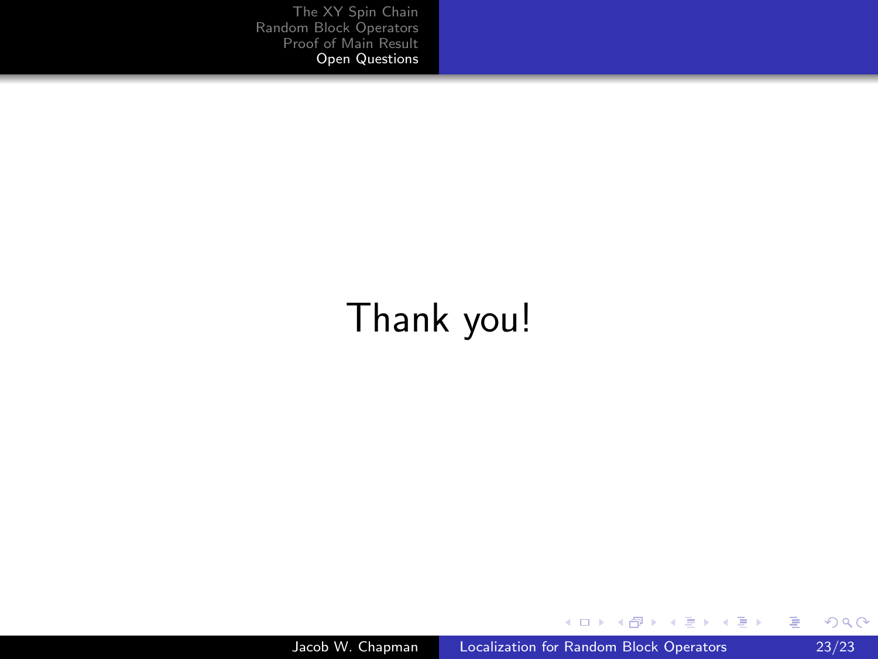Thank you!